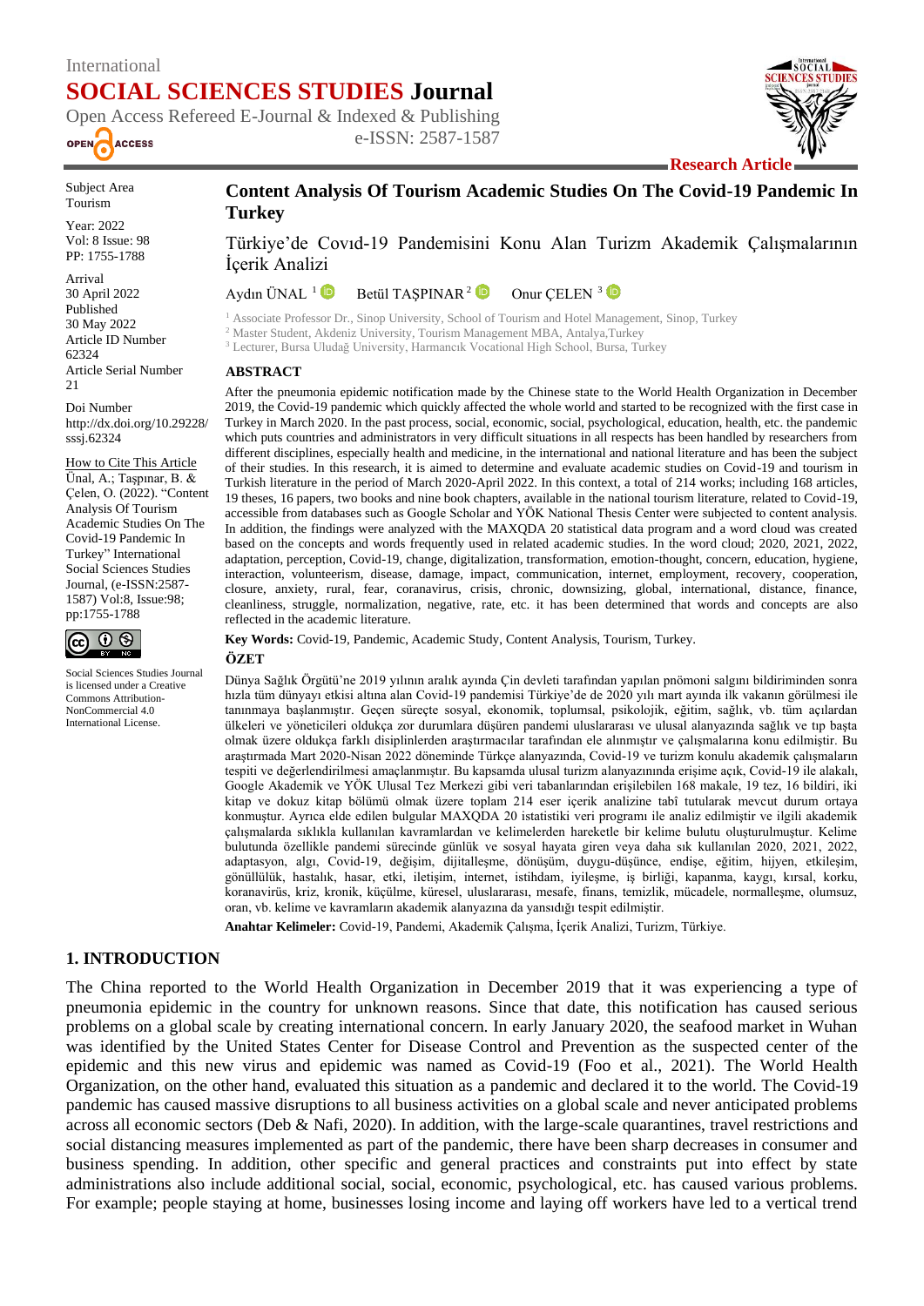International
**SOCIAL SCIENCES STUDIES Journal**
Open Access Refereed E-Journal & Indexed & Publishing
e-ISSN: 2587-1587

**Research Article**

Subject Area
Tourism

Year: 2022
Vol: 8 Issue: 98
PP: 1755-1788

Arrival
30 April 2022
Published
30 May 2022
Article ID Number
62324
Article Serial Number
21

Doi Number
http://dx.doi.org/10.29228/sssj.62324

How to Cite This Article
Ünal, A.; Taşpınar, B. & Çelen, O. (2022). "Content Analysis Of Tourism Academic Studies On The Covid-19 Pandemic In Turkey" International Social Sciences Studies Journal, (e-ISSN:2587-1587) Vol:8, Issue:98; pp:1755-1788

Social Sciences Studies Journal is licensed under a Creative Commons Attribution-NonCommercial 4.0 International License.

# Content Analysis Of Tourism Academic Studies On The Covid-19 Pandemic In Turkey

## Türkiye'de Covıd-19 Pandemisini Konu Alan Turizm Akademik Çalışmalarının İçerik Analizi

Aydın ÜNAL [1] Betül TAŞPINAR [2] Onur ÇELEN [3]

[1] Associate Professor Dr., Sinop University, School of Tourism and Hotel Management, Sinop, Turkey
[2] Master Student, Akdeniz University, Tourism Management MBA, Antalya,Turkey
[3] Lecturer, Bursa Uludağ University, Harmancık Vocational High School, Bursa, Turkey

### ABSTRACT

After the pneumonia epidemic notification made by the Chinese state to the World Health Organization in December 2019, the Covid-19 pandemic which quickly affected the whole world and started to be recognized with the first case in Turkey in March 2020. In the past process, social, economic, social, psychological, education, health, etc. the pandemic which puts countries and administrators in very difficult situations in all respects has been handled by researchers from different disciplines, especially health and medicine, in the international and national literature and has been the subject of their studies. In this research, it is aimed to determine and evaluate academic studies on Covid-19 and tourism in Turkish literature in the period of March 2020-April 2022. In this context, a total of 214 works; including 168 articles, 19 theses, 16 papers, two books and nine book chapters, available in the national tourism literature, related to Covid-19, accessible from databases such as Google Scholar and YÖK National Thesis Center were subjected to content analysis. In addition, the findings were analyzed with the MAXQDA 20 statistical data program and a word cloud was created based on the concepts and words frequently used in related academic studies. In the word cloud; 2020, 2021, 2022, adaptation, perception, Covid-19, change, digitalization, transformation, emotion-thought, concern, education, hygiene, interaction, volunteerism, disease, damage, impact, communication, internet, employment, recovery, cooperation, closure, anxiety, rural, fear, coranavirus, crisis, chronic, downsizing, global, international, distance, finance, cleanliness, struggle, normalization, negative, rate, etc. it has been determined that words and concepts are also reflected in the academic literature.

**Key Words:** Covid-19, Pandemic, Academic Study, Content Analysis, Tourism, Turkey.

### ÖZET

Dünya Sağlık Örgütü'ne 2019 yılının aralık ayında Çin devleti tarafından yapılan pnömoni salgını bildiriminden sonra hızla tüm dünyayı etkisi altına alan Covid-19 pandemisi Türkiye'de de 2020 yılı mart ayında ilk vakanın görülmesi ile tanınmaya başlanmıştır. Geçen süreçte sosyal, ekonomik, toplumsal, psikolojik, eğitim, sağlık, vb. tüm açılardan ülkeleri ve yöneticileri oldukça zor durumlara düşüren pandemi uluslararası ve ulusal alanyazında sağlık ve tıp başta olmak üzere oldukça farklı disiplinlerden araştırmacılar tarafından ele alınmıştır ve çalışmalarına konu edilmiştir. Bu araştırmada Mart 2020-Nisan 2022 döneminde Türkçe alanyazında, Covid-19 ve turizm konulu akademik çalışmaların tespiti ve değerlendirilmesi amaçlanmıştır. Bu kapsamda ulusal turizm alanyazınında erişime açık, Covid-19 ile alakalı, Google Akademik ve YÖK Ulusal Tez Merkezi gibi veri tabanlarından erişilebilen 168 makale, 19 tez, 16 bildiri, iki kitap ve dokuz kitap bölümü olmak üzere toplam 214 eser içerik analizine tabî tutularak mevcut durum ortaya konmuştur. Ayrıca elde edilen bulgular MAXQDA 20 istatistiki veri programı ile analiz edilmiştir ve ilgili akademik çalışmalarda sıklıkla kullanılan kavramlardan ve kelimelerden hareketle bir kelime bulutu oluşturulmuştur. Kelime bulutunda özellikle pandemi sürecinde günlük ve sosyal hayata giren veya daha sık kullanılan 2020, 2021, 2022, adaptasyon, algı, Covid-19, değişim, dijitalleşme, dönüşüm, duygu-düşünce, endişe, eğitim, hijyen, etkileşim, gönüllülük, hastalık, hasar, etki, iletişim, internet, istihdam, iyileşme, iş birliği, kapanma, kaygı, kırsal, korku, koranavirüs, kriz, kronik, küçülme, küresel, uluslararası, mesafe, finans, temizlik, mücadele, normalleşme, olumsuz, oran, vb. kelime ve kavramların akademik alanyazına da yansıdığı tespit edilmiştir.

**Anahtar Kelimeler:** Covid-19, Pandemi, Akademik Çalışma, İçerik Analizi, Turizm, Türkiye.

## 1. INTRODUCTION

The China reported to the World Health Organization in December 2019 that it was experiencing a type of pneumonia epidemic in the country for unknown reasons. Since that date, this notification has caused serious problems on a global scale by creating international concern. In early January 2020, the seafood market in Wuhan was identified by the United States Center for Disease Control and Prevention as the suspected center of the epidemic and this new virus and epidemic was named as Covid-19 (Foo et al., 2021). The World Health Organization, on the other hand, evaluated this situation as a pandemic and declared it to the world. The Covid-19 pandemic has caused massive disruptions to all business activities on a global scale and never anticipated problems across all economic sectors (Deb & Nafi, 2020). In addition, with the large-scale quarantines, travel restrictions and social distancing measures implemented as part of the pandemic, there have been sharp decreases in consumer and business spending. In addition, other specific and general practices and constraints put into effect by state administrations also include additional social, social, economic, psychological, etc. has caused various problems. For example; people staying at home, businesses losing income and laying off workers have led to a vertical trend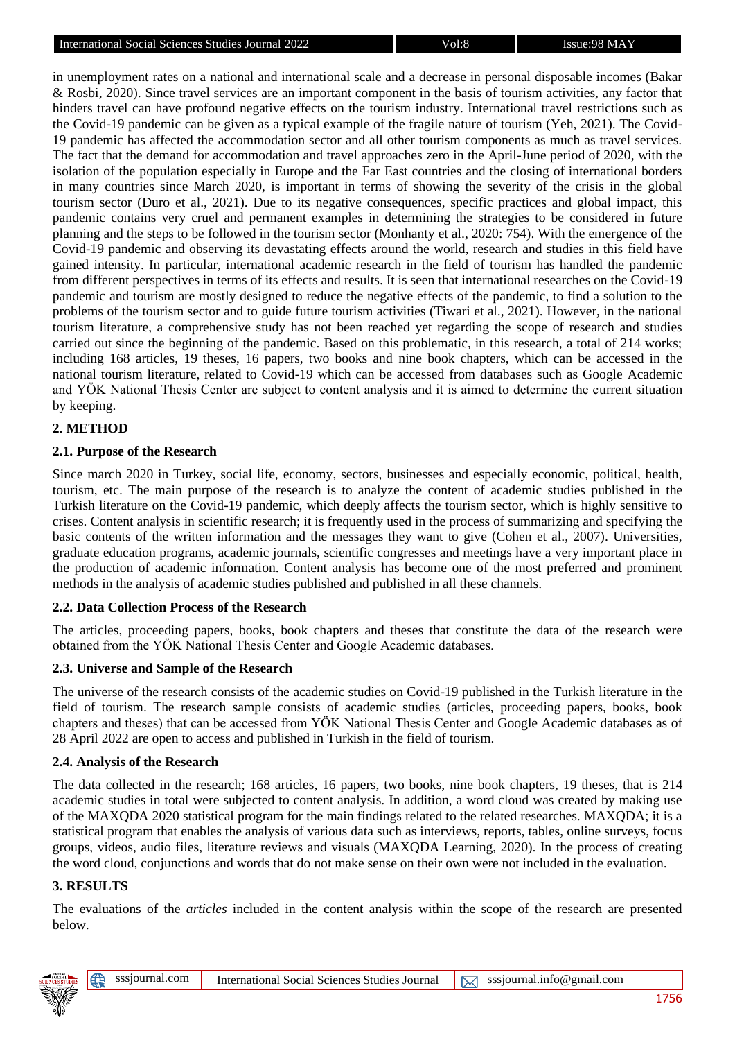in unemployment rates on a national and international scale and a decrease in personal disposable incomes (Bakar & Rosbi, 2020). Since travel services are an important component in the basis of tourism activities, any factor that hinders travel can have profound negative effects on the tourism industry. International travel restrictions such as the Covid-19 pandemic can be given as a typical example of the fragile nature of tourism (Yeh, 2021). The Covid-19 pandemic has affected the accommodation sector and all other tourism components as much as travel services. The fact that the demand for accommodation and travel approaches zero in the April-June period of 2020, with the isolation of the population especially in Europe and the Far East countries and the closing of international borders in many countries since March 2020, is important in terms of showing the severity of the crisis in the global tourism sector (Duro et al., 2021). Due to its negative consequences, specific practices and global impact, this pandemic contains very cruel and permanent examples in determining the strategies to be considered in future planning and the steps to be followed in the tourism sector (Monhanty et al., 2020: 754). With the emergence of the Covid-19 pandemic and observing its devastating effects around the world, research and studies in this field have gained intensity. In particular, international academic research in the field of tourism has handled the pandemic from different perspectives in terms of its effects and results. It is seen that international researches on the Covid-19 pandemic and tourism are mostly designed to reduce the negative effects of the pandemic, to find a solution to the problems of the tourism sector and to guide future tourism activities (Tiwari et al., 2021). However, in the national tourism literature, a comprehensive study has not been reached yet regarding the scope of research and studies carried out since the beginning of the pandemic. Based on this problematic, in this research, a total of 214 works; including 168 articles, 19 theses, 16 papers, two books and nine book chapters, which can be accessed in the national tourism literature, related to Covid-19 which can be accessed from databases such as Google Academic and YÖK National Thesis Center are subject to content analysis and it is aimed to determine the current situation by keeping.

## 2. METHOD

### 2.1. Purpose of the Research

Since march 2020 in Turkey, social life, economy, sectors, businesses and especially economic, political, health, tourism, etc. The main purpose of the research is to analyze the content of academic studies published in the Turkish literature on the Covid-19 pandemic, which deeply affects the tourism sector, which is highly sensitive to crises. Content analysis in scientific research; it is frequently used in the process of summarizing and specifying the basic contents of the written information and the messages they want to give (Cohen et al., 2007). Universities, graduate education programs, academic journals, scientific congresses and meetings have a very important place in the production of academic information. Content analysis has become one of the most preferred and prominent methods in the analysis of academic studies published and published in all these channels.

### 2.2. Data Collection Process of the Research

The articles, proceeding papers, books, book chapters and theses that constitute the data of the research were obtained from the YÖK National Thesis Center and Google Academic databases.

### 2.3. Universe and Sample of the Research

The universe of the research consists of the academic studies on Covid-19 published in the Turkish literature in the field of tourism. The research sample consists of academic studies (articles, proceeding papers, books, book chapters and theses) that can be accessed from YÖK National Thesis Center and Google Academic databases as of 28 April 2022 are open to access and published in Turkish in the field of tourism.

### 2.4. Analysis of the Research

The data collected in the research; 168 articles, 16 papers, two books, nine book chapters, 19 theses, that is 214 academic studies in total were subjected to content analysis. In addition, a word cloud was created by making use of the MAXQDA 2020 statistical program for the main findings related to the related researches. MAXQDA; it is a statistical program that enables the analysis of various data such as interviews, reports, tables, online surveys, focus groups, videos, audio files, literature reviews and visuals (MAXQDA Learning, 2020). In the process of creating the word cloud, conjunctions and words that do not make sense on their own were not included in the evaluation.

## 3. RESULTS

The evaluations of the *articles* included in the content analysis within the scope of the research are presented below.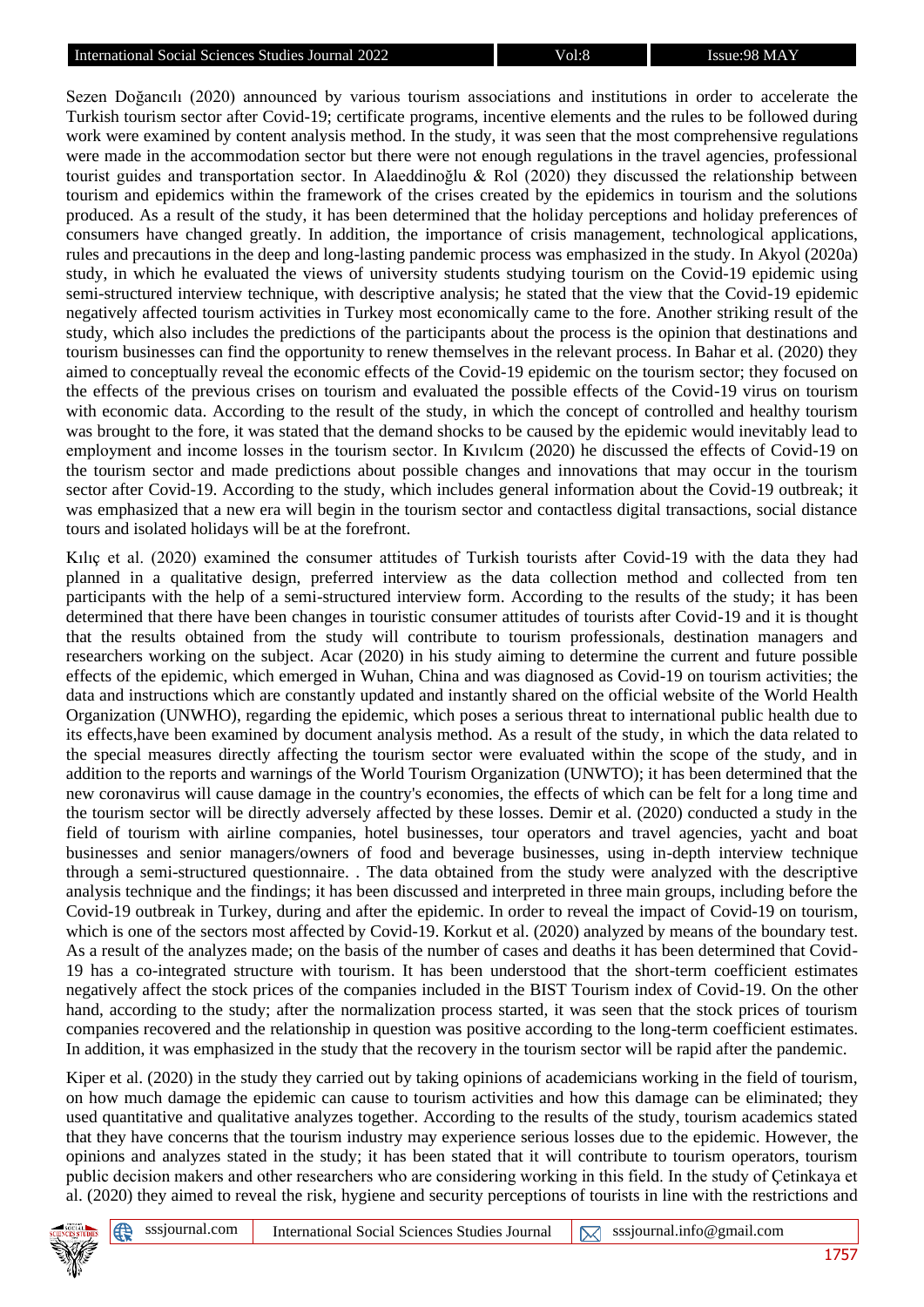Sezen Doğancılı (2020) announced by various tourism associations and institutions in order to accelerate the Turkish tourism sector after Covid-19; certificate programs, incentive elements and the rules to be followed during work were examined by content analysis method. In the study, it was seen that the most comprehensive regulations were made in the accommodation sector but there were not enough regulations in the travel agencies, professional tourist guides and transportation sector. In Alaeddinoğlu & Rol (2020) they discussed the relationship between tourism and epidemics within the framework of the crises created by the epidemics in tourism and the solutions produced. As a result of the study, it has been determined that the holiday perceptions and holiday preferences of consumers have changed greatly. In addition, the importance of crisis management, technological applications, rules and precautions in the deep and long-lasting pandemic process was emphasized in the study. In Akyol (2020a) study, in which he evaluated the views of university students studying tourism on the Covid-19 epidemic using semi-structured interview technique, with descriptive analysis; he stated that the view that the Covid-19 epidemic negatively affected tourism activities in Turkey most economically came to the fore. Another striking result of the study, which also includes the predictions of the participants about the process is the opinion that destinations and tourism businesses can find the opportunity to renew themselves in the relevant process. In Bahar et al. (2020) they aimed to conceptually reveal the economic effects of the Covid-19 epidemic on the tourism sector; they focused on the effects of the previous crises on tourism and evaluated the possible effects of the Covid-19 virus on tourism with economic data. According to the result of the study, in which the concept of controlled and healthy tourism was brought to the fore, it was stated that the demand shocks to be caused by the epidemic would inevitably lead to employment and income losses in the tourism sector. In Kıvılcım (2020) he discussed the effects of Covid-19 on the tourism sector and made predictions about possible changes and innovations that may occur in the tourism sector after Covid-19. According to the study, which includes general information about the Covid-19 outbreak; it was emphasized that a new era will begin in the tourism sector and contactless digital transactions, social distance tours and isolated holidays will be at the forefront.

Kılıç et al. (2020) examined the consumer attitudes of Turkish tourists after Covid-19 with the data they had planned in a qualitative design, preferred interview as the data collection method and collected from ten participants with the help of a semi-structured interview form. According to the results of the study; it has been determined that there have been changes in touristic consumer attitudes of tourists after Covid-19 and it is thought that the results obtained from the study will contribute to tourism professionals, destination managers and researchers working on the subject. Acar (2020) in his study aiming to determine the current and future possible effects of the epidemic, which emerged in Wuhan, China and was diagnosed as Covid-19 on tourism activities; the data and instructions which are constantly updated and instantly shared on the official website of the World Health Organization (UNWHO), regarding the epidemic, which poses a serious threat to international public health due to its effects,have been examined by document analysis method. As a result of the study, in which the data related to the special measures directly affecting the tourism sector were evaluated within the scope of the study, and in addition to the reports and warnings of the World Tourism Organization (UNWTO); it has been determined that the new coronavirus will cause damage in the country's economies, the effects of which can be felt for a long time and the tourism sector will be directly adversely affected by these losses. Demir et al. (2020) conducted a study in the field of tourism with airline companies, hotel businesses, tour operators and travel agencies, yacht and boat businesses and senior managers/owners of food and beverage businesses, using in-depth interview technique through a semi-structured questionnaire. . The data obtained from the study were analyzed with the descriptive analysis technique and the findings; it has been discussed and interpreted in three main groups, including before the Covid-19 outbreak in Turkey, during and after the epidemic. In order to reveal the impact of Covid-19 on tourism, which is one of the sectors most affected by Covid-19. Korkut et al. (2020) analyzed by means of the boundary test. As a result of the analyzes made; on the basis of the number of cases and deaths it has been determined that Covid-19 has a co-integrated structure with tourism. It has been understood that the short-term coefficient estimates negatively affect the stock prices of the companies included in the BIST Tourism index of Covid-19. On the other hand, according to the study; after the normalization process started, it was seen that the stock prices of tourism companies recovered and the relationship in question was positive according to the long-term coefficient estimates. In addition, it was emphasized in the study that the recovery in the tourism sector will be rapid after the pandemic.

Kiper et al. (2020) in the study they carried out by taking opinions of academicians working in the field of tourism, on how much damage the epidemic can cause to tourism activities and how this damage can be eliminated; they used quantitative and qualitative analyzes together. According to the results of the study, tourism academics stated that they have concerns that the tourism industry may experience serious losses due to the epidemic. However, the opinions and analyzes stated in the study; it has been stated that it will contribute to tourism operators, tourism public decision makers and other researchers who are considering working in this field. In the study of Çetinkaya et al. (2020) they aimed to reveal the risk, hygiene and security perceptions of tourists in line with the restrictions and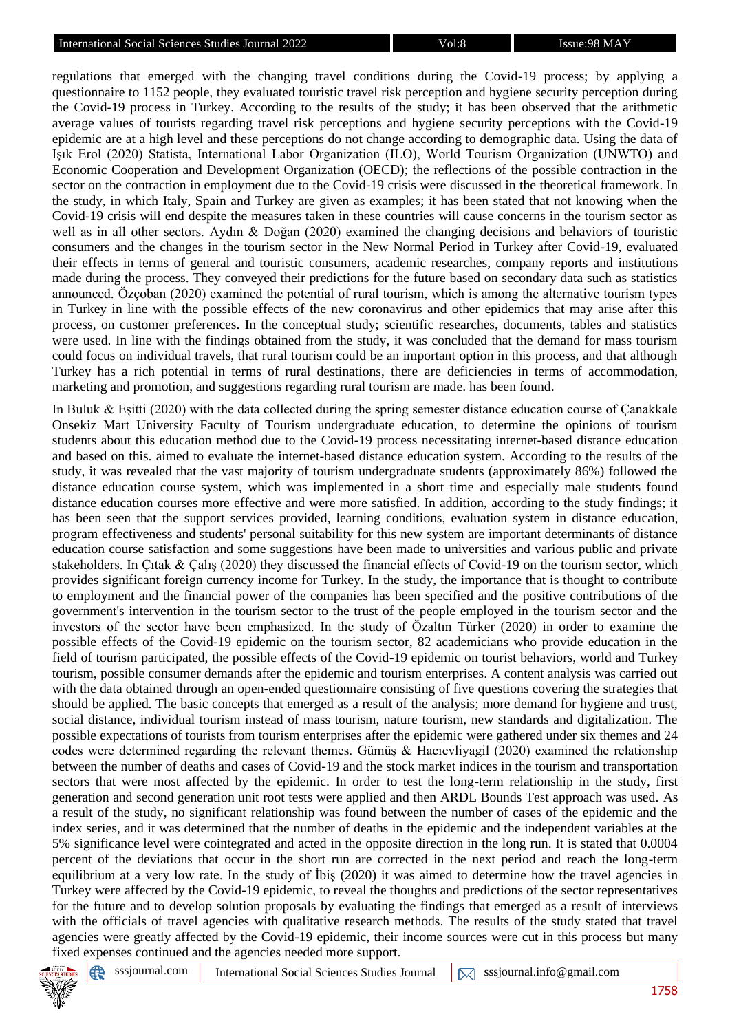regulations that emerged with the changing travel conditions during the Covid-19 process; by applying a questionnaire to 1152 people, they evaluated touristic travel risk perception and hygiene security perception during the Covid-19 process in Turkey. According to the results of the study; it has been observed that the arithmetic average values of tourists regarding travel risk perceptions and hygiene security perceptions with the Covid-19 epidemic are at a high level and these perceptions do not change according to demographic data. Using the data of Işık Erol (2020) Statista, International Labor Organization (ILO), World Tourism Organization (UNWTO) and Economic Cooperation and Development Organization (OECD); the reflections of the possible contraction in the sector on the contraction in employment due to the Covid-19 crisis were discussed in the theoretical framework. In the study, in which Italy, Spain and Turkey are given as examples; it has been stated that not knowing when the Covid-19 crisis will end despite the measures taken in these countries will cause concerns in the tourism sector as well as in all other sectors. Aydın & Doğan (2020) examined the changing decisions and behaviors of touristic consumers and the changes in the tourism sector in the New Normal Period in Turkey after Covid-19, evaluated their effects in terms of general and touristic consumers, academic researches, company reports and institutions made during the process. They conveyed their predictions for the future based on secondary data such as statistics announced. Özçoban (2020) examined the potential of rural tourism, which is among the alternative tourism types in Turkey in line with the possible effects of the new coronavirus and other epidemics that may arise after this process, on customer preferences. In the conceptual study; scientific researches, documents, tables and statistics were used. In line with the findings obtained from the study, it was concluded that the demand for mass tourism could focus on individual travels, that rural tourism could be an important option in this process, and that although Turkey has a rich potential in terms of rural destinations, there are deficiencies in terms of accommodation, marketing and promotion, and suggestions regarding rural tourism are made. has been found.

In Buluk & Eşitti (2020) with the data collected during the spring semester distance education course of Çanakkale Onsekiz Mart University Faculty of Tourism undergraduate education, to determine the opinions of tourism students about this education method due to the Covid-19 process necessitating internet-based distance education and based on this. aimed to evaluate the internet-based distance education system. According to the results of the study, it was revealed that the vast majority of tourism undergraduate students (approximately 86%) followed the distance education course system, which was implemented in a short time and especially male students found distance education courses more effective and were more satisfied. In addition, according to the study findings; it has been seen that the support services provided, learning conditions, evaluation system in distance education, program effectiveness and students' personal suitability for this new system are important determinants of distance education course satisfaction and some suggestions have been made to universities and various public and private stakeholders. In Çıtak & Çalış (2020) they discussed the financial effects of Covid-19 on the tourism sector, which provides significant foreign currency income for Turkey. In the study, the importance that is thought to contribute to employment and the financial power of the companies has been specified and the positive contributions of the government's intervention in the tourism sector to the trust of the people employed in the tourism sector and the investors of the sector have been emphasized. In the study of Özaltın Türker (2020) in order to examine the possible effects of the Covid-19 epidemic on the tourism sector, 82 academicians who provide education in the field of tourism participated, the possible effects of the Covid-19 epidemic on tourist behaviors, world and Turkey tourism, possible consumer demands after the epidemic and tourism enterprises. A content analysis was carried out with the data obtained through an open-ended questionnaire consisting of five questions covering the strategies that should be applied. The basic concepts that emerged as a result of the analysis; more demand for hygiene and trust, social distance, individual tourism instead of mass tourism, nature tourism, new standards and digitalization. The possible expectations of tourists from tourism enterprises after the epidemic were gathered under six themes and 24 codes were determined regarding the relevant themes. Gümüş & Hacıevliyagil (2020) examined the relationship between the number of deaths and cases of Covid-19 and the stock market indices in the tourism and transportation sectors that were most affected by the epidemic. In order to test the long-term relationship in the study, first generation and second generation unit root tests were applied and then ARDL Bounds Test approach was used. As a result of the study, no significant relationship was found between the number of cases of the epidemic and the index series, and it was determined that the number of deaths in the epidemic and the independent variables at the 5% significance level were cointegrated and acted in the opposite direction in the long run. It is stated that 0.0004 percent of the deviations that occur in the short run are corrected in the next period and reach the long-term equilibrium at a very low rate. In the study of İbiş (2020) it was aimed to determine how the travel agencies in Turkey were affected by the Covid-19 epidemic, to reveal the thoughts and predictions of the sector representatives for the future and to develop solution proposals by evaluating the findings that emerged as a result of interviews with the officials of travel agencies with qualitative research methods. The results of the study stated that travel agencies were greatly affected by the Covid-19 epidemic, their income sources were cut in this process but many fixed expenses continued and the agencies needed more support.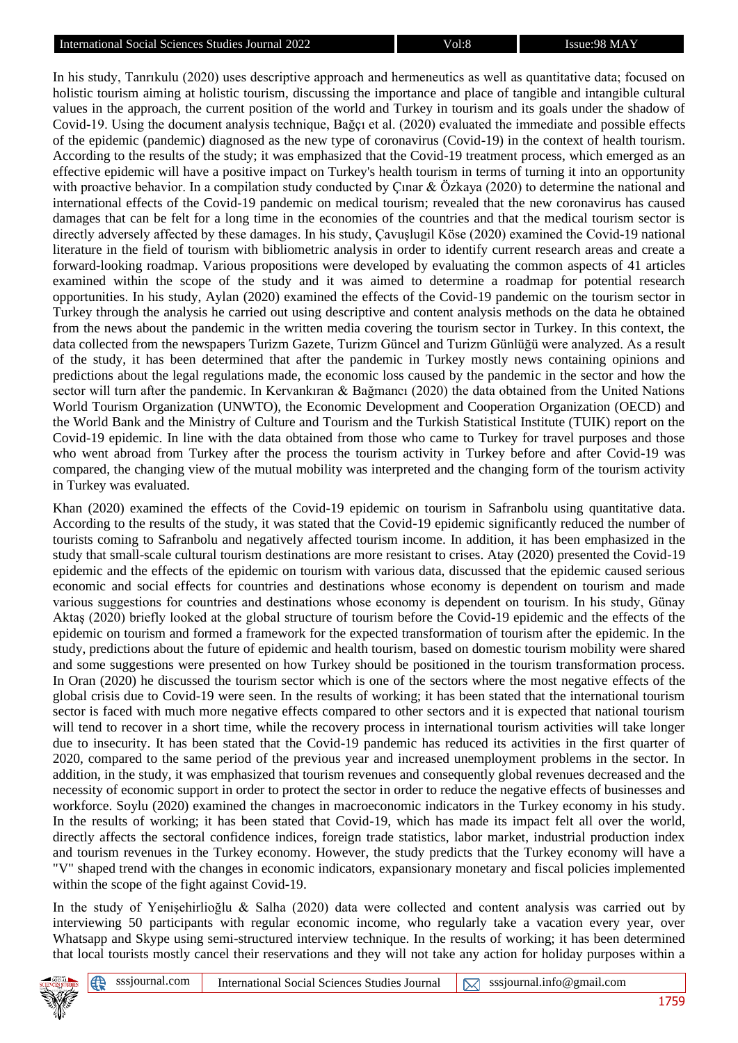In his study, Tanrıkulu (2020) uses descriptive approach and hermeneutics as well as quantitative data; focused on holistic tourism aiming at holistic tourism, discussing the importance and place of tangible and intangible cultural values in the approach, the current position of the world and Turkey in tourism and its goals under the shadow of Covid-19. Using the document analysis technique, Bağçı et al. (2020) evaluated the immediate and possible effects of the epidemic (pandemic) diagnosed as the new type of coronavirus (Covid-19) in the context of health tourism. According to the results of the study; it was emphasized that the Covid-19 treatment process, which emerged as an effective epidemic will have a positive impact on Turkey's health tourism in terms of turning it into an opportunity with proactive behavior. In a compilation study conducted by Çınar & Özkaya (2020) to determine the national and international effects of the Covid-19 pandemic on medical tourism; revealed that the new coronavirus has caused damages that can be felt for a long time in the economies of the countries and that the medical tourism sector is directly adversely affected by these damages. In his study, Çavuşlugil Köse (2020) examined the Covid-19 national literature in the field of tourism with bibliometric analysis in order to identify current research areas and create a forward-looking roadmap. Various propositions were developed by evaluating the common aspects of 41 articles examined within the scope of the study and it was aimed to determine a roadmap for potential research opportunities. In his study, Aylan (2020) examined the effects of the Covid-19 pandemic on the tourism sector in Turkey through the analysis he carried out using descriptive and content analysis methods on the data he obtained from the news about the pandemic in the written media covering the tourism sector in Turkey. In this context, the data collected from the newspapers Turizm Gazete, Turizm Güncel and Turizm Günlüğü were analyzed. As a result of the study, it has been determined that after the pandemic in Turkey mostly news containing opinions and predictions about the legal regulations made, the economic loss caused by the pandemic in the sector and how the sector will turn after the pandemic. In Kervankıran & Bağmancı (2020) the data obtained from the United Nations World Tourism Organization (UNWTO), the Economic Development and Cooperation Organization (OECD) and the World Bank and the Ministry of Culture and Tourism and the Turkish Statistical Institute (TUIK) report on the Covid-19 epidemic. In line with the data obtained from those who came to Turkey for travel purposes and those who went abroad from Turkey after the process the tourism activity in Turkey before and after Covid-19 was compared, the changing view of the mutual mobility was interpreted and the changing form of the tourism activity in Turkey was evaluated.

Khan (2020) examined the effects of the Covid-19 epidemic on tourism in Safranbolu using quantitative data. According to the results of the study, it was stated that the Covid-19 epidemic significantly reduced the number of tourists coming to Safranbolu and negatively affected tourism income. In addition, it has been emphasized in the study that small-scale cultural tourism destinations are more resistant to crises. Atay (2020) presented the Covid-19 epidemic and the effects of the epidemic on tourism with various data, discussed that the epidemic caused serious economic and social effects for countries and destinations whose economy is dependent on tourism and made various suggestions for countries and destinations whose economy is dependent on tourism. In his study, Günay Aktaş (2020) briefly looked at the global structure of tourism before the Covid-19 epidemic and the effects of the epidemic on tourism and formed a framework for the expected transformation of tourism after the epidemic. In the study, predictions about the future of epidemic and health tourism, based on domestic tourism mobility were shared and some suggestions were presented on how Turkey should be positioned in the tourism transformation process. In Oran (2020) he discussed the tourism sector which is one of the sectors where the most negative effects of the global crisis due to Covid-19 were seen. In the results of working; it has been stated that the international tourism sector is faced with much more negative effects compared to other sectors and it is expected that national tourism will tend to recover in a short time, while the recovery process in international tourism activities will take longer due to insecurity. It has been stated that the Covid-19 pandemic has reduced its activities in the first quarter of 2020, compared to the same period of the previous year and increased unemployment problems in the sector. In addition, in the study, it was emphasized that tourism revenues and consequently global revenues decreased and the necessity of economic support in order to protect the sector in order to reduce the negative effects of businesses and workforce. Soylu (2020) examined the changes in macroeconomic indicators in the Turkey economy in his study. In the results of working; it has been stated that Covid-19, which has made its impact felt all over the world, directly affects the sectoral confidence indices, foreign trade statistics, labor market, industrial production index and tourism revenues in the Turkey economy. However, the study predicts that the Turkey economy will have a "V" shaped trend with the changes in economic indicators, expansionary monetary and fiscal policies implemented within the scope of the fight against Covid-19.

In the study of Yenişehirlioğlu & Salha (2020) data were collected and content analysis was carried out by interviewing 50 participants with regular economic income, who regularly take a vacation every year, over Whatsapp and Skype using semi-structured interview technique. In the results of working; it has been determined that local tourists mostly cancel their reservations and they will not take any action for holiday purposes within a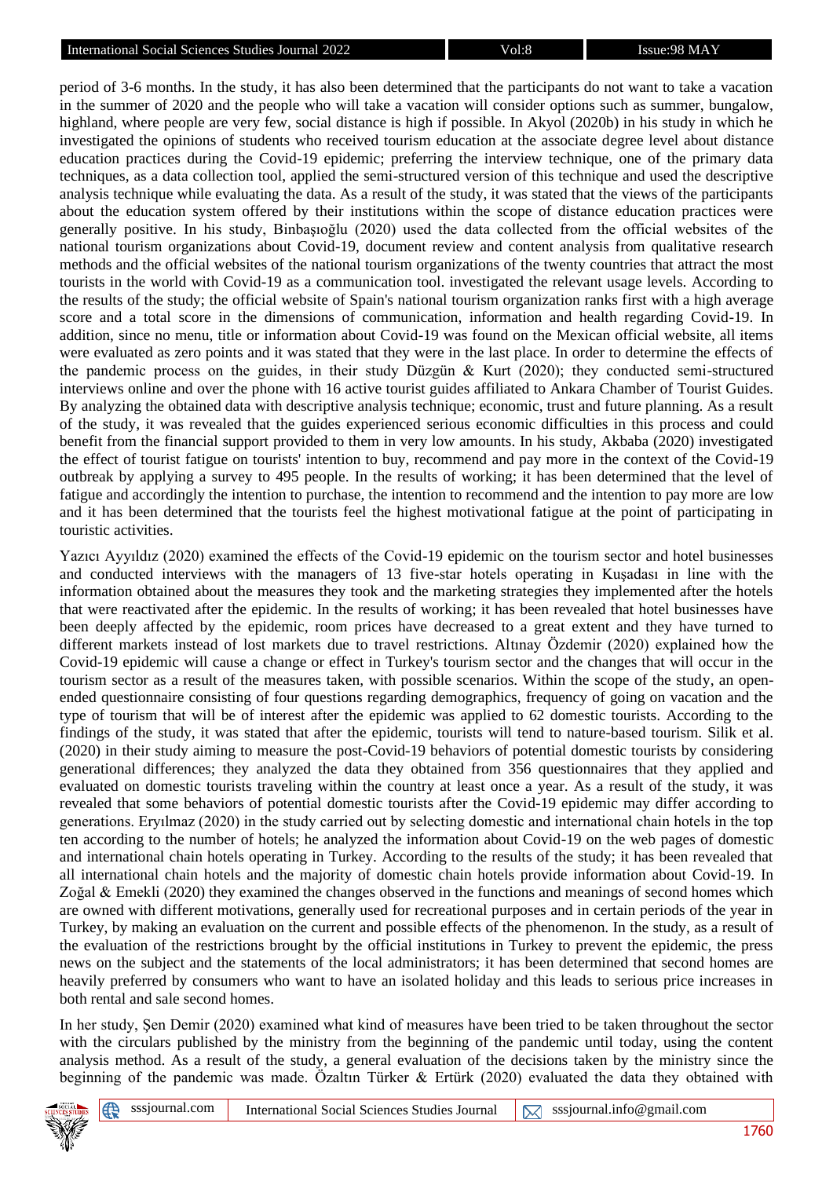period of 3-6 months. In the study, it has also been determined that the participants do not want to take a vacation in the summer of 2020 and the people who will take a vacation will consider options such as summer, bungalow, highland, where people are very few, social distance is high if possible. In Akyol (2020b) in his study in which he investigated the opinions of students who received tourism education at the associate degree level about distance education practices during the Covid-19 epidemic; preferring the interview technique, one of the primary data techniques, as a data collection tool, applied the semi-structured version of this technique and used the descriptive analysis technique while evaluating the data. As a result of the study, it was stated that the views of the participants about the education system offered by their institutions within the scope of distance education practices were generally positive. In his study, Binbaşıoğlu (2020) used the data collected from the official websites of the national tourism organizations about Covid-19, document review and content analysis from qualitative research methods and the official websites of the national tourism organizations of the twenty countries that attract the most tourists in the world with Covid-19 as a communication tool. investigated the relevant usage levels. According to the results of the study; the official website of Spain's national tourism organization ranks first with a high average score and a total score in the dimensions of communication, information and health regarding Covid-19. In addition, since no menu, title or information about Covid-19 was found on the Mexican official website, all items were evaluated as zero points and it was stated that they were in the last place. In order to determine the effects of the pandemic process on the guides, in their study Düzgün & Kurt (2020); they conducted semi-structured interviews online and over the phone with 16 active tourist guides affiliated to Ankara Chamber of Tourist Guides. By analyzing the obtained data with descriptive analysis technique; economic, trust and future planning. As a result of the study, it was revealed that the guides experienced serious economic difficulties in this process and could benefit from the financial support provided to them in very low amounts. In his study, Akbaba (2020) investigated the effect of tourist fatigue on tourists' intention to buy, recommend and pay more in the context of the Covid-19 outbreak by applying a survey to 495 people. In the results of working; it has been determined that the level of fatigue and accordingly the intention to purchase, the intention to recommend and the intention to pay more are low and it has been determined that the tourists feel the highest motivational fatigue at the point of participating in touristic activities.

Yazıcı Ayyıldız (2020) examined the effects of the Covid-19 epidemic on the tourism sector and hotel businesses and conducted interviews with the managers of 13 five-star hotels operating in Kuşadası in line with the information obtained about the measures they took and the marketing strategies they implemented after the hotels that were reactivated after the epidemic. In the results of working; it has been revealed that hotel businesses have been deeply affected by the epidemic, room prices have decreased to a great extent and they have turned to different markets instead of lost markets due to travel restrictions. Altınay Özdemir (2020) explained how the Covid-19 epidemic will cause a change or effect in Turkey's tourism sector and the changes that will occur in the tourism sector as a result of the measures taken, with possible scenarios. Within the scope of the study, an open-ended questionnaire consisting of four questions regarding demographics, frequency of going on vacation and the type of tourism that will be of interest after the epidemic was applied to 62 domestic tourists. According to the findings of the study, it was stated that after the epidemic, tourists will tend to nature-based tourism. Silik et al. (2020) in their study aiming to measure the post-Covid-19 behaviors of potential domestic tourists by considering generational differences; they analyzed the data they obtained from 356 questionnaires that they applied and evaluated on domestic tourists traveling within the country at least once a year. As a result of the study, it was revealed that some behaviors of potential domestic tourists after the Covid-19 epidemic may differ according to generations. Eryılmaz (2020) in the study carried out by selecting domestic and international chain hotels in the top ten according to the number of hotels; he analyzed the information about Covid-19 on the web pages of domestic and international chain hotels operating in Turkey. According to the results of the study; it has been revealed that all international chain hotels and the majority of domestic chain hotels provide information about Covid-19. In Zoğal & Emekli (2020) they examined the changes observed in the functions and meanings of second homes which are owned with different motivations, generally used for recreational purposes and in certain periods of the year in Turkey, by making an evaluation on the current and possible effects of the phenomenon. In the study, as a result of the evaluation of the restrictions brought by the official institutions in Turkey to prevent the epidemic, the press news on the subject and the statements of the local administrators; it has been determined that second homes are heavily preferred by consumers who want to have an isolated holiday and this leads to serious price increases in both rental and sale second homes.

In her study, Şen Demir (2020) examined what kind of measures have been tried to be taken throughout the sector with the circulars published by the ministry from the beginning of the pandemic until today, using the content analysis method. As a result of the study, a general evaluation of the decisions taken by the ministry since the beginning of the pandemic was made. Özaltın Türker & Ertürk (2020) evaluated the data they obtained with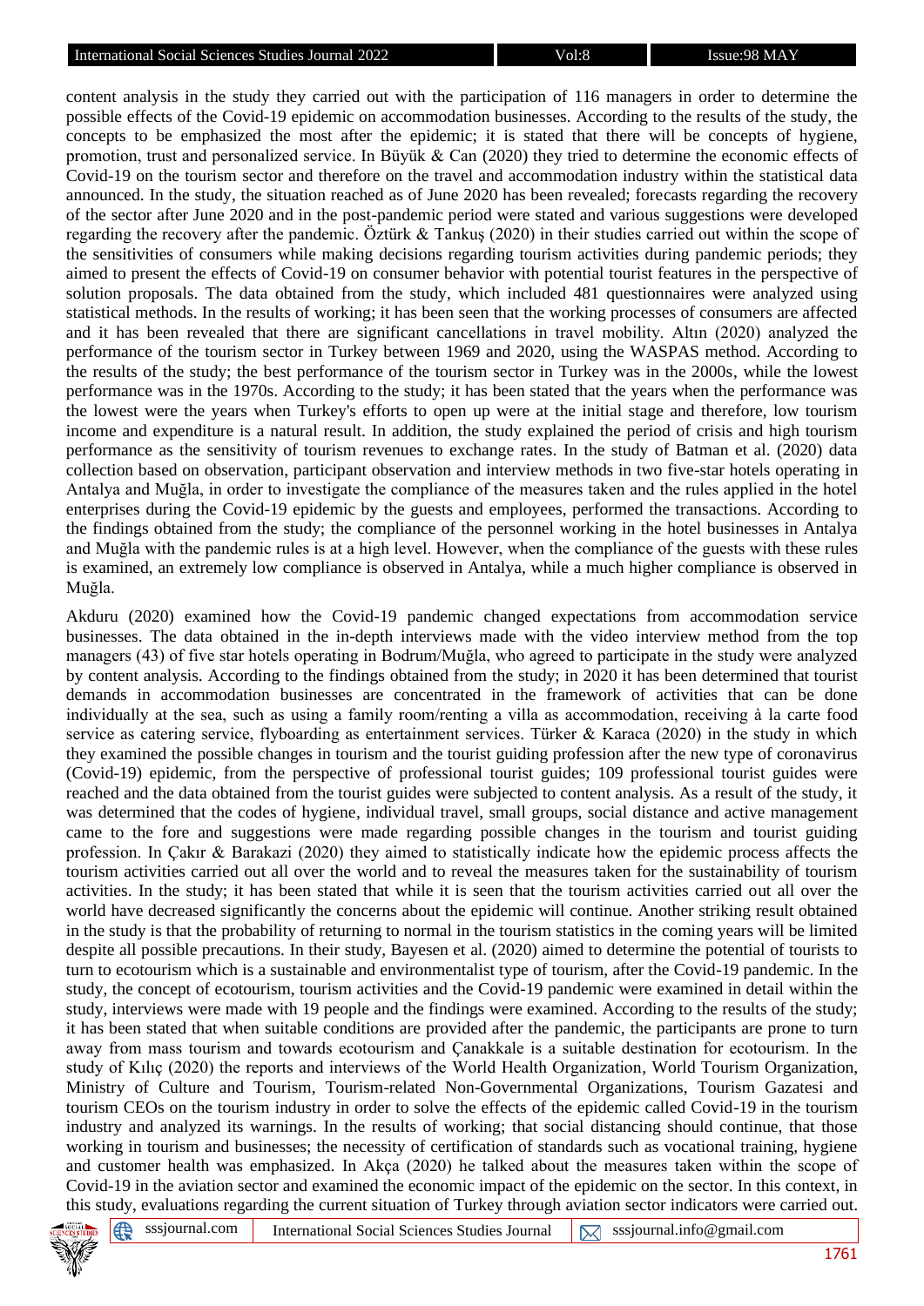content analysis in the study they carried out with the participation of 116 managers in order to determine the possible effects of the Covid-19 epidemic on accommodation businesses. According to the results of the study, the concepts to be emphasized the most after the epidemic; it is stated that there will be concepts of hygiene, promotion, trust and personalized service. In Büyük & Can (2020) they tried to determine the economic effects of Covid-19 on the tourism sector and therefore on the travel and accommodation industry within the statistical data announced. In the study, the situation reached as of June 2020 has been revealed; forecasts regarding the recovery of the sector after June 2020 and in the post-pandemic period were stated and various suggestions were developed regarding the recovery after the pandemic. Öztürk & Tankuş (2020) in their studies carried out within the scope of the sensitivities of consumers while making decisions regarding tourism activities during pandemic periods; they aimed to present the effects of Covid-19 on consumer behavior with potential tourist features in the perspective of solution proposals. The data obtained from the study, which included 481 questionnaires were analyzed using statistical methods. In the results of working; it has been seen that the working processes of consumers are affected and it has been revealed that there are significant cancellations in travel mobility. Altın (2020) analyzed the performance of the tourism sector in Turkey between 1969 and 2020, using the WASPAS method. According to the results of the study; the best performance of the tourism sector in Turkey was in the 2000s, while the lowest performance was in the 1970s. According to the study; it has been stated that the years when the performance was the lowest were the years when Turkey's efforts to open up were at the initial stage and therefore, low tourism income and expenditure is a natural result. In addition, the study explained the period of crisis and high tourism performance as the sensitivity of tourism revenues to exchange rates. In the study of Batman et al. (2020) data collection based on observation, participant observation and interview methods in two five-star hotels operating in Antalya and Muğla, in order to investigate the compliance of the measures taken and the rules applied in the hotel enterprises during the Covid-19 epidemic by the guests and employees, performed the transactions. According to the findings obtained from the study; the compliance of the personnel working in the hotel businesses in Antalya and Muğla with the pandemic rules is at a high level. However, when the compliance of the guests with these rules is examined, an extremely low compliance is observed in Antalya, while a much higher compliance is observed in Muğla.

Akduru (2020) examined how the Covid-19 pandemic changed expectations from accommodation service businesses. The data obtained in the in-depth interviews made with the video interview method from the top managers (43) of five star hotels operating in Bodrum/Muğla, who agreed to participate in the study were analyzed by content analysis. According to the findings obtained from the study; in 2020 it has been determined that tourist demands in accommodation businesses are concentrated in the framework of activities that can be done individually at the sea, such as using a family room/renting a villa as accommodation, receiving à la carte food service as catering service, flyboarding as entertainment services. Türker & Karaca (2020) in the study in which they examined the possible changes in tourism and the tourist guiding profession after the new type of coronavirus (Covid-19) epidemic, from the perspective of professional tourist guides; 109 professional tourist guides were reached and the data obtained from the tourist guides were subjected to content analysis. As a result of the study, it was determined that the codes of hygiene, individual travel, small groups, social distance and active management came to the fore and suggestions were made regarding possible changes in the tourism and tourist guiding profession. In Çakır & Barakazi (2020) they aimed to statistically indicate how the epidemic process affects the tourism activities carried out all over the world and to reveal the measures taken for the sustainability of tourism activities. In the study; it has been stated that while it is seen that the tourism activities carried out all over the world have decreased significantly the concerns about the epidemic will continue. Another striking result obtained in the study is that the probability of returning to normal in the tourism statistics in the coming years will be limited despite all possible precautions. In their study, Bayesen et al. (2020) aimed to determine the potential of tourists to turn to ecotourism which is a sustainable and environmentalist type of tourism, after the Covid-19 pandemic. In the study, the concept of ecotourism, tourism activities and the Covid-19 pandemic were examined in detail within the study, interviews were made with 19 people and the findings were examined. According to the results of the study; it has been stated that when suitable conditions are provided after the pandemic, the participants are prone to turn away from mass tourism and towards ecotourism and Çanakkale is a suitable destination for ecotourism. In the study of Kılıç (2020) the reports and interviews of the World Health Organization, World Tourism Organization, Ministry of Culture and Tourism, Tourism-related Non-Governmental Organizations, Tourism Gazatesi and tourism CEOs on the tourism industry in order to solve the effects of the epidemic called Covid-19 in the tourism industry and analyzed its warnings. In the results of working; that social distancing should continue, that those working in tourism and businesses; the necessity of certification of standards such as vocational training, hygiene and customer health was emphasized. In Akça (2020) he talked about the measures taken within the scope of Covid-19 in the aviation sector and examined the economic impact of the epidemic on the sector. In this context, in this study, evaluations regarding the current situation of Turkey through aviation sector indicators were carried out.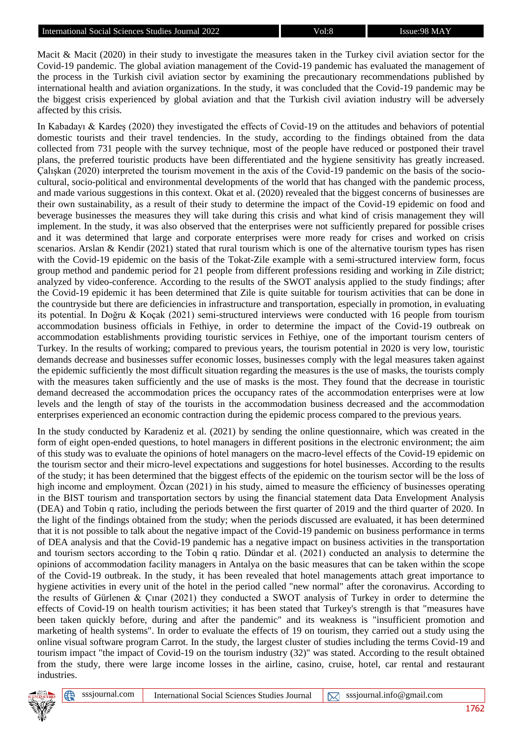Macit & Macit (2020) in their study to investigate the measures taken in the Turkey civil aviation sector for the Covid-19 pandemic. The global aviation management of the Covid-19 pandemic has evaluated the management of the process in the Turkish civil aviation sector by examining the precautionary recommendations published by international health and aviation organizations. In the study, it was concluded that the Covid-19 pandemic may be the biggest crisis experienced by global aviation and that the Turkish civil aviation industry will be adversely affected by this crisis.

In Kabadayı & Kardeş (2020) they investigated the effects of Covid-19 on the attitudes and behaviors of potential domestic tourists and their travel tendencies. In the study, according to the findings obtained from the data collected from 731 people with the survey technique, most of the people have reduced or postponed their travel plans, the preferred touristic products have been differentiated and the hygiene sensitivity has greatly increased. Çalışkan (2020) interpreted the tourism movement in the axis of the Covid-19 pandemic on the basis of the socio-cultural, socio-political and environmental developments of the world that has changed with the pandemic process, and made various suggestions in this context. Okat et al. (2020) revealed that the biggest concerns of businesses are their own sustainability, as a result of their study to determine the impact of the Covid-19 epidemic on food and beverage businesses the measures they will take during this crisis and what kind of crisis management they will implement. In the study, it was also observed that the enterprises were not sufficiently prepared for possible crises and it was determined that large and corporate enterprises were more ready for crises and worked on crisis scenarios. Arslan & Kendir (2021) stated that rural tourism which is one of the alternative tourism types has risen with the Covid-19 epidemic on the basis of the Tokat-Zile example with a semi-structured interview form, focus group method and pandemic period for 21 people from different professions residing and working in Zile district; analyzed by video-conference. According to the results of the SWOT analysis applied to the study findings; after the Covid-19 epidemic it has been determined that Zile is quite suitable for tourism activities that can be done in the countryside but there are deficiencies in infrastructure and transportation, especially in promotion, in evaluating its potential. In Doğru & Koçak (2021) semi-structured interviews were conducted with 16 people from tourism accommodation business officials in Fethiye, in order to determine the impact of the Covid-19 outbreak on accommodation establishments providing touristic services in Fethiye, one of the important tourism centers of Turkey. In the results of working; compared to previous years, the tourism potential in 2020 is very low, touristic demands decrease and businesses suffer economic losses, businesses comply with the legal measures taken against the epidemic sufficiently the most difficult situation regarding the measures is the use of masks, the tourists comply with the measures taken sufficiently and the use of masks is the most. They found that the decrease in touristic demand decreased the accommodation prices the occupancy rates of the accommodation enterprises were at low levels and the length of stay of the tourists in the accommodation business decreased and the accommodation enterprises experienced an economic contraction during the epidemic process compared to the previous years.

In the study conducted by Karadeniz et al. (2021) by sending the online questionnaire, which was created in the form of eight open-ended questions, to hotel managers in different positions in the electronic environment; the aim of this study was to evaluate the opinions of hotel managers on the macro-level effects of the Covid-19 epidemic on the tourism sector and their micro-level expectations and suggestions for hotel businesses. According to the results of the study; it has been determined that the biggest effects of the epidemic on the tourism sector will be the loss of high income and employment. Özcan (2021) in his study, aimed to measure the efficiency of businesses operating in the BIST tourism and transportation sectors by using the financial statement data Data Envelopment Analysis (DEA) and Tobin q ratio, including the periods between the first quarter of 2019 and the third quarter of 2020. In the light of the findings obtained from the study; when the periods discussed are evaluated, it has been determined that it is not possible to talk about the negative impact of the Covid-19 pandemic on business performance in terms of DEA analysis and that the Covid-19 pandemic has a negative impact on business activities in the transportation and tourism sectors according to the Tobin q ratio. Dündar et al. (2021) conducted an analysis to determine the opinions of accommodation facility managers in Antalya on the basic measures that can be taken within the scope of the Covid-19 outbreak. In the study, it has been revealed that hotel managements attach great importance to hygiene activities in every unit of the hotel in the period called "new normal" after the coronavirus. According to the results of Gürlenen & Çınar (2021) they conducted a SWOT analysis of Turkey in order to determine the effects of Covid-19 on health tourism activities; it has been stated that Turkey's strength is that "measures have been taken quickly before, during and after the pandemic" and its weakness is "insufficient promotion and marketing of health systems". In order to evaluate the effects of 19 on tourism, they carried out a study using the online visual software program Carrot. In the study, the largest cluster of studies including the terms Covid-19 and tourism impact "the impact of Covid-19 on the tourism industry (32)" was stated. According to the result obtained from the study, there were large income losses in the airline, casino, cruise, hotel, car rental and restaurant industries.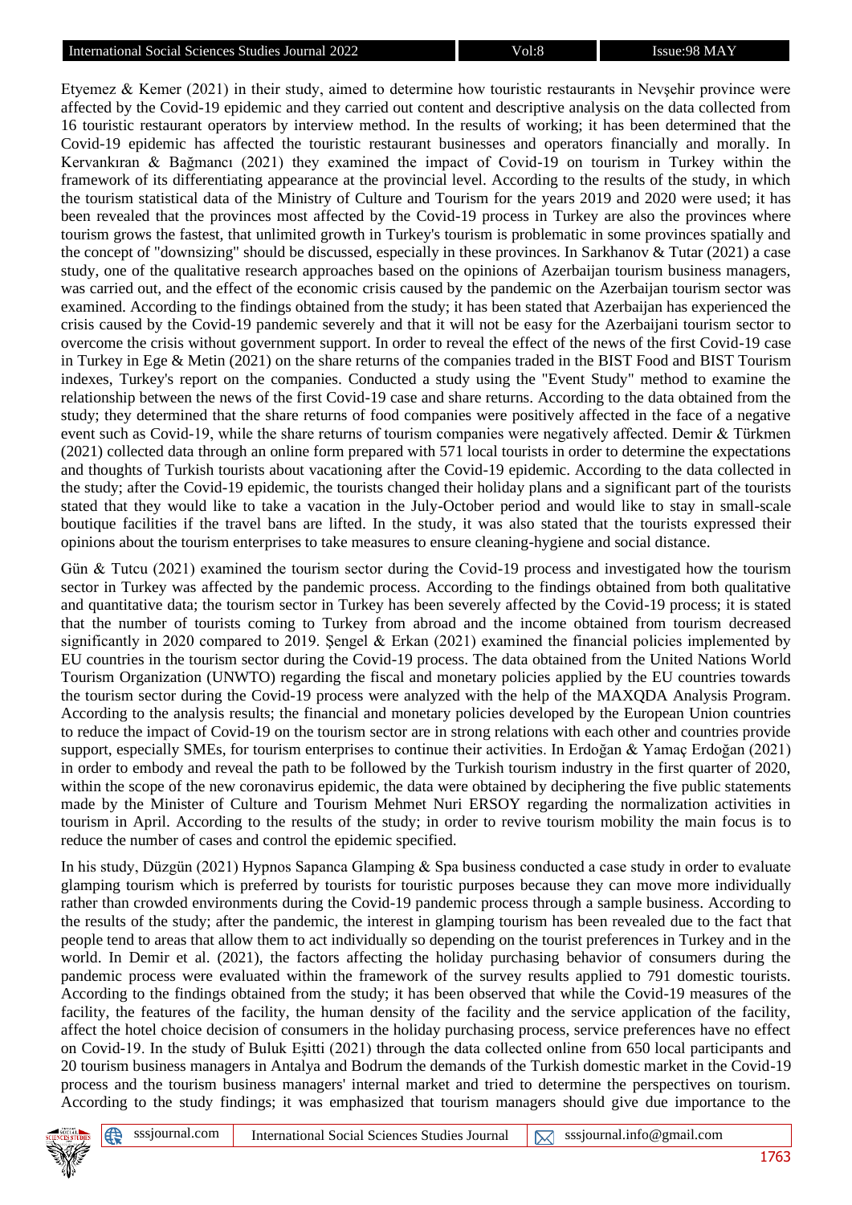Etyemez & Kemer (2021) in their study, aimed to determine how touristic restaurants in Nevşehir province were affected by the Covid-19 epidemic and they carried out content and descriptive analysis on the data collected from 16 touristic restaurant operators by interview method. In the results of working; it has been determined that the Covid-19 epidemic has affected the touristic restaurant businesses and operators financially and morally. In Kervankıran & Bağmancı (2021) they examined the impact of Covid-19 on tourism in Turkey within the framework of its differentiating appearance at the provincial level. According to the results of the study, in which the tourism statistical data of the Ministry of Culture and Tourism for the years 2019 and 2020 were used; it has been revealed that the provinces most affected by the Covid-19 process in Turkey are also the provinces where tourism grows the fastest, that unlimited growth in Turkey's tourism is problematic in some provinces spatially and the concept of "downsizing" should be discussed, especially in these provinces. In Sarkhanov & Tutar (2021) a case study, one of the qualitative research approaches based on the opinions of Azerbaijan tourism business managers, was carried out, and the effect of the economic crisis caused by the pandemic on the Azerbaijan tourism sector was examined. According to the findings obtained from the study; it has been stated that Azerbaijan has experienced the crisis caused by the Covid-19 pandemic severely and that it will not be easy for the Azerbaijani tourism sector to overcome the crisis without government support. In order to reveal the effect of the news of the first Covid-19 case in Turkey in Ege & Metin (2021) on the share returns of the companies traded in the BIST Food and BIST Tourism indexes, Turkey's report on the companies. Conducted a study using the "Event Study" method to examine the relationship between the news of the first Covid-19 case and share returns. According to the data obtained from the study; they determined that the share returns of food companies were positively affected in the face of a negative event such as Covid-19, while the share returns of tourism companies were negatively affected. Demir & Türkmen (2021) collected data through an online form prepared with 571 local tourists in order to determine the expectations and thoughts of Turkish tourists about vacationing after the Covid-19 epidemic. According to the data collected in the study; after the Covid-19 epidemic, the tourists changed their holiday plans and a significant part of the tourists stated that they would like to take a vacation in the July-October period and would like to stay in small-scale boutique facilities if the travel bans are lifted. In the study, it was also stated that the tourists expressed their opinions about the tourism enterprises to take measures to ensure cleaning-hygiene and social distance.

Gün & Tutcu (2021) examined the tourism sector during the Covid-19 process and investigated how the tourism sector in Turkey was affected by the pandemic process. According to the findings obtained from both qualitative and quantitative data; the tourism sector in Turkey has been severely affected by the Covid-19 process; it is stated that the number of tourists coming to Turkey from abroad and the income obtained from tourism decreased significantly in 2020 compared to 2019. Şengel & Erkan (2021) examined the financial policies implemented by EU countries in the tourism sector during the Covid-19 process. The data obtained from the United Nations World Tourism Organization (UNWTO) regarding the fiscal and monetary policies applied by the EU countries towards the tourism sector during the Covid-19 process were analyzed with the help of the MAXQDA Analysis Program. According to the analysis results; the financial and monetary policies developed by the European Union countries to reduce the impact of Covid-19 on the tourism sector are in strong relations with each other and countries provide support, especially SMEs, for tourism enterprises to continue their activities. In Erdoğan & Yamaç Erdoğan (2021) in order to embody and reveal the path to be followed by the Turkish tourism industry in the first quarter of 2020, within the scope of the new coronavirus epidemic, the data were obtained by deciphering the five public statements made by the Minister of Culture and Tourism Mehmet Nuri ERSOY regarding the normalization activities in tourism in April. According to the results of the study; in order to revive tourism mobility the main focus is to reduce the number of cases and control the epidemic specified.

In his study, Düzgün (2021) Hypnos Sapanca Glamping & Spa business conducted a case study in order to evaluate glamping tourism which is preferred by tourists for touristic purposes because they can move more individually rather than crowded environments during the Covid-19 pandemic process through a sample business. According to the results of the study; after the pandemic, the interest in glamping tourism has been revealed due to the fact that people tend to areas that allow them to act individually so depending on the tourist preferences in Turkey and in the world. In Demir et al. (2021), the factors affecting the holiday purchasing behavior of consumers during the pandemic process were evaluated within the framework of the survey results applied to 791 domestic tourists. According to the findings obtained from the study; it has been observed that while the Covid-19 measures of the facility, the features of the facility, the human density of the facility and the service application of the facility, affect the hotel choice decision of consumers in the holiday purchasing process, service preferences have no effect on Covid-19. In the study of Buluk Eşitti (2021) through the data collected online from 650 local participants and 20 tourism business managers in Antalya and Bodrum the demands of the Turkish domestic market in the Covid-19 process and the tourism business managers' internal market and tried to determine the perspectives on tourism. According to the study findings; it was emphasized that tourism managers should give due importance to the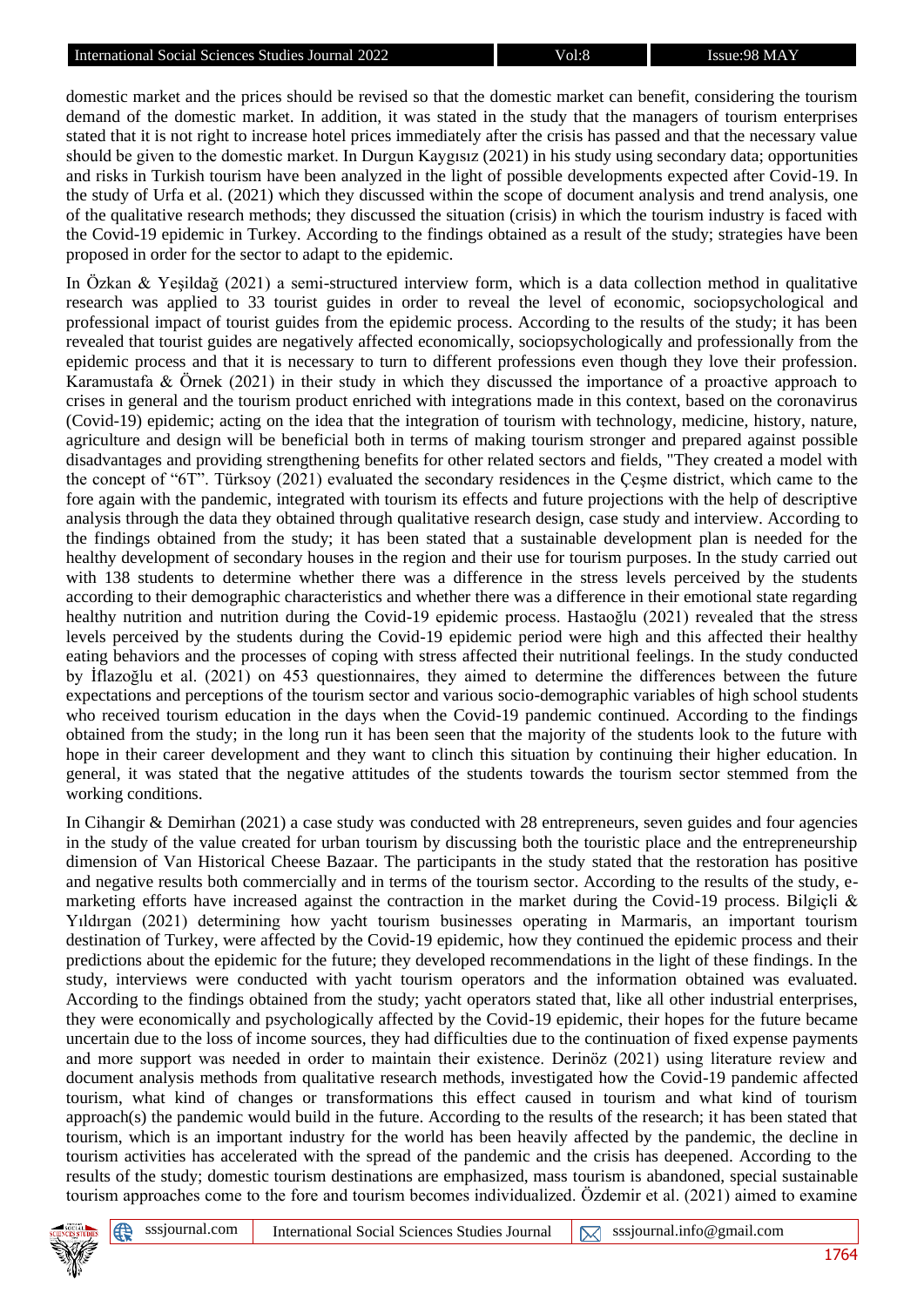domestic market and the prices should be revised so that the domestic market can benefit, considering the tourism demand of the domestic market. In addition, it was stated in the study that the managers of tourism enterprises stated that it is not right to increase hotel prices immediately after the crisis has passed and that the necessary value should be given to the domestic market. In Durgun Kaygısız (2021) in his study using secondary data; opportunities and risks in Turkish tourism have been analyzed in the light of possible developments expected after Covid-19. In the study of Urfa et al. (2021) which they discussed within the scope of document analysis and trend analysis, one of the qualitative research methods; they discussed the situation (crisis) in which the tourism industry is faced with the Covid-19 epidemic in Turkey. According to the findings obtained as a result of the study; strategies have been proposed in order for the sector to adapt to the epidemic.

In Özkan & Yeşildağ (2021) a semi-structured interview form, which is a data collection method in qualitative research was applied to 33 tourist guides in order to reveal the level of economic, sociopsychological and professional impact of tourist guides from the epidemic process. According to the results of the study; it has been revealed that tourist guides are negatively affected economically, sociopsychologically and professionally from the epidemic process and that it is necessary to turn to different professions even though they love their profession. Karamustafa & Örnek (2021) in their study in which they discussed the importance of a proactive approach to crises in general and the tourism product enriched with integrations made in this context, based on the coronavirus (Covid-19) epidemic; acting on the idea that the integration of tourism with technology, medicine, history, nature, agriculture and design will be beneficial both in terms of making tourism stronger and prepared against possible disadvantages and providing strengthening benefits for other related sectors and fields, "They created a model with the concept of "6T". Türksoy (2021) evaluated the secondary residences in the Çeşme district, which came to the fore again with the pandemic, integrated with tourism its effects and future projections with the help of descriptive analysis through the data they obtained through qualitative research design, case study and interview. According to the findings obtained from the study; it has been stated that a sustainable development plan is needed for the healthy development of secondary houses in the region and their use for tourism purposes. In the study carried out with 138 students to determine whether there was a difference in the stress levels perceived by the students according to their demographic characteristics and whether there was a difference in their emotional state regarding healthy nutrition and nutrition during the Covid-19 epidemic process. Hastaoğlu (2021) revealed that the stress levels perceived by the students during the Covid-19 epidemic period were high and this affected their healthy eating behaviors and the processes of coping with stress affected their nutritional feelings. In the study conducted by İflazoğlu et al. (2021) on 453 questionnaires, they aimed to determine the differences between the future expectations and perceptions of the tourism sector and various socio-demographic variables of high school students who received tourism education in the days when the Covid-19 pandemic continued. According to the findings obtained from the study; in the long run it has been seen that the majority of the students look to the future with hope in their career development and they want to clinch this situation by continuing their higher education. In general, it was stated that the negative attitudes of the students towards the tourism sector stemmed from the working conditions.

In Cihangir & Demirhan (2021) a case study was conducted with 28 entrepreneurs, seven guides and four agencies in the study of the value created for urban tourism by discussing both the touristic place and the entrepreneurship dimension of Van Historical Cheese Bazaar. The participants in the study stated that the restoration has positive and negative results both commercially and in terms of the tourism sector. According to the results of the study, e-marketing efforts have increased against the contraction in the market during the Covid-19 process. Bilgiçli & Yıldırgan (2021) determining how yacht tourism businesses operating in Marmaris, an important tourism destination of Turkey, were affected by the Covid-19 epidemic, how they continued the epidemic process and their predictions about the epidemic for the future; they developed recommendations in the light of these findings. In the study, interviews were conducted with yacht tourism operators and the information obtained was evaluated. According to the findings obtained from the study; yacht operators stated that, like all other industrial enterprises, they were economically and psychologically affected by the Covid-19 epidemic, their hopes for the future became uncertain due to the loss of income sources, they had difficulties due to the continuation of fixed expense payments and more support was needed in order to maintain their existence. Derinöz (2021) using literature review and document analysis methods from qualitative research methods, investigated how the Covid-19 pandemic affected tourism, what kind of changes or transformations this effect caused in tourism and what kind of tourism approach(s) the pandemic would build in the future. According to the results of the research; it has been stated that tourism, which is an important industry for the world has been heavily affected by the pandemic, the decline in tourism activities has accelerated with the spread of the pandemic and the crisis has deepened. According to the results of the study; domestic tourism destinations are emphasized, mass tourism is abandoned, special sustainable tourism approaches come to the fore and tourism becomes individualized. Özdemir et al. (2021) aimed to examine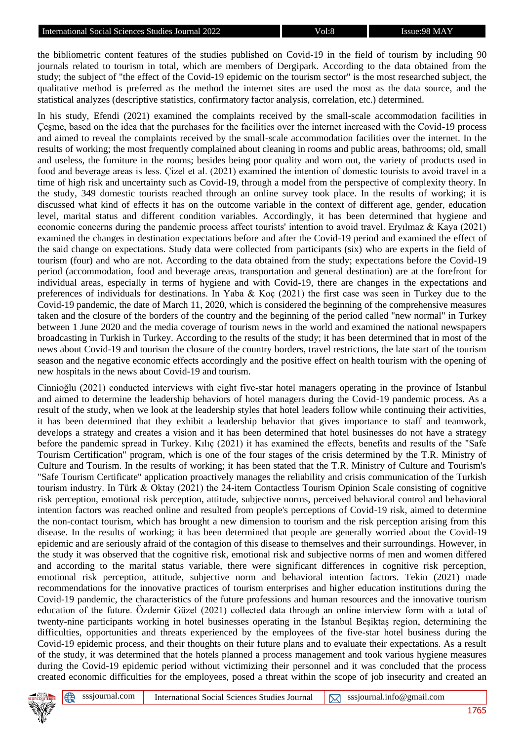the bibliometric content features of the studies published on Covid-19 in the field of tourism by including 90 journals related to tourism in total, which are members of Dergipark. According to the data obtained from the study; the subject of "the effect of the Covid-19 epidemic on the tourism sector" is the most researched subject, the qualitative method is preferred as the method the internet sites are used the most as the data source, and the statistical analyzes (descriptive statistics, confirmatory factor analysis, correlation, etc.) determined.

In his study, Efendi (2021) examined the complaints received by the small-scale accommodation facilities in Çeşme, based on the idea that the purchases for the facilities over the internet increased with the Covid-19 process and aimed to reveal the complaints received by the small-scale accommodation facilities over the internet. In the results of working; the most frequently complained about cleaning in rooms and public areas, bathrooms; old, small and useless, the furniture in the rooms; besides being poor quality and worn out, the variety of products used in food and beverage areas is less. Çizel et al. (2021) examined the intention of domestic tourists to avoid travel in a time of high risk and uncertainty such as Covid-19, through a model from the perspective of complexity theory. In the study, 349 domestic tourists reached through an online survey took place. In the results of working; it is discussed what kind of effects it has on the outcome variable in the context of different age, gender, education level, marital status and different condition variables. Accordingly, it has been determined that hygiene and economic concerns during the pandemic process affect tourists' intention to avoid travel. Eryılmaz & Kaya (2021) examined the changes in destination expectations before and after the Covid-19 period and examined the effect of the said change on expectations. Study data were collected from participants (six) who are experts in the field of tourism (four) and who are not. According to the data obtained from the study; expectations before the Covid-19 period (accommodation, food and beverage areas, transportation and general destination) are at the forefront for individual areas, especially in terms of hygiene and with Covid-19, there are changes in the expectations and preferences of individuals for destinations. In Yaba & Koç (2021) the first case was seen in Turkey due to the Covid-19 pandemic, the date of March 11, 2020, which is considered the beginning of the comprehensive measures taken and the closure of the borders of the country and the beginning of the period called "new normal" in Turkey between 1 June 2020 and the media coverage of tourism news in the world and examined the national newspapers broadcasting in Turkish in Turkey. According to the results of the study; it has been determined that in most of the news about Covid-19 and tourism the closure of the country borders, travel restrictions, the late start of the tourism season and the negative economic effects accordingly and the positive effect on health tourism with the opening of new hospitals in the news about Covid-19 and tourism.

Cinnioğlu (2021) conducted interviews with eight five-star hotel managers operating in the province of İstanbul and aimed to determine the leadership behaviors of hotel managers during the Covid-19 pandemic process. As a result of the study, when we look at the leadership styles that hotel leaders follow while continuing their activities, it has been determined that they exhibit a leadership behavior that gives importance to staff and teamwork, develops a strategy and creates a vision and it has been determined that hotel businesses do not have a strategy before the pandemic spread in Turkey. Kılıç (2021) it has examined the effects, benefits and results of the "Safe Tourism Certification" program, which is one of the four stages of the crisis determined by the T.R. Ministry of Culture and Tourism. In the results of working; it has been stated that the T.R. Ministry of Culture and Tourism's "Safe Tourism Certificate" application proactively manages the reliability and crisis communication of the Turkish tourism industry. In Türk & Oktay (2021) the 24-item Contactless Tourism Opinion Scale consisting of cognitive risk perception, emotional risk perception, attitude, subjective norms, perceived behavioral control and behavioral intention factors was reached online and resulted from people's perceptions of Covid-19 risk, aimed to determine the non-contact tourism, which has brought a new dimension to tourism and the risk perception arising from this disease. In the results of working; it has been determined that people are generally worried about the Covid-19 epidemic and are seriously afraid of the contagion of this disease to themselves and their surroundings. However, in the study it was observed that the cognitive risk, emotional risk and subjective norms of men and women differed and according to the marital status variable, there were significant differences in cognitive risk perception, emotional risk perception, attitude, subjective norm and behavioral intention factors. Tekin (2021) made recommendations for the innovative practices of tourism enterprises and higher education institutions during the Covid-19 pandemic, the characteristics of the future professions and human resources and the innovative tourism education of the future. Özdemir Güzel (2021) collected data through an online interview form with a total of twenty-nine participants working in hotel businesses operating in the İstanbul Beşiktaş region, determining the difficulties, opportunities and threats experienced by the employees of the five-star hotel business during the Covid-19 epidemic process, and their thoughts on their future plans and to evaluate their expectations. As a result of the study, it was determined that the hotels planned a process management and took various hygiene measures during the Covid-19 epidemic period without victimizing their personnel and it was concluded that the process created economic difficulties for the employees, posed a threat within the scope of job insecurity and created an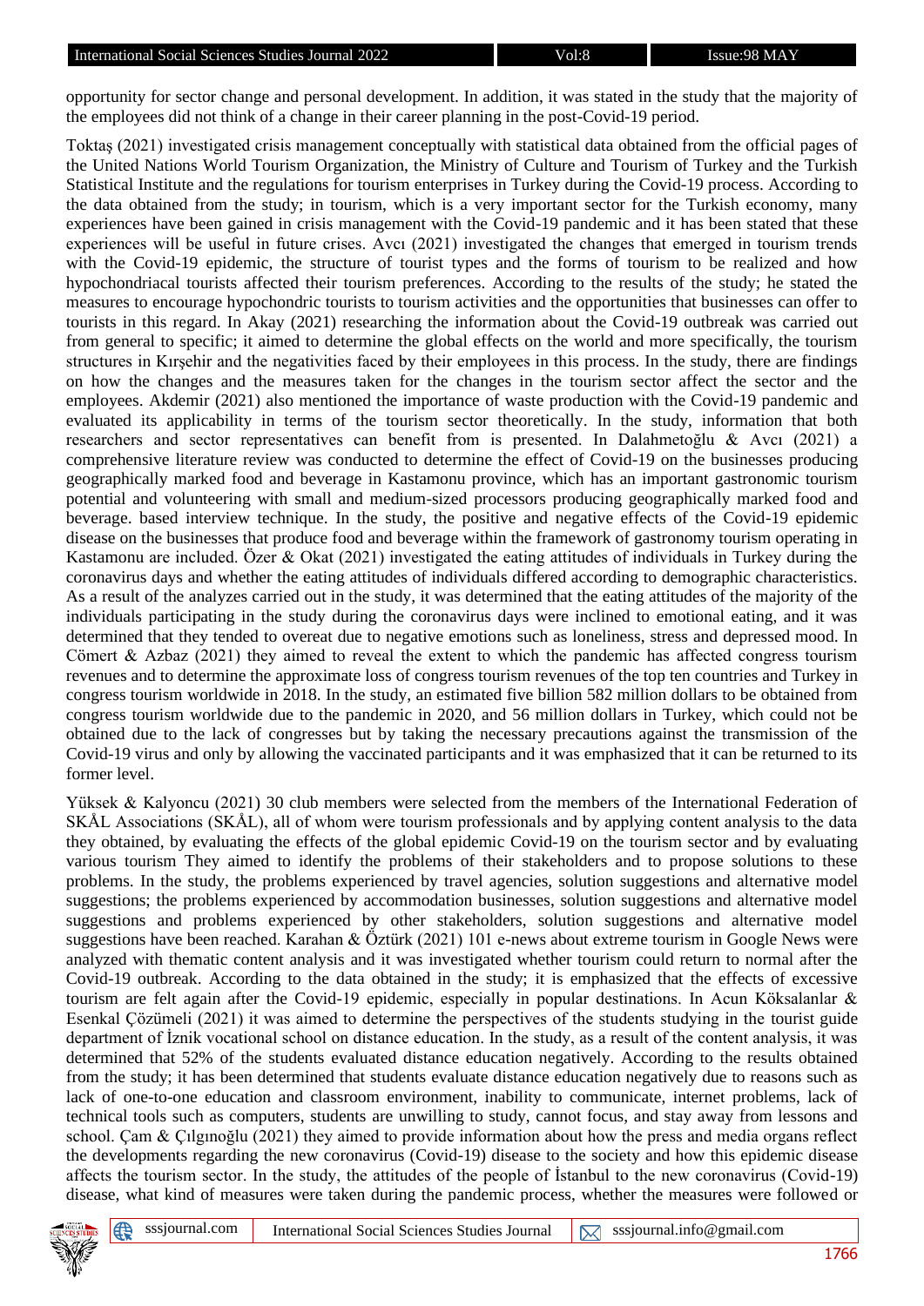opportunity for sector change and personal development. In addition, it was stated in the study that the majority of the employees did not think of a change in their career planning in the post-Covid-19 period.

Toktaş (2021) investigated crisis management conceptually with statistical data obtained from the official pages of the United Nations World Tourism Organization, the Ministry of Culture and Tourism of Turkey and the Turkish Statistical Institute and the regulations for tourism enterprises in Turkey during the Covid-19 process. According to the data obtained from the study; in tourism, which is a very important sector for the Turkish economy, many experiences have been gained in crisis management with the Covid-19 pandemic and it has been stated that these experiences will be useful in future crises. Avcı (2021) investigated the changes that emerged in tourism trends with the Covid-19 epidemic, the structure of tourist types and the forms of tourism to be realized and how hypochondriacal tourists affected their tourism preferences. According to the results of the study; he stated the measures to encourage hypochondric tourists to tourism activities and the opportunities that businesses can offer to tourists in this regard. In Akay (2021) researching the information about the Covid-19 outbreak was carried out from general to specific; it aimed to determine the global effects on the world and more specifically, the tourism structures in Kırşehir and the negativities faced by their employees in this process. In the study, there are findings on how the changes and the measures taken for the changes in the tourism sector affect the sector and the employees. Akdemir (2021) also mentioned the importance of waste production with the Covid-19 pandemic and evaluated its applicability in terms of the tourism sector theoretically. In the study, information that both researchers and sector representatives can benefit from is presented. In Dalahmetoğlu & Avcı (2021) a comprehensive literature review was conducted to determine the effect of Covid-19 on the businesses producing geographically marked food and beverage in Kastamonu province, which has an important gastronomic tourism potential and volunteering with small and medium-sized processors producing geographically marked food and beverage. based interview technique. In the study, the positive and negative effects of the Covid-19 epidemic disease on the businesses that produce food and beverage within the framework of gastronomy tourism operating in Kastamonu are included. Özer & Okat (2021) investigated the eating attitudes of individuals in Turkey during the coronavirus days and whether the eating attitudes of individuals differed according to demographic characteristics. As a result of the analyzes carried out in the study, it was determined that the eating attitudes of the majority of the individuals participating in the study during the coronavirus days were inclined to emotional eating, and it was determined that they tended to overeat due to negative emotions such as loneliness, stress and depressed mood. In Cömert & Azbaz (2021) they aimed to reveal the extent to which the pandemic has affected congress tourism revenues and to determine the approximate loss of congress tourism revenues of the top ten countries and Turkey in congress tourism worldwide in 2018. In the study, an estimated five billion 582 million dollars to be obtained from congress tourism worldwide due to the pandemic in 2020, and 56 million dollars in Turkey, which could not be obtained due to the lack of congresses but by taking the necessary precautions against the transmission of the Covid-19 virus and only by allowing the vaccinated participants and it was emphasized that it can be returned to its former level.

Yüksek & Kalyoncu (2021) 30 club members were selected from the members of the International Federation of SKÅL Associations (SKÅL), all of whom were tourism professionals and by applying content analysis to the data they obtained, by evaluating the effects of the global epidemic Covid-19 on the tourism sector and by evaluating various tourism They aimed to identify the problems of their stakeholders and to propose solutions to these problems. In the study, the problems experienced by travel agencies, solution suggestions and alternative model suggestions; the problems experienced by accommodation businesses, solution suggestions and alternative model suggestions and problems experienced by other stakeholders, solution suggestions and alternative model suggestions have been reached. Karahan & Öztürk (2021) 101 e-news about extreme tourism in Google News were analyzed with thematic content analysis and it was investigated whether tourism could return to normal after the Covid-19 outbreak. According to the data obtained in the study; it is emphasized that the effects of excessive tourism are felt again after the Covid-19 epidemic, especially in popular destinations. In Acun Köksalanlar & Esenkal Çözümeli (2021) it was aimed to determine the perspectives of the students studying in the tourist guide department of İznik vocational school on distance education. In the study, as a result of the content analysis, it was determined that 52% of the students evaluated distance education negatively. According to the results obtained from the study; it has been determined that students evaluate distance education negatively due to reasons such as lack of one-to-one education and classroom environment, inability to communicate, internet problems, lack of technical tools such as computers, students are unwilling to study, cannot focus, and stay away from lessons and school. Çam & Çılgınoğlu (2021) they aimed to provide information about how the press and media organs reflect the developments regarding the new coronavirus (Covid-19) disease to the society and how this epidemic disease affects the tourism sector. In the study, the attitudes of the people of İstanbul to the new coronavirus (Covid-19) disease, what kind of measures were taken during the pandemic process, whether the measures were followed or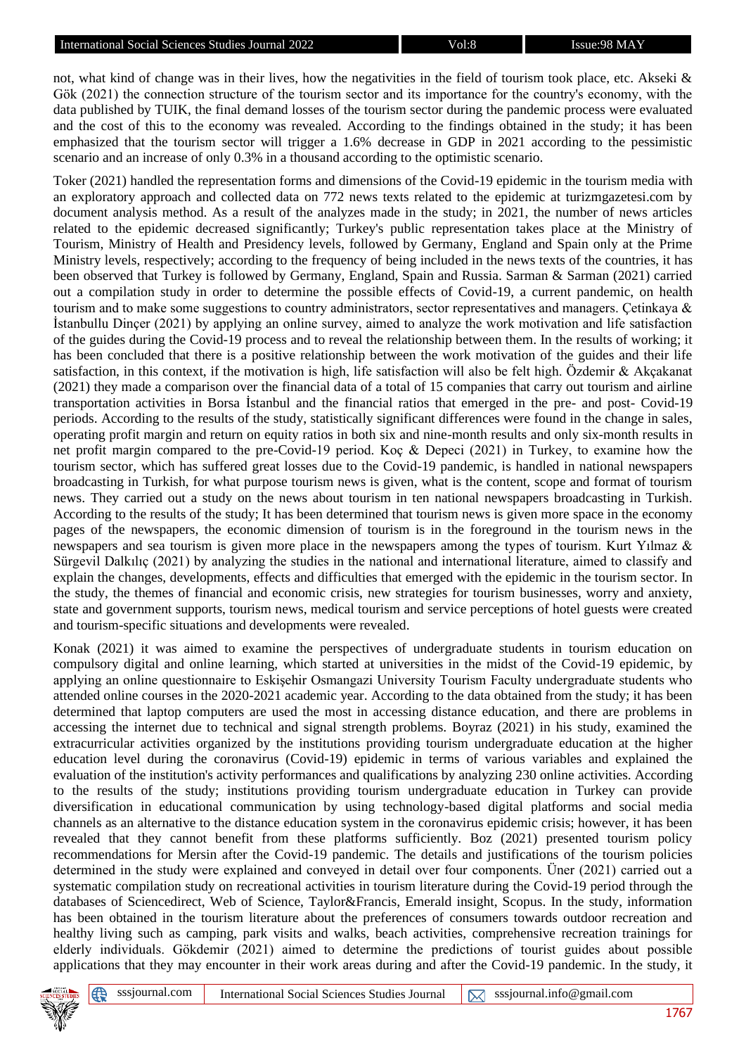not, what kind of change was in their lives, how the negativities in the field of tourism took place, etc. Akseki & Gök (2021) the connection structure of the tourism sector and its importance for the country's economy, with the data published by TUIK, the final demand losses of the tourism sector during the pandemic process were evaluated and the cost of this to the economy was revealed. According to the findings obtained in the study; it has been emphasized that the tourism sector will trigger a 1.6% decrease in GDP in 2021 according to the pessimistic scenario and an increase of only 0.3% in a thousand according to the optimistic scenario.

Toker (2021) handled the representation forms and dimensions of the Covid-19 epidemic in the tourism media with an exploratory approach and collected data on 772 news texts related to the epidemic at turizmgazetesi.com by document analysis method. As a result of the analyzes made in the study; in 2021, the number of news articles related to the epidemic decreased significantly; Turkey's public representation takes place at the Ministry of Tourism, Ministry of Health and Presidency levels, followed by Germany, England and Spain only at the Prime Ministry levels, respectively; according to the frequency of being included in the news texts of the countries, it has been observed that Turkey is followed by Germany, England, Spain and Russia. Sarman & Sarman (2021) carried out a compilation study in order to determine the possible effects of Covid-19, a current pandemic, on health tourism and to make some suggestions to country administrators, sector representatives and managers. Çetinkaya & İstanbullu Dinçer (2021) by applying an online survey, aimed to analyze the work motivation and life satisfaction of the guides during the Covid-19 process and to reveal the relationship between them. In the results of working; it has been concluded that there is a positive relationship between the work motivation of the guides and their life satisfaction, in this context, if the motivation is high, life satisfaction will also be felt high. Özdemir & Akçakanat (2021) they made a comparison over the financial data of a total of 15 companies that carry out tourism and airline transportation activities in Borsa İstanbul and the financial ratios that emerged in the pre- and post- Covid-19 periods. According to the results of the study, statistically significant differences were found in the change in sales, operating profit margin and return on equity ratios in both six and nine-month results and only six-month results in net profit margin compared to the pre-Covid-19 period. Koç & Depeci (2021) in Turkey, to examine how the tourism sector, which has suffered great losses due to the Covid-19 pandemic, is handled in national newspapers broadcasting in Turkish, for what purpose tourism news is given, what is the content, scope and format of tourism news. They carried out a study on the news about tourism in ten national newspapers broadcasting in Turkish. According to the results of the study; It has been determined that tourism news is given more space in the economy pages of the newspapers, the economic dimension of tourism is in the foreground in the tourism news in the newspapers and sea tourism is given more place in the newspapers among the types of tourism. Kurt Yılmaz & Sürgevil Dalkılıç (2021) by analyzing the studies in the national and international literature, aimed to classify and explain the changes, developments, effects and difficulties that emerged with the epidemic in the tourism sector. In the study, the themes of financial and economic crisis, new strategies for tourism businesses, worry and anxiety, state and government supports, tourism news, medical tourism and service perceptions of hotel guests were created and tourism-specific situations and developments were revealed.

Konak (2021) it was aimed to examine the perspectives of undergraduate students in tourism education on compulsory digital and online learning, which started at universities in the midst of the Covid-19 epidemic, by applying an online questionnaire to Eskişehir Osmangazi University Tourism Faculty undergraduate students who attended online courses in the 2020-2021 academic year. According to the data obtained from the study; it has been determined that laptop computers are used the most in accessing distance education, and there are problems in accessing the internet due to technical and signal strength problems. Boyraz (2021) in his study, examined the extracurricular activities organized by the institutions providing tourism undergraduate education at the higher education level during the coronavirus (Covid-19) epidemic in terms of various variables and explained the evaluation of the institution's activity performances and qualifications by analyzing 230 online activities. According to the results of the study; institutions providing tourism undergraduate education in Turkey can provide diversification in educational communication by using technology-based digital platforms and social media channels as an alternative to the distance education system in the coronavirus epidemic crisis; however, it has been revealed that they cannot benefit from these platforms sufficiently. Boz (2021) presented tourism policy recommendations for Mersin after the Covid-19 pandemic. The details and justifications of the tourism policies determined in the study were explained and conveyed in detail over four components. Üner (2021) carried out a systematic compilation study on recreational activities in tourism literature during the Covid-19 period through the databases of Sciencedirect, Web of Science, Taylor&Francis, Emerald insight, Scopus. In the study, information has been obtained in the tourism literature about the preferences of consumers towards outdoor recreation and healthy living such as camping, park visits and walks, beach activities, comprehensive recreation trainings for elderly individuals. Gökdemir (2021) aimed to determine the predictions of tourist guides about possible applications that they may encounter in their work areas during and after the Covid-19 pandemic. In the study, it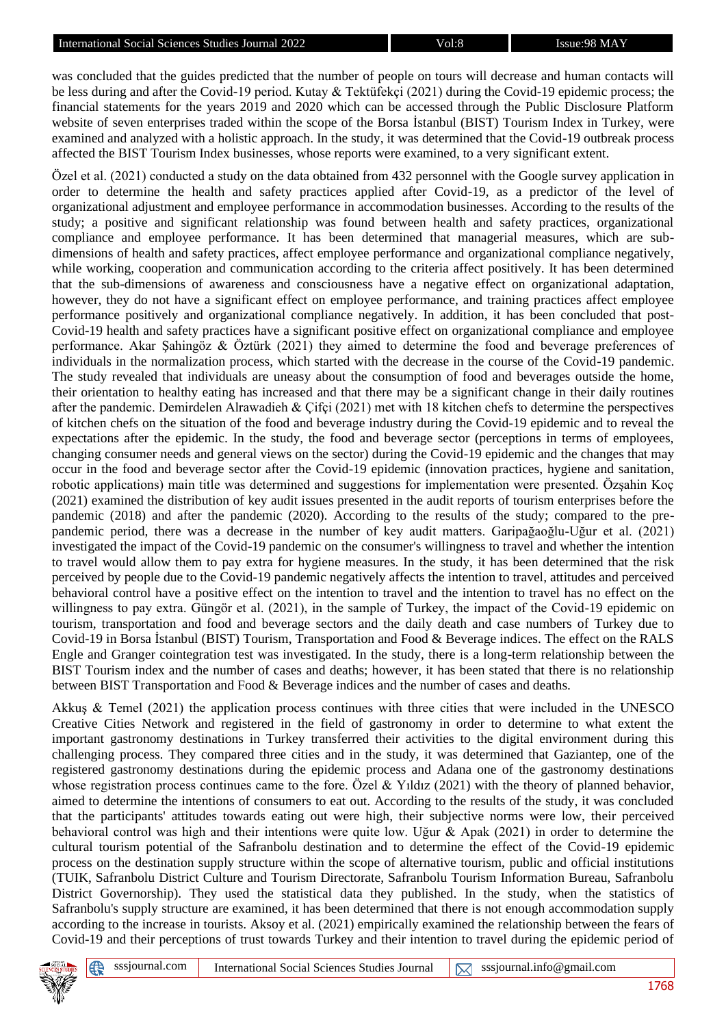was concluded that the guides predicted that the number of people on tours will decrease and human contacts will be less during and after the Covid-19 period. Kutay & Tektüfekçi (2021) during the Covid-19 epidemic process; the financial statements for the years 2019 and 2020 which can be accessed through the Public Disclosure Platform website of seven enterprises traded within the scope of the Borsa İstanbul (BIST) Tourism Index in Turkey, were examined and analyzed with a holistic approach. In the study, it was determined that the Covid-19 outbreak process affected the BIST Tourism Index businesses, whose reports were examined, to a very significant extent.

Özel et al. (2021) conducted a study on the data obtained from 432 personnel with the Google survey application in order to determine the health and safety practices applied after Covid-19, as a predictor of the level of organizational adjustment and employee performance in accommodation businesses. According to the results of the study; a positive and significant relationship was found between health and safety practices, organizational compliance and employee performance. It has been determined that managerial measures, which are sub-dimensions of health and safety practices, affect employee performance and organizational compliance negatively, while working, cooperation and communication according to the criteria affect positively. It has been determined that the sub-dimensions of awareness and consciousness have a negative effect on organizational adaptation, however, they do not have a significant effect on employee performance, and training practices affect employee performance positively and organizational compliance negatively. In addition, it has been concluded that post-Covid-19 health and safety practices have a significant positive effect on organizational compliance and employee performance. Akar Şahingöz & Öztürk (2021) they aimed to determine the food and beverage preferences of individuals in the normalization process, which started with the decrease in the course of the Covid-19 pandemic. The study revealed that individuals are uneasy about the consumption of food and beverages outside the home, their orientation to healthy eating has increased and that there may be a significant change in their daily routines after the pandemic. Demirdelen Alrawadieh & Çifçi (2021) met with 18 kitchen chefs to determine the perspectives of kitchen chefs on the situation of the food and beverage industry during the Covid-19 epidemic and to reveal the expectations after the epidemic. In the study, the food and beverage sector (perceptions in terms of employees, changing consumer needs and general views on the sector) during the Covid-19 epidemic and the changes that may occur in the food and beverage sector after the Covid-19 epidemic (innovation practices, hygiene and sanitation, robotic applications) main title was determined and suggestions for implementation were presented. Özşahin Koç (2021) examined the distribution of key audit issues presented in the audit reports of tourism enterprises before the pandemic (2018) and after the pandemic (2020). According to the results of the study; compared to the pre-pandemic period, there was a decrease in the number of key audit matters. Garipağaoğlu-Uğur et al. (2021) investigated the impact of the Covid-19 pandemic on the consumer's willingness to travel and whether the intention to travel would allow them to pay extra for hygiene measures. In the study, it has been determined that the risk perceived by people due to the Covid-19 pandemic negatively affects the intention to travel, attitudes and perceived behavioral control have a positive effect on the intention to travel and the intention to travel has no effect on the willingness to pay extra. Güngör et al. (2021), in the sample of Turkey, the impact of the Covid-19 epidemic on tourism, transportation and food and beverage sectors and the daily death and case numbers of Turkey due to Covid-19 in Borsa İstanbul (BIST) Tourism, Transportation and Food & Beverage indices. The effect on the RALS Engle and Granger cointegration test was investigated. In the study, there is a long-term relationship between the BIST Tourism index and the number of cases and deaths; however, it has been stated that there is no relationship between BIST Transportation and Food & Beverage indices and the number of cases and deaths.

Akkuş & Temel (2021) the application process continues with three cities that were included in the UNESCO Creative Cities Network and registered in the field of gastronomy in order to determine to what extent the important gastronomy destinations in Turkey transferred their activities to the digital environment during this challenging process. They compared three cities and in the study, it was determined that Gaziantep, one of the registered gastronomy destinations during the epidemic process and Adana one of the gastronomy destinations whose registration process continues came to the fore. Özel & Yıldız (2021) with the theory of planned behavior, aimed to determine the intentions of consumers to eat out. According to the results of the study, it was concluded that the participants' attitudes towards eating out were high, their subjective norms were low, their perceived behavioral control was high and their intentions were quite low. Uğur & Apak (2021) in order to determine the cultural tourism potential of the Safranbolu destination and to determine the effect of the Covid-19 epidemic process on the destination supply structure within the scope of alternative tourism, public and official institutions (TUIK, Safranbolu District Culture and Tourism Directorate, Safranbolu Tourism Information Bureau, Safranbolu District Governorship). They used the statistical data they published. In the study, when the statistics of Safranbolu's supply structure are examined, it has been determined that there is not enough accommodation supply according to the increase in tourists. Aksoy et al. (2021) empirically examined the relationship between the fears of Covid-19 and their perceptions of trust towards Turkey and their intention to travel during the epidemic period of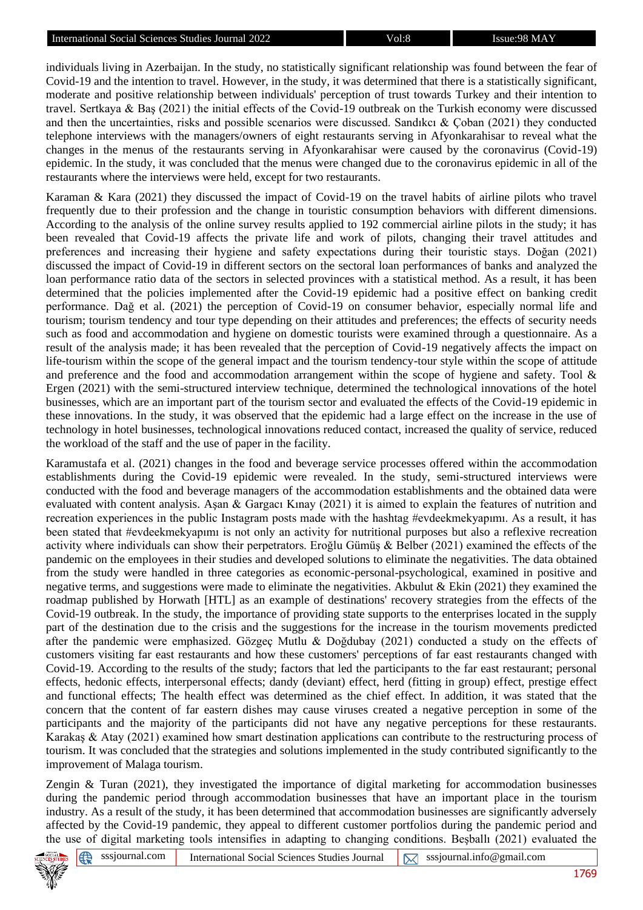individuals living in Azerbaijan. In the study, no statistically significant relationship was found between the fear of Covid-19 and the intention to travel. However, in the study, it was determined that there is a statistically significant, moderate and positive relationship between individuals' perception of trust towards Turkey and their intention to travel. Sertkaya & Baş (2021) the initial effects of the Covid-19 outbreak on the Turkish economy were discussed and then the uncertainties, risks and possible scenarios were discussed. Sandıkcı & Çoban (2021) they conducted telephone interviews with the managers/owners of eight restaurants serving in Afyonkarahisar to reveal what the changes in the menus of the restaurants serving in Afyonkarahisar were caused by the coronavirus (Covid-19) epidemic. In the study, it was concluded that the menus were changed due to the coronavirus epidemic in all of the restaurants where the interviews were held, except for two restaurants.

Karaman & Kara (2021) they discussed the impact of Covid-19 on the travel habits of airline pilots who travel frequently due to their profession and the change in touristic consumption behaviors with different dimensions. According to the analysis of the online survey results applied to 192 commercial airline pilots in the study; it has been revealed that Covid-19 affects the private life and work of pilots, changing their travel attitudes and preferences and increasing their hygiene and safety expectations during their touristic stays. Doğan (2021) discussed the impact of Covid-19 in different sectors on the sectoral loan performances of banks and analyzed the loan performance ratio data of the sectors in selected provinces with a statistical method. As a result, it has been determined that the policies implemented after the Covid-19 epidemic had a positive effect on banking credit performance. Dağ et al. (2021) the perception of Covid-19 on consumer behavior, especially normal life and tourism; tourism tendency and tour type depending on their attitudes and preferences; the effects of security needs such as food and accommodation and hygiene on domestic tourists were examined through a questionnaire. As a result of the analysis made; it has been revealed that the perception of Covid-19 negatively affects the impact on life-tourism within the scope of the general impact and the tourism tendency-tour style within the scope of attitude and preference and the food and accommodation arrangement within the scope of hygiene and safety. Tool & Ergen (2021) with the semi-structured interview technique, determined the technological innovations of the hotel businesses, which are an important part of the tourism sector and evaluated the effects of the Covid-19 epidemic in these innovations. In the study, it was observed that the epidemic had a large effect on the increase in the use of technology in hotel businesses, technological innovations reduced contact, increased the quality of service, reduced the workload of the staff and the use of paper in the facility.

Karamustafa et al. (2021) changes in the food and beverage service processes offered within the accommodation establishments during the Covid-19 epidemic were revealed. In the study, semi-structured interviews were conducted with the food and beverage managers of the accommodation establishments and the obtained data were evaluated with content analysis. Aşan & Gargacı Kınay (2021) it is aimed to explain the features of nutrition and recreation experiences in the public Instagram posts made with the hashtag #evdeekmekyapımı. As a result, it has been stated that #evdeekmekyapımı is not only an activity for nutritional purposes but also a reflexive recreation activity where individuals can show their perpetrators. Eroğlu Gümüş & Belber (2021) examined the effects of the pandemic on the employees in their studies and developed solutions to eliminate the negativities. The data obtained from the study were handled in three categories as economic-personal-psychological, examined in positive and negative terms, and suggestions were made to eliminate the negativities. Akbulut & Ekin (2021) they examined the roadmap published by Horwath [HTL] as an example of destinations' recovery strategies from the effects of the Covid-19 outbreak. In the study, the importance of providing state supports to the enterprises located in the supply part of the destination due to the crisis and the suggestions for the increase in the tourism movements predicted after the pandemic were emphasized. Gözgeç Mutlu & Doğdubay (2021) conducted a study on the effects of customers visiting far east restaurants and how these customers' perceptions of far east restaurants changed with Covid-19. According to the results of the study; factors that led the participants to the far east restaurant; personal effects, hedonic effects, interpersonal effects; dandy (deviant) effect, herd (fitting in group) effect, prestige effect and functional effects; The health effect was determined as the chief effect. In addition, it was stated that the concern that the content of far eastern dishes may cause viruses created a negative perception in some of the participants and the majority of the participants did not have any negative perceptions for these restaurants. Karakaş & Atay (2021) examined how smart destination applications can contribute to the restructuring process of tourism. It was concluded that the strategies and solutions implemented in the study contributed significantly to the improvement of Malaga tourism.

Zengin & Turan (2021), they investigated the importance of digital marketing for accommodation businesses during the pandemic period through accommodation businesses that have an important place in the tourism industry. As a result of the study, it has been determined that accommodation businesses are significantly adversely affected by the Covid-19 pandemic, they appeal to different customer portfolios during the pandemic period and the use of digital marketing tools intensifies in adapting to changing conditions. Beşballı (2021) evaluated the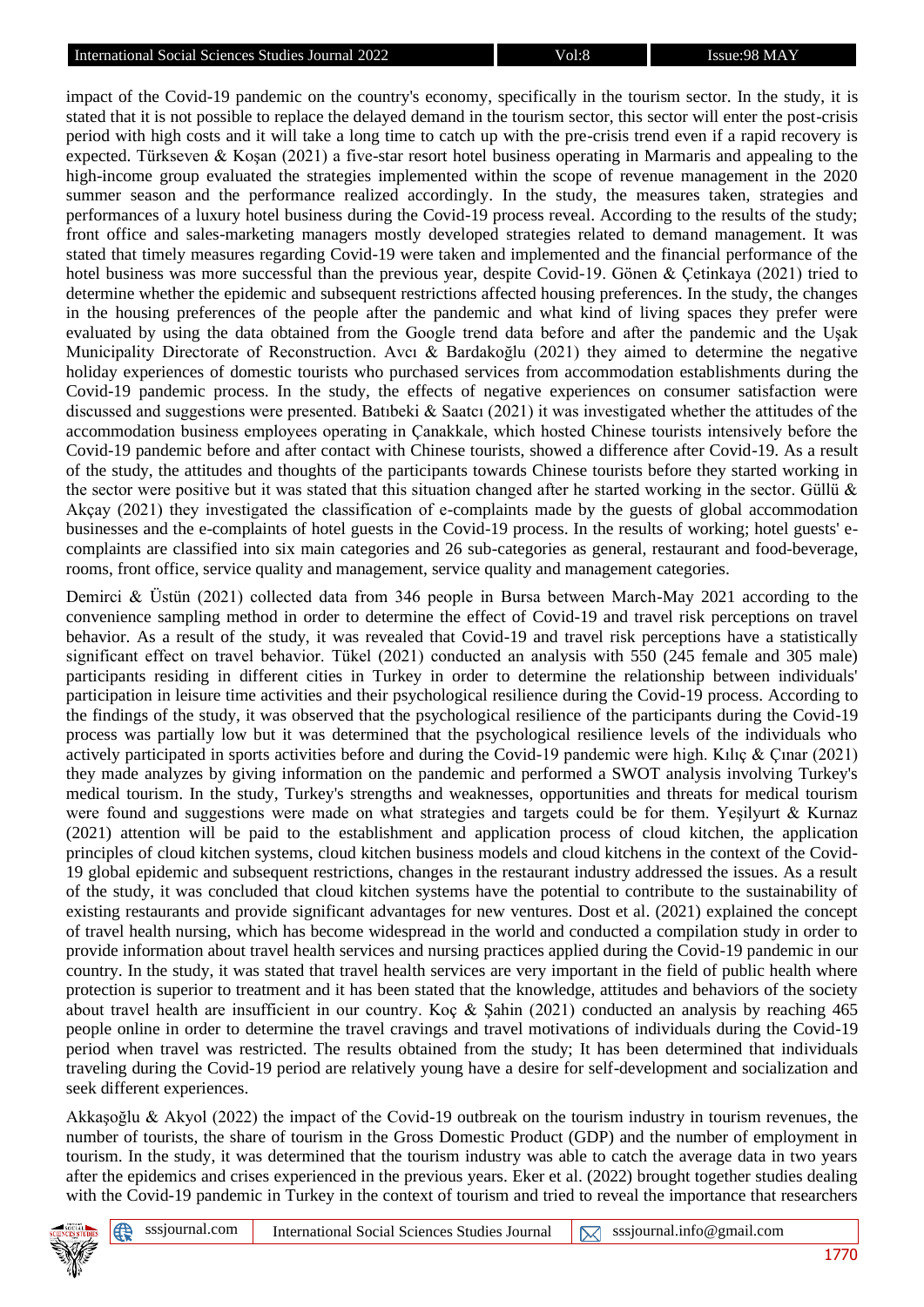impact of the Covid-19 pandemic on the country's economy, specifically in the tourism sector. In the study, it is stated that it is not possible to replace the delayed demand in the tourism sector, this sector will enter the post-crisis period with high costs and it will take a long time to catch up with the pre-crisis trend even if a rapid recovery is expected. Türkseven & Koşan (2021) a five-star resort hotel business operating in Marmaris and appealing to the high-income group evaluated the strategies implemented within the scope of revenue management in the 2020 summer season and the performance realized accordingly. In the study, the measures taken, strategies and performances of a luxury hotel business during the Covid-19 process reveal. According to the results of the study; front office and sales-marketing managers mostly developed strategies related to demand management. It was stated that timely measures regarding Covid-19 were taken and implemented and the financial performance of the hotel business was more successful than the previous year, despite Covid-19. Gönen & Çetinkaya (2021) tried to determine whether the epidemic and subsequent restrictions affected housing preferences. In the study, the changes in the housing preferences of the people after the pandemic and what kind of living spaces they prefer were evaluated by using the data obtained from the Google trend data before and after the pandemic and the Uşak Municipality Directorate of Reconstruction. Avcı & Bardakoğlu (2021) they aimed to determine the negative holiday experiences of domestic tourists who purchased services from accommodation establishments during the Covid-19 pandemic process. In the study, the effects of negative experiences on consumer satisfaction were discussed and suggestions were presented. Batıbeki & Saatcı (2021) it was investigated whether the attitudes of the accommodation business employees operating in Çanakkale, which hosted Chinese tourists intensively before the Covid-19 pandemic before and after contact with Chinese tourists, showed a difference after Covid-19. As a result of the study, the attitudes and thoughts of the participants towards Chinese tourists before they started working in the sector were positive but it was stated that this situation changed after he started working in the sector. Güllü & Akçay (2021) they investigated the classification of e-complaints made by the guests of global accommodation businesses and the e-complaints of hotel guests in the Covid-19 process. In the results of working; hotel guests' e-complaints are classified into six main categories and 26 sub-categories as general, restaurant and food-beverage, rooms, front office, service quality and management, service quality and management categories.

Demirci & Üstün (2021) collected data from 346 people in Bursa between March-May 2021 according to the convenience sampling method in order to determine the effect of Covid-19 and travel risk perceptions on travel behavior. As a result of the study, it was revealed that Covid-19 and travel risk perceptions have a statistically significant effect on travel behavior. Tükel (2021) conducted an analysis with 550 (245 female and 305 male) participants residing in different cities in Turkey in order to determine the relationship between individuals' participation in leisure time activities and their psychological resilience during the Covid-19 process. According to the findings of the study, it was observed that the psychological resilience of the participants during the Covid-19 process was partially low but it was determined that the psychological resilience levels of the individuals who actively participated in sports activities before and during the Covid-19 pandemic were high. Kılıç & Çınar (2021) they made analyzes by giving information on the pandemic and performed a SWOT analysis involving Turkey's medical tourism. In the study, Turkey's strengths and weaknesses, opportunities and threats for medical tourism were found and suggestions were made on what strategies and targets could be for them. Yeşilyurt & Kurnaz (2021) attention will be paid to the establishment and application process of cloud kitchen, the application principles of cloud kitchen systems, cloud kitchen business models and cloud kitchens in the context of the Covid-19 global epidemic and subsequent restrictions, changes in the restaurant industry addressed the issues. As a result of the study, it was concluded that cloud kitchen systems have the potential to contribute to the sustainability of existing restaurants and provide significant advantages for new ventures. Dost et al. (2021) explained the concept of travel health nursing, which has become widespread in the world and conducted a compilation study in order to provide information about travel health services and nursing practices applied during the Covid-19 pandemic in our country. In the study, it was stated that travel health services are very important in the field of public health where protection is superior to treatment and it has been stated that the knowledge, attitudes and behaviors of the society about travel health are insufficient in our country. Koç & Şahin (2021) conducted an analysis by reaching 465 people online in order to determine the travel cravings and travel motivations of individuals during the Covid-19 period when travel was restricted. The results obtained from the study; It has been determined that individuals traveling during the Covid-19 period are relatively young have a desire for self-development and socialization and seek different experiences.

Akkaşoğlu & Akyol (2022) the impact of the Covid-19 outbreak on the tourism industry in tourism revenues, the number of tourists, the share of tourism in the Gross Domestic Product (GDP) and the number of employment in tourism. In the study, it was determined that the tourism industry was able to catch the average data in two years after the epidemics and crises experienced in the previous years. Eker et al. (2022) brought together studies dealing with the Covid-19 pandemic in Turkey in the context of tourism and tried to reveal the importance that researchers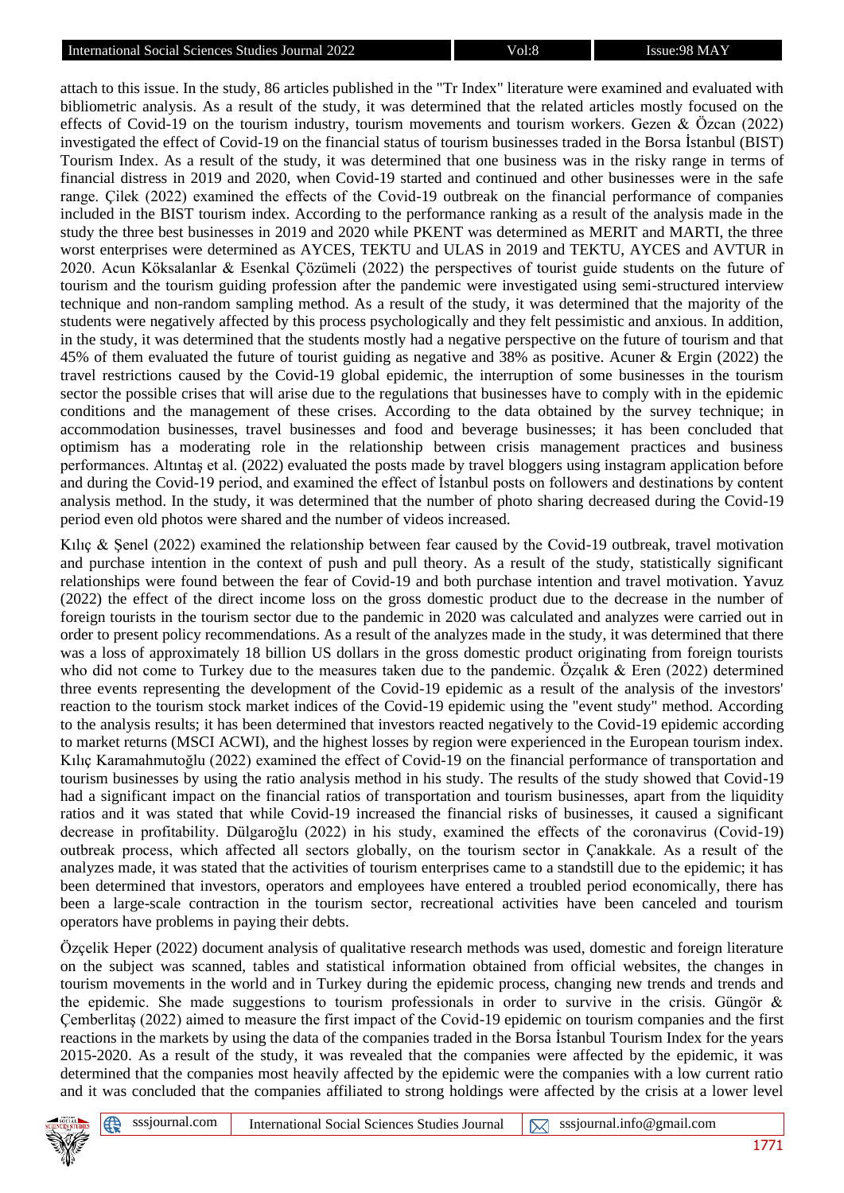attach to this issue. In the study, 86 articles published in the "Tr Index" literature were examined and evaluated with bibliometric analysis. As a result of the study, it was determined that the related articles mostly focused on the effects of Covid-19 on the tourism industry, tourism movements and tourism workers. Gezen & Özcan (2022) investigated the effect of Covid-19 on the financial status of tourism businesses traded in the Borsa İstanbul (BIST) Tourism Index. As a result of the study, it was determined that one business was in the risky range in terms of financial distress in 2019 and 2020, when Covid-19 started and continued and other businesses were in the safe range. Çilek (2022) examined the effects of the Covid-19 outbreak on the financial performance of companies included in the BIST tourism index. According to the performance ranking as a result of the analysis made in the study the three best businesses in 2019 and 2020 while PKENT was determined as MERIT and MARTI, the three worst enterprises were determined as AYCES, TEKTU and ULAS in 2019 and TEKTU, AYCES and AVTUR in 2020. Acun Köksalanlar & Esenkal Çözümeli (2022) the perspectives of tourist guide students on the future of tourism and the tourism guiding profession after the pandemic were investigated using semi-structured interview technique and non-random sampling method. As a result of the study, it was determined that the majority of the students were negatively affected by this process psychologically and they felt pessimistic and anxious. In addition, in the study, it was determined that the students mostly had a negative perspective on the future of tourism and that 45% of them evaluated the future of tourist guiding as negative and 38% as positive. Acuner & Ergin (2022) the travel restrictions caused by the Covid-19 global epidemic, the interruption of some businesses in the tourism sector the possible crises that will arise due to the regulations that businesses have to comply with in the epidemic conditions and the management of these crises. According to the data obtained by the survey technique; in accommodation businesses, travel businesses and food and beverage businesses; it has been concluded that optimism has a moderating role in the relationship between crisis management practices and business performances. Altıntaş et al. (2022) evaluated the posts made by travel bloggers using instagram application before and during the Covid-19 period, and examined the effect of İstanbul posts on followers and destinations by content analysis method. In the study, it was determined that the number of photo sharing decreased during the Covid-19 period even old photos were shared and the number of videos increased.

Kılıç & Şenel (2022) examined the relationship between fear caused by the Covid-19 outbreak, travel motivation and purchase intention in the context of push and pull theory. As a result of the study, statistically significant relationships were found between the fear of Covid-19 and both purchase intention and travel motivation. Yavuz (2022) the effect of the direct income loss on the gross domestic product due to the decrease in the number of foreign tourists in the tourism sector due to the pandemic in 2020 was calculated and analyzes were carried out in order to present policy recommendations. As a result of the analyzes made in the study, it was determined that there was a loss of approximately 18 billion US dollars in the gross domestic product originating from foreign tourists who did not come to Turkey due to the measures taken due to the pandemic. Özçalık & Eren (2022) determined three events representing the development of the Covid-19 epidemic as a result of the analysis of the investors' reaction to the tourism stock market indices of the Covid-19 epidemic using the "event study" method. According to the analysis results; it has been determined that investors reacted negatively to the Covid-19 epidemic according to market returns (MSCI ACWI), and the highest losses by region were experienced in the European tourism index. Kılıç Karamahmutoğlu (2022) examined the effect of Covid-19 on the financial performance of transportation and tourism businesses by using the ratio analysis method in his study. The results of the study showed that Covid-19 had a significant impact on the financial ratios of transportation and tourism businesses, apart from the liquidity ratios and it was stated that while Covid-19 increased the financial risks of businesses, it caused a significant decrease in profitability. Dülgaroğlu (2022) in his study, examined the effects of the coronavirus (Covid-19) outbreak process, which affected all sectors globally, on the tourism sector in Çanakkale. As a result of the analyzes made, it was stated that the activities of tourism enterprises came to a standstill due to the epidemic; it has been determined that investors, operators and employees have entered a troubled period economically, there has been a large-scale contraction in the tourism sector, recreational activities have been canceled and tourism operators have problems in paying their debts.

Özçelik Heper (2022) document analysis of qualitative research methods was used, domestic and foreign literature on the subject was scanned, tables and statistical information obtained from official websites, the changes in tourism movements in the world and in Turkey during the epidemic process, changing new trends and the epidemic. She made suggestions to tourism professionals in order to survive in the crisis. Güngör & Çemberlitaş (2022) aimed to measure the first impact of the Covid-19 epidemic on tourism companies and the first reactions in the markets by using the data of the companies traded in the Borsa İstanbul Tourism Index for the years 2015-2020. As a result of the study, it was revealed that the companies were affected by the epidemic, it was determined that the companies most heavily affected by the epidemic were the companies with a low current ratio and it was concluded that the companies affiliated to strong holdings were affected by the crisis at a lower level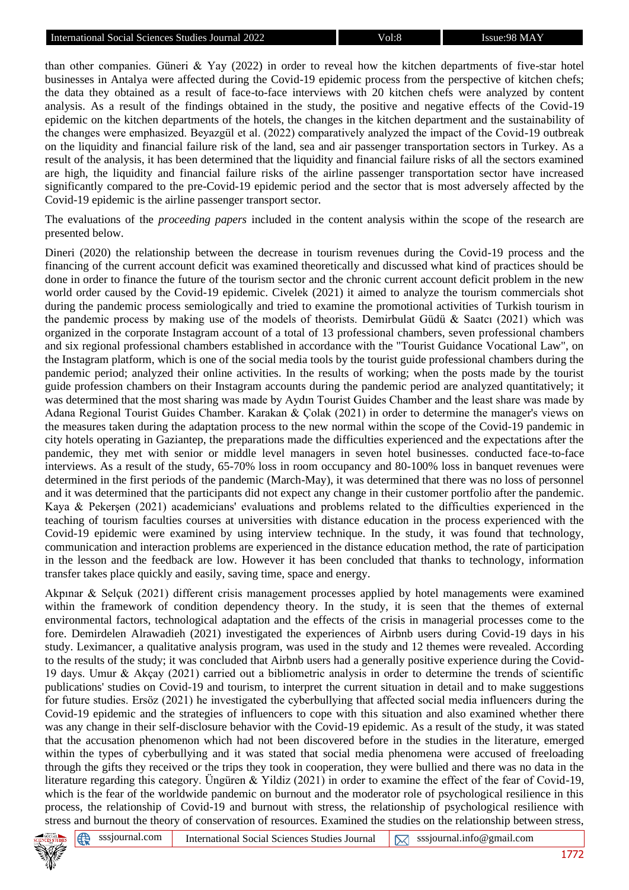than other companies. Güneri & Yay (2022) in order to reveal how the kitchen departments of five-star hotel businesses in Antalya were affected during the Covid-19 epidemic process from the perspective of kitchen chefs; the data they obtained as a result of face-to-face interviews with 20 kitchen chefs were analyzed by content analysis. As a result of the findings obtained in the study, the positive and negative effects of the Covid-19 epidemic on the kitchen departments of the hotels, the changes in the kitchen department and the sustainability of the changes were emphasized. Beyazgül et al. (2022) comparatively analyzed the impact of the Covid-19 outbreak on the liquidity and financial failure risk of the land, sea and air passenger transportation sectors in Turkey. As a result of the analysis, it has been determined that the liquidity and financial failure risks of all the sectors examined are high, the liquidity and financial failure risks of the airline passenger transportation sector have increased significantly compared to the pre-Covid-19 epidemic period and the sector that is most adversely affected by the Covid-19 epidemic is the airline passenger transport sector.

The evaluations of the *proceeding papers* included in the content analysis within the scope of the research are presented below.

Dineri (2020) the relationship between the decrease in tourism revenues during the Covid-19 process and the financing of the current account deficit was examined theoretically and discussed what kind of practices should be done in order to finance the future of the tourism sector and the chronic current account deficit problem in the new world order caused by the Covid-19 epidemic. Civelek (2021) it aimed to analyze the tourism commercials shot during the pandemic process semiologically and tried to examine the promotional activities of Turkish tourism in the pandemic process by making use of the models of theorists. Demirbulat Güdü & Saatcı (2021) which was organized in the corporate Instagram account of a total of 13 professional chambers, seven professional chambers and six regional professional chambers established in accordance with the "Tourist Guidance Vocational Law", on the Instagram platform, which is one of the social media tools by the tourist guide professional chambers during the pandemic period; analyzed their online activities. In the results of working; when the posts made by the tourist guide profession chambers on their Instagram accounts during the pandemic period are analyzed quantitatively; it was determined that the most sharing was made by Aydın Tourist Guides Chamber and the least share was made by Adana Regional Tourist Guides Chamber. Karakan & Çolak (2021) in order to determine the manager's views on the measures taken during the adaptation process to the new normal within the scope of the Covid-19 pandemic in city hotels operating in Gaziantep, the preparations made the difficulties experienced and the expectations after the pandemic, they met with senior or middle level managers in seven hotel businesses. conducted face-to-face interviews. As a result of the study, 65-70% loss in room occupancy and 80-100% loss in banquet revenues were determined in the first periods of the pandemic (March-May), it was determined that there was no loss of personnel and it was determined that the participants did not expect any change in their customer portfolio after the pandemic. Kaya & Pekerşen (2021) academicians' evaluations and problems related to the difficulties experienced in the teaching of tourism faculties courses at universities with distance education in the process experienced with the Covid-19 epidemic were examined by using interview technique. In the study, it was found that technology, communication and interaction problems are experienced in the distance education method, the rate of participation in the lesson and the feedback are low. However it has been concluded that thanks to technology, information transfer takes place quickly and easily, saving time, space and energy.

Akpınar & Selçuk (2021) different crisis management processes applied by hotel managements were examined within the framework of condition dependency theory. In the study, it is seen that the themes of external environmental factors, technological adaptation and the effects of the crisis in managerial processes come to the fore. Demirdelen Alrawadieh (2021) investigated the experiences of Airbnb users during Covid-19 days in his study. Leximancer, a qualitative analysis program, was used in the study and 12 themes were revealed. According to the results of the study; it was concluded that Airbnb users had a generally positive experience during the Covid-19 days. Umur & Akçay (2021) carried out a bibliometric analysis in order to determine the trends of scientific publications' studies on Covid-19 and tourism, to interpret the current situation in detail and to make suggestions for future studies. Ersöz (2021) he investigated the cyberbullying that affected social media influencers during the Covid-19 epidemic and the strategies of influencers to cope with this situation and also examined whether there was any change in their self-disclosure behavior with the Covid-19 epidemic. As a result of the study, it was stated that the accusation phenomenon which had not been discovered before in the studies in the literature, emerged within the types of cyberbullying and it was stated that social media phenomena were accused of freeloading through the gifts they received or the trips they took in cooperation, they were bullied and there was no data in the literature regarding this category. Üngüren & Yildiz (2021) in order to examine the effect of the fear of Covid-19, which is the fear of the worldwide pandemic on burnout and the moderator role of psychological resilience in this process, the relationship of Covid-19 and burnout with stress, the relationship of psychological resilience with stress and burnout the theory of conservation of resources. Examined the studies on the relationship between stress,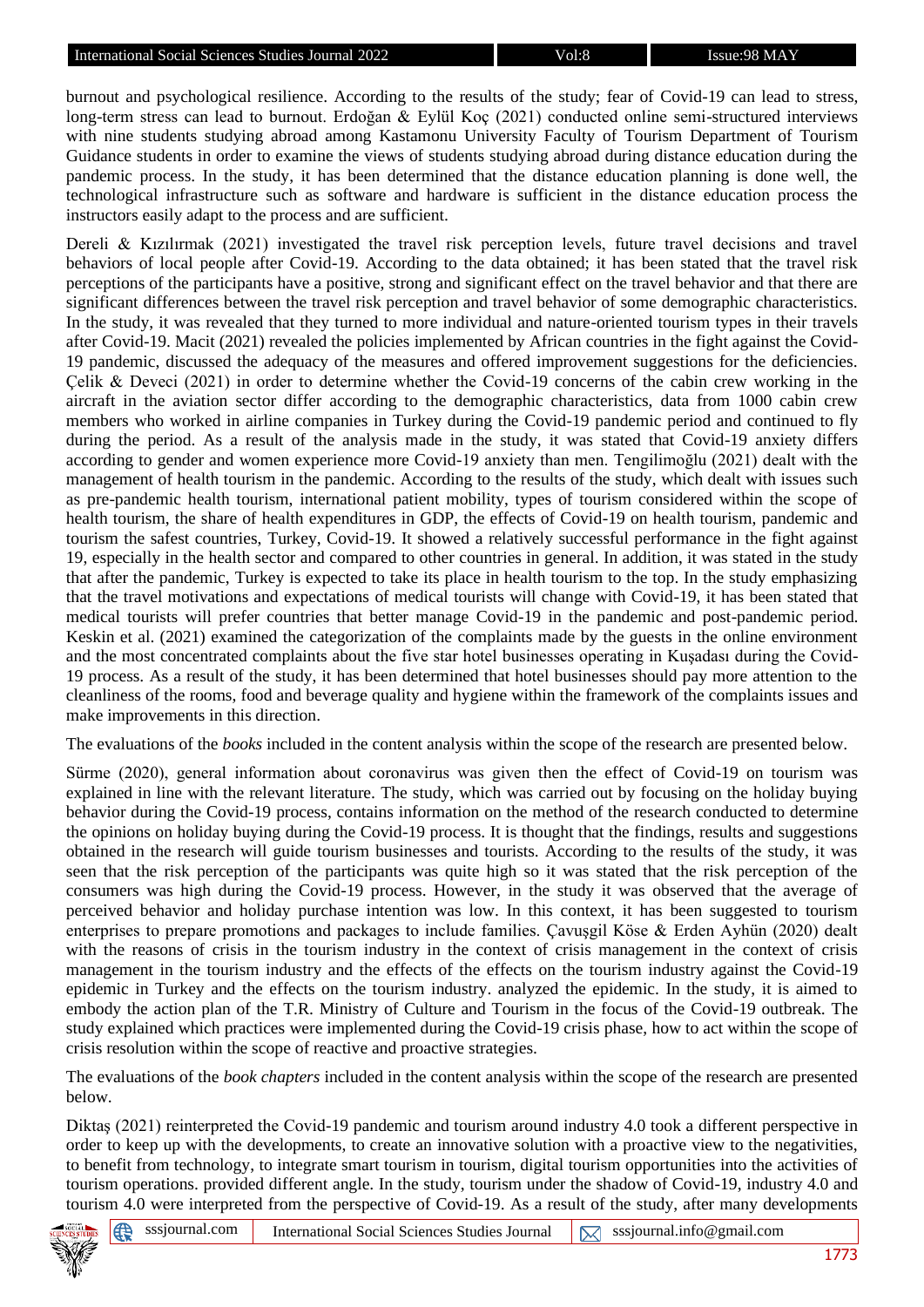burnout and psychological resilience. According to the results of the study; fear of Covid-19 can lead to stress, long-term stress can lead to burnout. Erdoğan & Eylül Koç (2021) conducted online semi-structured interviews with nine students studying abroad among Kastamonu University Faculty of Tourism Department of Tourism Guidance students in order to examine the views of students studying abroad during distance education during the pandemic process. In the study, it has been determined that the distance education planning is done well, the technological infrastructure such as software and hardware is sufficient in the distance education process the instructors easily adapt to the process and are sufficient.

Dereli & Kızılırmak (2021) investigated the travel risk perception levels, future travel decisions and travel behaviors of local people after Covid-19. According to the data obtained; it has been stated that the travel risk perceptions of the participants have a positive, strong and significant effect on the travel behavior and that there are significant differences between the travel risk perception and travel behavior of some demographic characteristics. In the study, it was revealed that they turned to more individual and nature-oriented tourism types in their travels after Covid-19. Macit (2021) revealed the policies implemented by African countries in the fight against the Covid-19 pandemic, discussed the adequacy of the measures and offered improvement suggestions for the deficiencies. Çelik & Deveci (2021) in order to determine whether the Covid-19 concerns of the cabin crew working in the aircraft in the aviation sector differ according to the demographic characteristics, data from 1000 cabin crew members who worked in airline companies in Turkey during the Covid-19 pandemic period and continued to fly during the period. As a result of the analysis made in the study, it was stated that Covid-19 anxiety differs according to gender and women experience more Covid-19 anxiety than men. Tengilimoğlu (2021) dealt with the management of health tourism in the pandemic. According to the results of the study, which dealt with issues such as pre-pandemic health tourism, international patient mobility, types of tourism considered within the scope of health tourism, the share of health expenditures in GDP, the effects of Covid-19 on health tourism, pandemic and tourism the safest countries, Turkey, Covid-19. It showed a relatively successful performance in the fight against 19, especially in the health sector and compared to other countries in general. In addition, it was stated in the study that after the pandemic, Turkey is expected to take its place in health tourism to the top. In the study emphasizing that the travel motivations and expectations of medical tourists will change with Covid-19, it has been stated that medical tourists will prefer countries that better manage Covid-19 in the pandemic and post-pandemic period. Keskin et al. (2021) examined the categorization of the complaints made by the guests in the online environment and the most concentrated complaints about the five star hotel businesses operating in Kuşadası during the Covid-19 process. As a result of the study, it has been determined that hotel businesses should pay more attention to the cleanliness of the rooms, food and beverage quality and hygiene within the framework of the complaints issues and make improvements in this direction.

The evaluations of the *books* included in the content analysis within the scope of the research are presented below.

Sürme (2020), general information about coronavirus was given then the effect of Covid-19 on tourism was explained in line with the relevant literature. The study, which was carried out by focusing on the holiday buying behavior during the Covid-19 process, contains information on the method of the research conducted to determine the opinions on holiday buying during the Covid-19 process. It is thought that the findings, results and suggestions obtained in the research will guide tourism businesses and tourists. According to the results of the study, it was seen that the risk perception of the participants was quite high so it was stated that the risk perception of the consumers was high during the Covid-19 process. However, in the study it was observed that the average of perceived behavior and holiday purchase intention was low. In this context, it has been suggested to tourism enterprises to prepare promotions and packages to include families. Çavuşgil Köse & Erden Ayhün (2020) dealt with the reasons of crisis in the tourism industry in the context of crisis management in the context of crisis management in the tourism industry and the effects of the effects on the tourism industry against the Covid-19 epidemic in Turkey and the effects on the tourism industry. analyzed the epidemic. In the study, it is aimed to embody the action plan of the T.R. Ministry of Culture and Tourism in the focus of the Covid-19 outbreak. The study explained which practices were implemented during the Covid-19 crisis phase, how to act within the scope of crisis resolution within the scope of reactive and proactive strategies.

The evaluations of the *book chapters* included in the content analysis within the scope of the research are presented below.

Diktaş (2021) reinterpreted the Covid-19 pandemic and tourism around industry 4.0 took a different perspective in order to keep up with the developments, to create an innovative solution with a proactive view to the negativities, to benefit from technology, to integrate smart tourism in tourism, digital tourism opportunities into the activities of tourism operations. provided different angle. In the study, tourism under the shadow of Covid-19, industry 4.0 and tourism 4.0 were interpreted from the perspective of Covid-19. As a result of the study, after many developments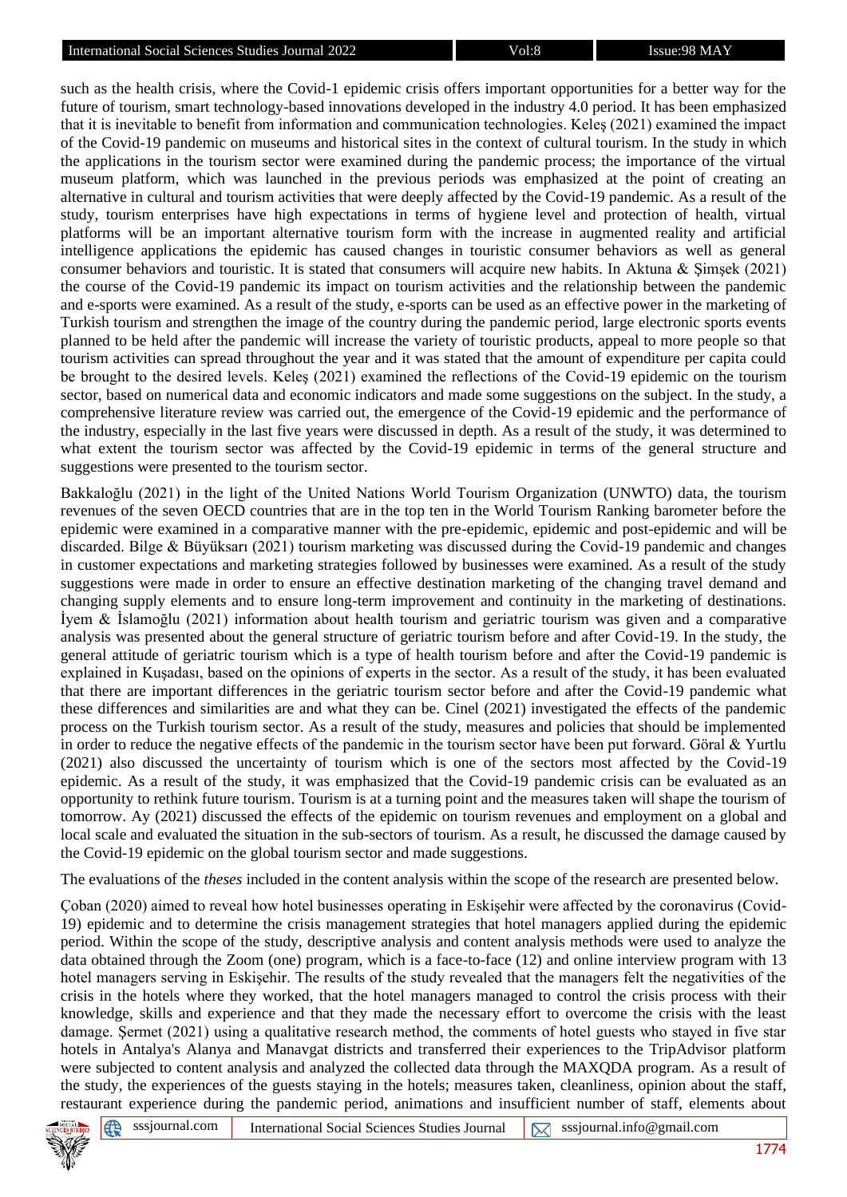such as the health crisis, where the Covid-1 epidemic crisis offers important opportunities for a better way for the future of tourism, smart technology-based innovations developed in the industry 4.0 period. It has been emphasized that it is inevitable to benefit from information and communication technologies. Keleş (2021) examined the impact of the Covid-19 pandemic on museums and historical sites in the context of cultural tourism. In the study in which the applications in the tourism sector were examined during the pandemic process; the importance of the virtual museum platform, which was launched in the previous periods was emphasized at the point of creating an alternative in cultural and tourism activities that were deeply affected by the Covid-19 pandemic. As a result of the study, tourism enterprises have high expectations in terms of hygiene level and protection of health, virtual platforms will be an important alternative tourism form with the increase in augmented reality and artificial intelligence applications the epidemic has caused changes in touristic consumer behaviors as well as general consumer behaviors and touristic. It is stated that consumers will acquire new habits. In Aktuna & Şimşek (2021) the course of the Covid-19 pandemic its impact on tourism activities and the relationship between the pandemic and e-sports were examined. As a result of the study, e-sports can be used as an effective power in the marketing of Turkish tourism and strengthen the image of the country during the pandemic period, large electronic sports events planned to be held after the pandemic will increase the variety of touristic products, appeal to more people so that tourism activities can spread throughout the year and it was stated that the amount of expenditure per capita could be brought to the desired levels. Keleş (2021) examined the reflections of the Covid-19 epidemic on the tourism sector, based on numerical data and economic indicators and made some suggestions on the subject. In the study, a comprehensive literature review was carried out, the emergence of the Covid-19 epidemic and the performance of the industry, especially in the last five years were discussed in depth. As a result of the study, it was determined to what extent the tourism sector was affected by the Covid-19 epidemic in terms of the general structure and suggestions were presented to the tourism sector.

Bakkaloğlu (2021) in the light of the United Nations World Tourism Organization (UNWTO) data, the tourism revenues of the seven OECD countries that are in the top ten in the World Tourism Ranking barometer before the epidemic were examined in a comparative manner with the pre-epidemic, epidemic and post-epidemic and will be discarded. Bilge & Büyüksarı (2021) tourism marketing was discussed during the Covid-19 pandemic and changes in customer expectations and marketing strategies followed by businesses were examined. As a result of the study suggestions were made in order to ensure an effective destination marketing of the changing travel demand and changing supply elements and to ensure long-term improvement and continuity in the marketing of destinations. İyem & İslamoğlu (2021) information about health tourism and geriatric tourism was given and a comparative analysis was presented about the general structure of geriatric tourism before and after Covid-19. In the study, the general attitude of geriatric tourism which is a type of health tourism before and after the Covid-19 pandemic is explained in Kuşadası, based on the opinions of experts in the sector. As a result of the study, it has been evaluated that there are important differences in the geriatric tourism sector before and after the Covid-19 pandemic what these differences and similarities are and what they can be. Cinel (2021) investigated the effects of the pandemic process on the Turkish tourism sector. As a result of the study, measures and policies that should be implemented in order to reduce the negative effects of the pandemic in the tourism sector have been put forward. Göral & Yurtlu (2021) also discussed the uncertainty of tourism which is one of the sectors most affected by the Covid-19 epidemic. As a result of the study, it was emphasized that the Covid-19 pandemic crisis can be evaluated as an opportunity to rethink future tourism. Tourism is at a turning point and the measures taken will shape the tourism of tomorrow. Ay (2021) discussed the effects of the epidemic on tourism revenues and employment on a global and local scale and evaluated the situation in the sub-sectors of tourism. As a result, he discussed the damage caused by the Covid-19 epidemic on the global tourism sector and made suggestions.

The evaluations of the *theses* included in the content analysis within the scope of the research are presented below.

Çoban (2020) aimed to reveal how hotel businesses operating in Eskişehir were affected by the coronavirus (Covid-19) epidemic and to determine the crisis management strategies that hotel managers applied during the epidemic period. Within the scope of the study, descriptive analysis and content analysis methods were used to analyze the data obtained through the Zoom (one) program, which is a face-to-face (12) and online interview program with 13 hotel managers serving in Eskişehir. The results of the study revealed that the managers felt the negativities of the crisis in the hotels where they worked, that the hotel managers managed to control the crisis process with their knowledge, skills and experience and that they made the necessary effort to overcome the crisis with the least damage. Şermet (2021) using a qualitative research method, the comments of hotel guests who stayed in five star hotels in Antalya's Alanya and Manavgat districts and transferred their experiences to the TripAdvisor platform were subjected to content analysis and analyzed the collected data through the MAXQDA program. As a result of the study, the experiences of the guests staying in the hotels; measures taken, cleanliness, opinion about the staff, restaurant experience during the pandemic period, animations and insufficient number of staff, elements about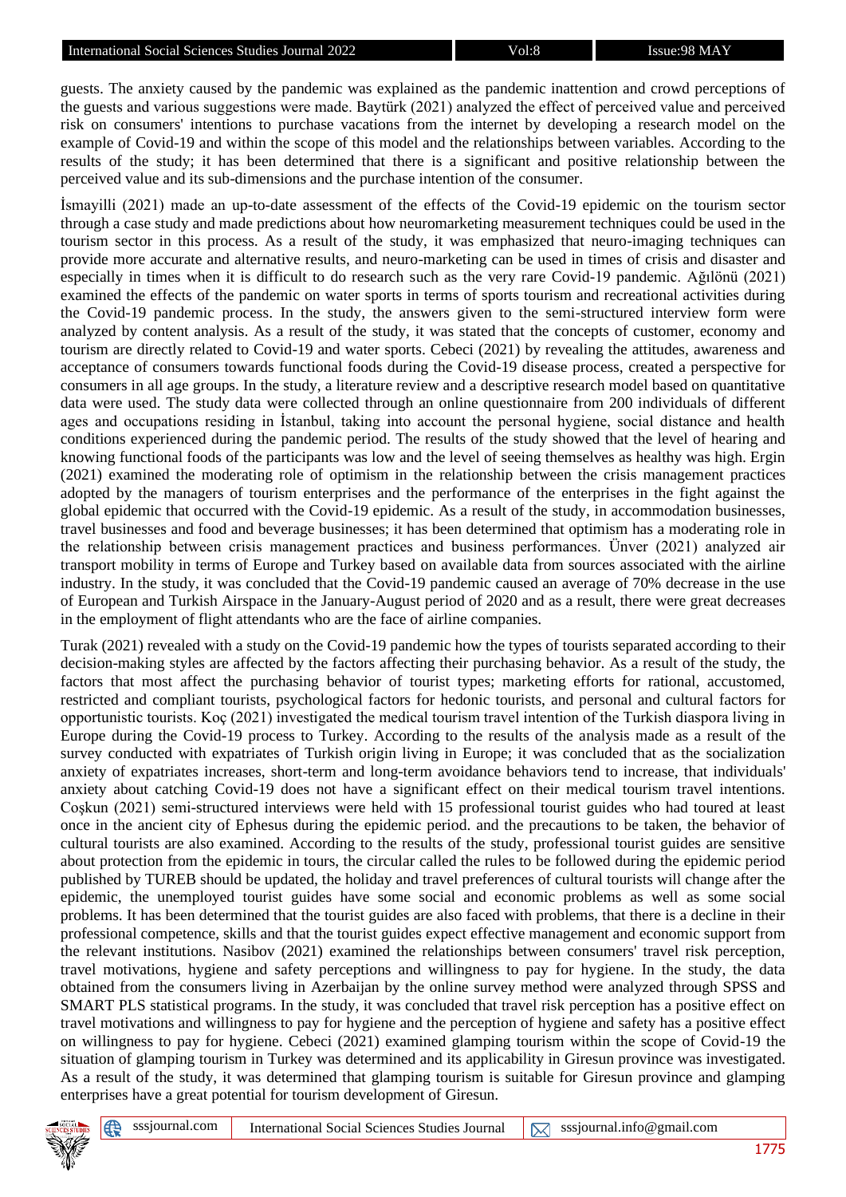guests. The anxiety caused by the pandemic was explained as the pandemic inattention and crowd perceptions of the guests and various suggestions were made. Baytürk (2021) analyzed the effect of perceived value and perceived risk on consumers' intentions to purchase vacations from the internet by developing a research model on the example of Covid-19 and within the scope of this model and the relationships between variables. According to the results of the study; it has been determined that there is a significant and positive relationship between the perceived value and its sub-dimensions and the purchase intention of the consumer.

İsmayilli (2021) made an up-to-date assessment of the effects of the Covid-19 epidemic on the tourism sector through a case study and made predictions about how neuromarketing measurement techniques could be used in the tourism sector in this process. As a result of the study, it was emphasized that neuro-imaging techniques can provide more accurate and alternative results, and neuro-marketing can be used in times of crisis and disaster and especially in times when it is difficult to do research such as the very rare Covid-19 pandemic. Ağılönü (2021) examined the effects of the pandemic on water sports in terms of sports tourism and recreational activities during the Covid-19 pandemic process. In the study, the answers given to the semi-structured interview form were analyzed by content analysis. As a result of the study, it was stated that the concepts of customer, economy and tourism are directly related to Covid-19 and water sports. Cebeci (2021) by revealing the attitudes, awareness and acceptance of consumers towards functional foods during the Covid-19 disease process, created a perspective for consumers in all age groups. In the study, a literature review and a descriptive research model based on quantitative data were used. The study data were collected through an online questionnaire from 200 individuals of different ages and occupations residing in İstanbul, taking into account the personal hygiene, social distance and health conditions experienced during the pandemic period. The results of the study showed that the level of hearing and knowing functional foods of the participants was low and the level of seeing themselves as healthy was high. Ergin (2021) examined the moderating role of optimism in the relationship between the crisis management practices adopted by the managers of tourism enterprises and the performance of the enterprises in the fight against the global epidemic that occurred with the Covid-19 epidemic. As a result of the study, in accommodation businesses, travel businesses and food and beverage businesses; it has been determined that optimism has a moderating role in the relationship between crisis management practices and business performances. Ünver (2021) analyzed air transport mobility in terms of Europe and Turkey based on available data from sources associated with the airline industry. In the study, it was concluded that the Covid-19 pandemic caused an average of 70% decrease in the use of European and Turkish Airspace in the January-August period of 2020 and as a result, there were great decreases in the employment of flight attendants who are the face of airline companies.

Turak (2021) revealed with a study on the Covid-19 pandemic how the types of tourists separated according to their decision-making styles are affected by the factors affecting their purchasing behavior. As a result of the study, the factors that most affect the purchasing behavior of tourist types; marketing efforts for rational, accustomed, restricted and compliant tourists, psychological factors for hedonic tourists, and personal and cultural factors for opportunistic tourists. Koç (2021) investigated the medical tourism travel intention of the Turkish diaspora living in Europe during the Covid-19 process to Turkey. According to the results of the analysis made as a result of the survey conducted with expatriates of Turkish origin living in Europe; it was concluded that as the socialization anxiety of expatriates increases, short-term and long-term avoidance behaviors tend to increase, that individuals' anxiety about catching Covid-19 does not have a significant effect on their medical tourism travel intentions. Coşkun (2021) semi-structured interviews were held with 15 professional tourist guides who had toured at least once in the ancient city of Ephesus during the epidemic period. and the precautions to be taken, the behavior of cultural tourists are also examined. According to the results of the study, professional tourist guides are sensitive about protection from the epidemic in tours, the circular called the rules to be followed during the epidemic period published by TUREB should be updated, the holiday and travel preferences of cultural tourists will change after the epidemic, the unemployed tourist guides have some social and economic problems as well as some social problems. It has been determined that the tourist guides are also faced with problems, that there is a decline in their professional competence, skills and that the tourist guides expect effective management and economic support from the relevant institutions. Nasibov (2021) examined the relationships between consumers' travel risk perception, travel motivations, hygiene and safety perceptions and willingness to pay for hygiene. In the study, the data obtained from the consumers living in Azerbaijan by the online survey method were analyzed through SPSS and SMART PLS statistical programs. In the study, it was concluded that travel risk perception has a positive effect on travel motivations and willingness to pay for hygiene and the perception of hygiene and safety has a positive effect on willingness to pay for hygiene. Cebeci (2021) examined glamping tourism within the scope of Covid-19 the situation of glamping tourism in Turkey was determined and its applicability in Giresun province was investigated. As a result of the study, it was determined that glamping tourism is suitable for Giresun province and glamping enterprises have a great potential for tourism development of Giresun.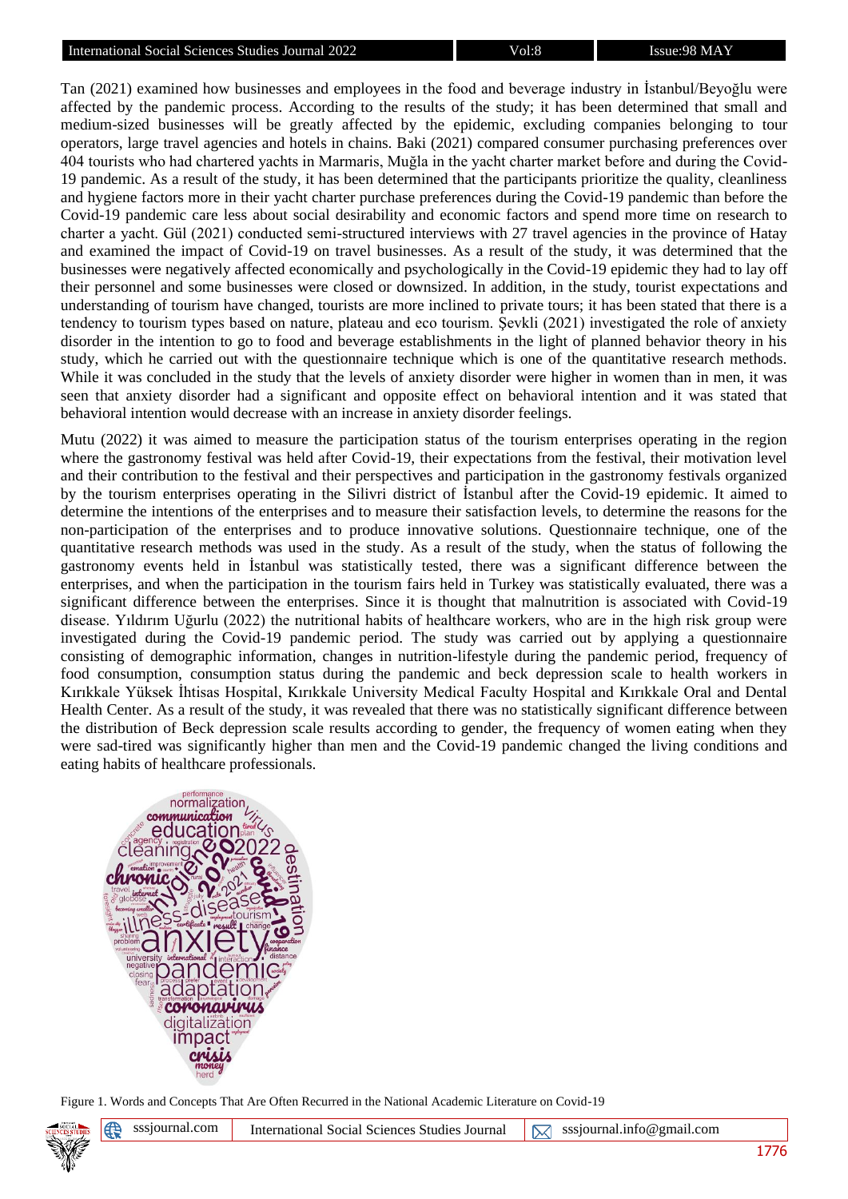Tan (2021) examined how businesses and employees in the food and beverage industry in İstanbul/Beyoğlu were affected by the pandemic process. According to the results of the study; it has been determined that small and medium-sized businesses will be greatly affected by the epidemic, excluding companies belonging to tour operators, large travel agencies and hotels in chains. Baki (2021) compared consumer purchasing preferences over 404 tourists who had chartered yachts in Marmaris, Muğla in the yacht charter market before and during the Covid-19 pandemic. As a result of the study, it has been determined that the participants prioritize the quality, cleanliness and hygiene factors more in their yacht charter purchase preferences during the Covid-19 pandemic than before the Covid-19 pandemic care less about social desirability and economic factors and spend more time on research to charter a yacht. Gül (2021) conducted semi-structured interviews with 27 travel agencies in the province of Hatay and examined the impact of Covid-19 on travel businesses. As a result of the study, it was determined that the businesses were negatively affected economically and psychologically in the Covid-19 epidemic they had to lay off their personnel and some businesses were closed or downsized. In addition, in the study, tourist expectations and understanding of tourism have changed, tourists are more inclined to private tours; it has been stated that there is a tendency to tourism types based on nature, plateau and eco tourism. Şevkli (2021) investigated the role of anxiety disorder in the intention to go to food and beverage establishments in the light of planned behavior theory in his study, which he carried out with the questionnaire technique which is one of the quantitative research methods. While it was concluded in the study that the levels of anxiety disorder were higher in women than in men, it was seen that anxiety disorder had a significant and opposite effect on behavioral intention and it was stated that behavioral intention would decrease with an increase in anxiety disorder feelings.

Mutu (2022) it was aimed to measure the participation status of the tourism enterprises operating in the region where the gastronomy festival was held after Covid-19, their expectations from the festival, their motivation level and their contribution to the festival and their perspectives and participation in the gastronomy festivals organized by the tourism enterprises operating in the Silivri district of İstanbul after the Covid-19 epidemic. It aimed to determine the intentions of the enterprises and to measure their satisfaction levels, to determine the reasons for the non-participation of the enterprises and to produce innovative solutions. Questionnaire technique, one of the quantitative research methods was used in the study. As a result of the study, when the status of following the gastronomy events held in İstanbul was statistically tested, there was a significant difference between the enterprises, and when the participation in the tourism fairs held in Turkey was statistically evaluated, there was a significant difference between the enterprises. Since it is thought that malnutrition is associated with Covid-19 disease. Yıldırım Uğurlu (2022) the nutritional habits of healthcare workers, who are in the high risk group were investigated during the Covid-19 pandemic period. The study was carried out by applying a questionnaire consisting of demographic information, changes in nutrition-lifestyle during the pandemic period, frequency of food consumption, consumption status during the pandemic and beck depression scale to health workers in Kırıkkale Yüksek İhtisas Hospital, Kırıkkale University Medical Faculty Hospital and Kırıkkale Oral and Dental Health Center. As a result of the study, it was revealed that there was no statistically significant difference between the distribution of Beck depression scale results according to gender, the frequency of women eating when they were sad-tired was significantly higher than men and the Covid-19 pandemic changed the living conditions and eating habits of healthcare professionals.

Figure 1. Words and Concepts That Are Often Recurred in the National Academic Literature on Covid-19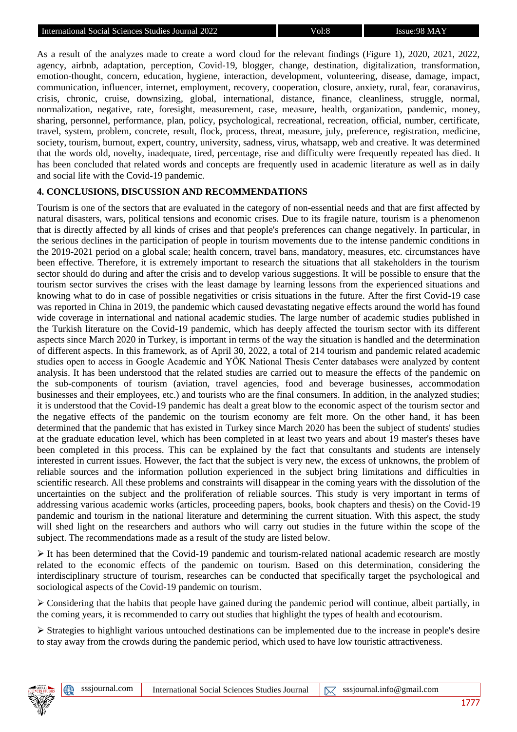As a result of the analyzes made to create a word cloud for the relevant findings (Figure 1), 2020, 2021, 2022, agency, airbnb, adaptation, perception, Covid-19, blogger, change, destination, digitalization, transformation, emotion-thought, concern, education, hygiene, interaction, development, volunteering, disease, damage, impact, communication, influencer, internet, employment, recovery, cooperation, closure, anxiety, rural, fear, coranavirus, crisis, chronic, cruise, downsizing, global, international, distance, finance, cleanliness, struggle, normal, normalization, negative, rate, foresight, measurement, case, measure, health, organization, pandemic, money, sharing, personnel, performance, plan, policy, psychological, recreational, recreation, official, number, certificate, travel, system, problem, concrete, result, flock, process, threat, measure, july, preference, registration, medicine, society, tourism, burnout, expert, country, university, sadness, virus, whatsapp, web and creative. It was determined that the words old, novelty, inadequate, tired, percentage, rise and difficulty were frequently repeated has died. It has been concluded that related words and concepts are frequently used in academic literature as well as in daily and social life with the Covid-19 pandemic.

## 4. CONCLUSIONS, DISCUSSION AND RECOMMENDATIONS

Tourism is one of the sectors that are evaluated in the category of non-essential needs and that are first affected by natural disasters, wars, political tensions and economic crises. Due to its fragile nature, tourism is a phenomenon that is directly affected by all kinds of crises and that people's preferences can change negatively. In particular, in the serious declines in the participation of people in tourism movements due to the intense pandemic conditions in the 2019-2021 period on a global scale; health concern, travel bans, mandatory, measures, etc. circumstances have been effective. Therefore, it is extremely important to research the situations that all stakeholders in the tourism sector should do during and after the crisis and to develop various suggestions. It will be possible to ensure that the tourism sector survives the crises with the least damage by learning lessons from the experienced situations and knowing what to do in case of possible negativities or crisis situations in the future. After the first Covid-19 case was reported in China in 2019, the pandemic which caused devastating negative effects around the world has found wide coverage in international and national academic studies. The large number of academic studies published in the Turkish literature on the Covid-19 pandemic, which has deeply affected the tourism sector with its different aspects since March 2020 in Turkey, is important in terms of the way the situation is handled and the determination of different aspects. In this framework, as of April 30, 2022, a total of 214 tourism and pandemic related academic studies open to access in Google Academic and YÖK National Thesis Center databases were analyzed by content analysis. It has been understood that the related studies are carried out to measure the effects of the pandemic on the sub-components of tourism (aviation, travel agencies, food and beverage businesses, accommodation businesses and their employees, etc.) and tourists who are the final consumers. In addition, in the analyzed studies; it is understood that the Covid-19 pandemic has dealt a great blow to the economic aspect of the tourism sector and the negative effects of the pandemic on the tourism economy are felt more. On the other hand, it has been determined that the pandemic that has existed in Turkey since March 2020 has been the subject of students' studies at the graduate education level, which has been completed in at least two years and about 19 master's theses have been completed in this process. This can be explained by the fact that consultants and students are intensely interested in current issues. However, the fact that the subject is very new, the excess of unknowns, the problem of reliable sources and the information pollution experienced in the subject bring limitations and difficulties in scientific research. All these problems and constraints will disappear in the coming years with the dissolution of the uncertainties on the subject and the proliferation of reliable sources. This study is very important in terms of addressing various academic works (articles, proceeding papers, books, book chapters and thesis) on the Covid-19 pandemic and tourism in the national literature and determining the current situation. With this aspect, the study will shed light on the researchers and authors who will carry out studies in the future within the scope of the subject. The recommendations made as a result of the study are listed below.

- It has been determined that the Covid-19 pandemic and tourism-related national academic research are mostly related to the economic effects of the pandemic on tourism. Based on this determination, considering the interdisciplinary structure of tourism, researches can be conducted that specifically target the psychological and sociological aspects of the Covid-19 pandemic on tourism.

- Considering that the habits that people have gained during the pandemic period will continue, albeit partially, in the coming years, it is recommended to carry out studies that highlight the types of health and ecotourism.

- Strategies to highlight various untouched destinations can be implemented due to the increase in people's desire to stay away from the crowds during the pandemic period, which used to have low touristic attractiveness.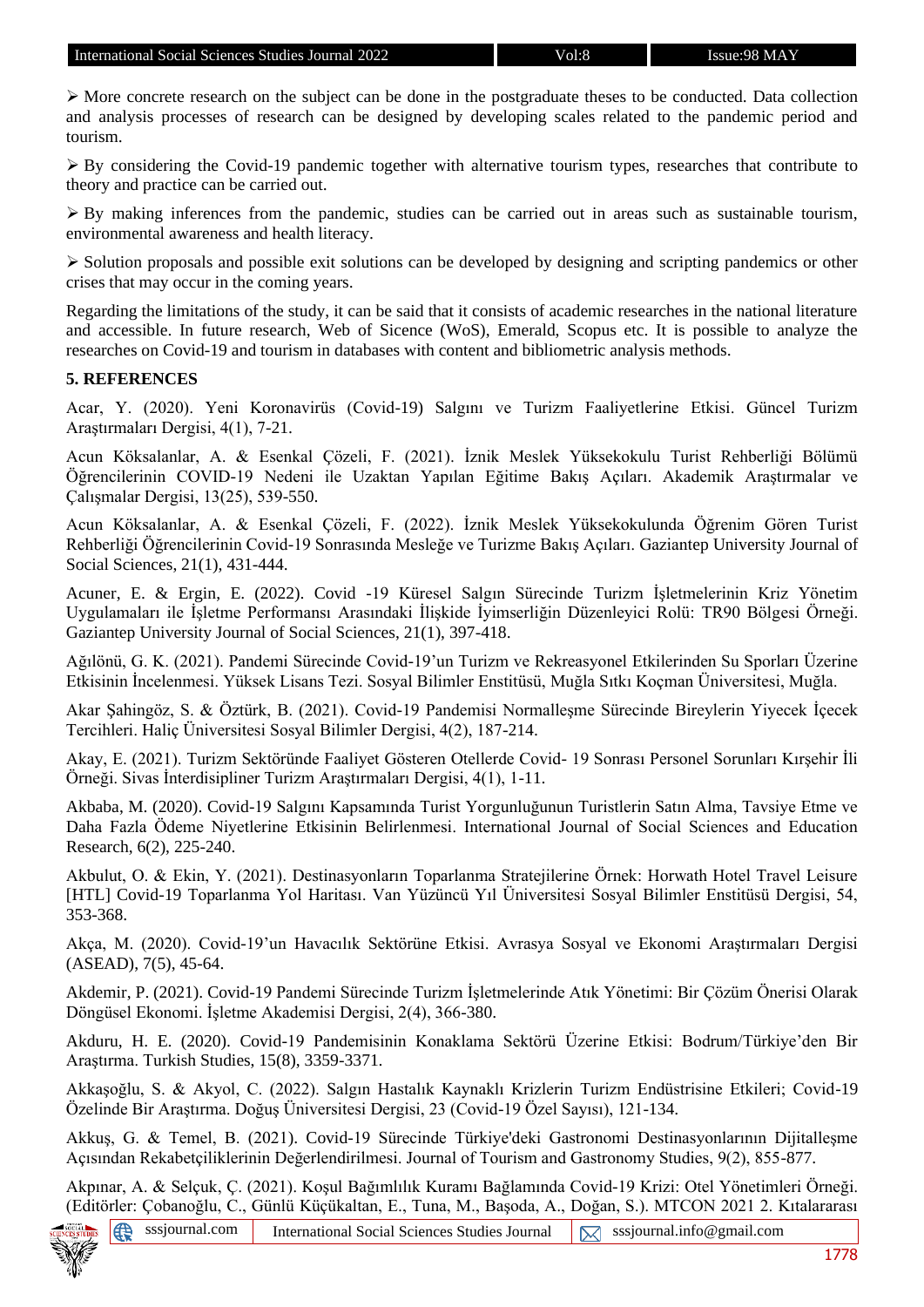➢ More concrete research on the subject can be done in the postgraduate theses to be conducted. Data collection and analysis processes of research can be designed by developing scales related to the pandemic period and tourism.

➢ By considering the Covid-19 pandemic together with alternative tourism types, researches that contribute to theory and practice can be carried out.

➢ By making inferences from the pandemic, studies can be carried out in areas such as sustainable tourism, environmental awareness and health literacy.

➢ Solution proposals and possible exit solutions can be developed by designing and scripting pandemics or other crises that may occur in the coming years.

Regarding the limitations of the study, it can be said that it consists of academic researches in the national literature and accessible. In future research, Web of Sicence (WoS), Emerald, Scopus etc. It is possible to analyze the researches on Covid-19 and tourism in databases with content and bibliometric analysis methods.

## 5. REFERENCES

Acar, Y. (2020). Yeni Koronavirüs (Covid-19) Salgını ve Turizm Faaliyetlerine Etkisi. Güncel Turizm Araştırmaları Dergisi, 4(1), 7-21.

Acun Köksalanlar, A. & Esenkal Çözeli, F. (2021). İznik Meslek Yüksekokulu Turist Rehberliği Bölümü Öğrencilerinin COVID-19 Nedeni ile Uzaktan Yapılan Eğitime Bakış Açıları. Akademik Araştırmalar ve Çalışmalar Dergisi, 13(25), 539-550.

Acun Köksalanlar, A. & Esenkal Çözeli, F. (2022). İznik Meslek Yüksekokulunda Öğrenim Gören Turist Rehberliği Öğrencilerinin Covid-19 Sonrasında Mesleğe ve Turizme Bakış Açıları. Gaziantep University Journal of Social Sciences, 21(1), 431-444.

Acuner, E. & Ergin, E. (2022). Covid -19 Küresel Salgın Sürecinde Turizm İşletmelerinin Kriz Yönetim Uygulamaları ile İşletme Performansı Arasındaki İlişkide İyimserliğin Düzenleyici Rolü: TR90 Bölgesi Örneği. Gaziantep University Journal of Social Sciences, 21(1), 397-418.

Ağılönü, G. K. (2021). Pandemi Sürecinde Covid-19'un Turizm ve Rekreasyonel Etkilerinden Su Sporları Üzerine Etkisinin İncelenmesi. Yüksek Lisans Tezi. Sosyal Bilimler Enstitüsü, Muğla Sıtkı Koçman Üniversitesi, Muğla.

Akar Şahingöz, S. & Öztürk, B. (2021). Covid-19 Pandemisi Normalleşme Sürecinde Bireylerin Yiyecek İçecek Tercihleri. Haliç Üniversitesi Sosyal Bilimler Dergisi, 4(2), 187-214.

Akay, E. (2021). Turizm Sektöründe Faaliyet Gösteren Otellerde Covid- 19 Sonrası Personel Sorunları Kırşehir İli Örneği. Sivas İnterdisipliner Turizm Araştırmaları Dergisi, 4(1), 1-11.

Akbaba, M. (2020). Covid-19 Salgını Kapsamında Turist Yorgunluğunun Turistlerin Satın Alma, Tavsiye Etme ve Daha Fazla Ödeme Niyetlerine Etkisinin Belirlenmesi. International Journal of Social Sciences and Education Research, 6(2), 225-240.

Akbulut, O. & Ekin, Y. (2021). Destinasyonların Toparlanma Stratejilerine Örnek: Horwath Hotel Travel Leisure [HTL] Covid-19 Toparlanma Yol Haritası. Van Yüzüncü Yıl Üniversitesi Sosyal Bilimler Enstitüsü Dergisi, 54, 353-368.

Akça, M. (2020). Covid-19'un Havacılık Sektörüne Etkisi. Avrasya Sosyal ve Ekonomi Araştırmaları Dergisi (ASEAD), 7(5), 45-64.

Akdemir, P. (2021). Covid-19 Pandemi Sürecinde Turizm İşletmelerinde Atık Yönetimi: Bir Çözüm Önerisi Olarak Döngüsel Ekonomi. İşletme Akademisi Dergisi, 2(4), 366-380.

Akduru, H. E. (2020). Covid-19 Pandemisinin Konaklama Sektörü Üzerine Etkisi: Bodrum/Türkiye'den Bir Araştırma. Turkish Studies, 15(8), 3359-3371.

Akkaşoğlu, S. & Akyol, C. (2022). Salgın Hastalık Kaynaklı Krizlerin Turizm Endüstrisine Etkileri; Covid-19 Özelinde Bir Araştırma. Doğuş Üniversitesi Dergisi, 23 (Covid-19 Özel Sayısı), 121-134.

Akkuş, G. & Temel, B. (2021). Covid-19 Sürecinde Türkiye'deki Gastronomi Destinasyonlarının Dijitalleşme Açısından Rekabetçiliklerinin Değerlendirilmesi. Journal of Tourism and Gastronomy Studies, 9(2), 855-877.

Akpınar, A. & Selçuk, Ç. (2021). Koşul Bağımlılık Kuramı Bağlamında Covid-19 Krizi: Otel Yönetimleri Örneği. (Editörler: Çobanoğlu, C., Günlü Küçükaltan, E., Tuna, M., Başoda, A., Doğan, S.). MTCON 2021 2. Kıtalararası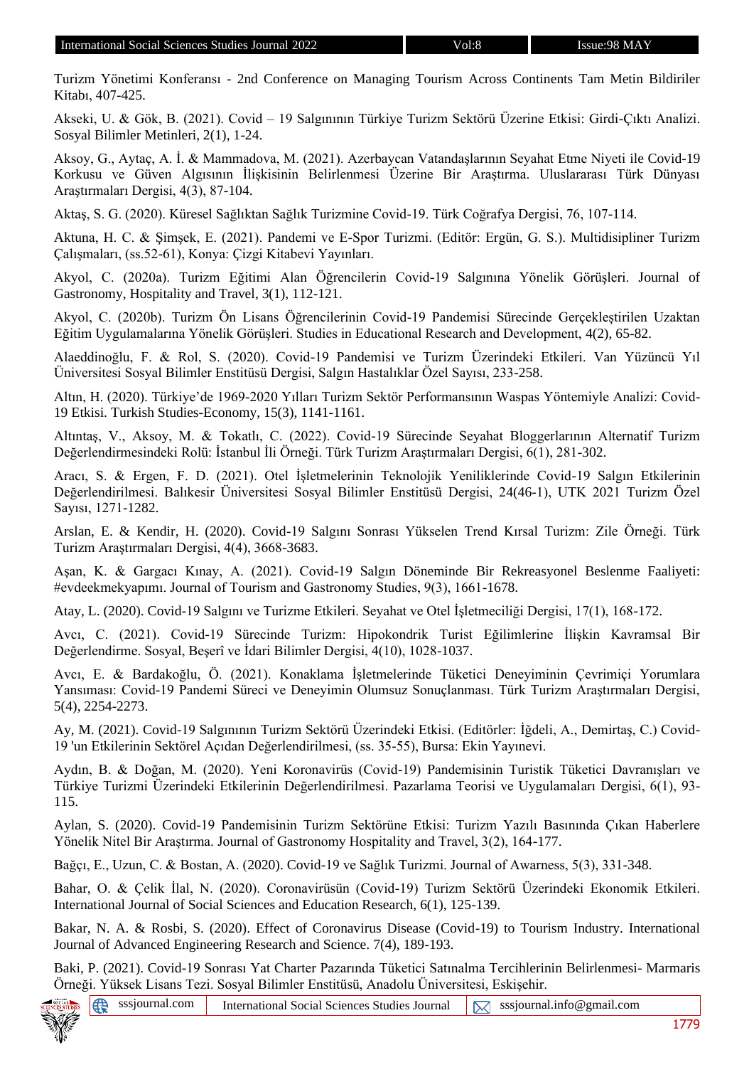Turizm Yönetimi Konferansı - 2nd Conference on Managing Tourism Across Continents Tam Metin Bildiriler Kitabı, 407-425.

Akseki, U. & Gök, B. (2021). Covid – 19 Salgınının Türkiye Turizm Sektörü Üzerine Etkisi: Girdi-Çıktı Analizi. Sosyal Bilimler Metinleri, 2(1), 1-24.

Aksoy, G., Aytaç, A. İ. & Mammadova, M. (2021). Azerbaycan Vatandaşlarının Seyahat Etme Niyeti ile Covid-19 Korkusu ve Güven Algısının İlişkisinin Belirlenmesi Üzerine Bir Araştırma. Uluslararası Türk Dünyası Araştırmaları Dergisi, 4(3), 87-104.

Aktaş, S. G. (2020). Küresel Sağlıktan Sağlık Turizmine Covid-19. Türk Coğrafya Dergisi, 76, 107-114.

Aktuna, H. C. & Şimşek, E. (2021). Pandemi ve E-Spor Turizmi. (Editör: Ergün, G. S.). Multidisipliner Turizm Çalışmaları, (ss.52-61), Konya: Çizgi Kitabevi Yayınları.

Akyol, C. (2020a). Turizm Eğitimi Alan Öğrencilerin Covid-19 Salgınına Yönelik Görüşleri. Journal of Gastronomy, Hospitality and Travel, 3(1), 112-121.

Akyol, C. (2020b). Turizm Ön Lisans Öğrencilerinin Covid-19 Pandemisi Sürecinde Gerçekleştirilen Uzaktan Eğitim Uygulamalarına Yönelik Görüşleri. Studies in Educational Research and Development, 4(2), 65-82.

Alaeddinoğlu, F. & Rol, S. (2020). Covid-19 Pandemisi ve Turizm Üzerindeki Etkileri. Van Yüzüncü Yıl Üniversitesi Sosyal Bilimler Enstitüsü Dergisi, Salgın Hastalıklar Özel Sayısı, 233-258.

Altın, H. (2020). Türkiye'de 1969-2020 Yılları Turizm Sektör Performansının Waspas Yöntemiyle Analizi: Covid-19 Etkisi. Turkish Studies-Economy, 15(3), 1141-1161.

Altıntaş, V., Aksoy, M. & Tokatlı, C. (2022). Covid-19 Sürecinde Seyahat Bloggerlarının Alternatif Turizm Değerlendirmesindeki Rolü: İstanbul İli Örneği. Türk Turizm Araştırmaları Dergisi, 6(1), 281-302.

Aracı, S. & Ergen, F. D. (2021). Otel İşletmelerinin Teknolojik Yeniliklerinde Covid-19 Salgın Etkilerinin Değerlendirilmesi. Balıkesir Üniversitesi Sosyal Bilimler Enstitüsü Dergisi, 24(46-1), UTK 2021 Turizm Özel Sayısı, 1271-1282.

Arslan, E. & Kendir, H. (2020). Covid-19 Salgını Sonrası Yükselen Trend Kırsal Turizm: Zile Örneği. Türk Turizm Araştırmaları Dergisi, 4(4), 3668-3683.

Aşan, K. & Gargacı Kınay, A. (2021). Covid-19 Salgın Döneminde Bir Rekreasyonel Beslenme Faaliyeti: #evdeekmekyapımı. Journal of Tourism and Gastronomy Studies, 9(3), 1661-1678.

Atay, L. (2020). Covid-19 Salgını ve Turizme Etkileri. Seyahat ve Otel İşletmeciliği Dergisi, 17(1), 168-172.

Avcı, C. (2021). Covid-19 Sürecinde Turizm: Hipokondrik Turist Eğilimlerine İlişkin Kavramsal Bir Değerlendirme. Sosyal, Beşerî ve İdari Bilimler Dergisi, 4(10), 1028-1037.

Avcı, E. & Bardakoğlu, Ö. (2021). Konaklama İşletmelerinde Tüketici Deneyiminin Çevrimiçi Yorumlara Yansıması: Covid-19 Pandemi Süreci ve Deneyimin Olumsuz Sonuçlanması. Türk Turizm Araştırmaları Dergisi, 5(4), 2254-2273.

Ay, M. (2021). Covid-19 Salgınının Turizm Sektörü Üzerindeki Etkisi. (Editörler: İğdeli, A., Demirtaş, C.) Covid-19 'un Etkilerinin Sektörel Açıdan Değerlendirilmesi, (ss. 35-55), Bursa: Ekin Yayınevi.

Aydın, B. & Doğan, M. (2020). Yeni Koronavirüs (Covid-19) Pandemisinin Turistik Tüketici Davranışları ve Türkiye Turizmi Üzerindeki Etkilerinin Değerlendirilmesi. Pazarlama Teorisi ve Uygulamaları Dergisi, 6(1), 93-115.

Aylan, S. (2020). Covid-19 Pandemisinin Turizm Sektörüne Etkisi: Turizm Yazılı Basınında Çıkan Haberlere Yönelik Nitel Bir Araştırma. Journal of Gastronomy Hospitality and Travel, 3(2), 164-177.

Bağçı, E., Uzun, C. & Bostan, A. (2020). Covid-19 ve Sağlık Turizmi. Journal of Awarness, 5(3), 331-348.

Bahar, O. & Çelik İlal, N. (2020). Coronavirüsün (Covid-19) Turizm Sektörü Üzerindeki Ekonomik Etkileri. International Journal of Social Sciences and Education Research, 6(1), 125-139.

Bakar, N. A. & Rosbi, S. (2020). Effect of Coronavirus Disease (Covid-19) to Tourism Industry. International Journal of Advanced Engineering Research and Science. 7(4), 189-193.

Baki, P. (2021). Covid-19 Sonrası Yat Charter Pazarında Tüketici Satınalma Tercihlerinin Belirlenmesi- Marmaris Örneği. Yüksek Lisans Tezi. Sosyal Bilimler Enstitüsü, Anadolu Üniversitesi, Eskişehir.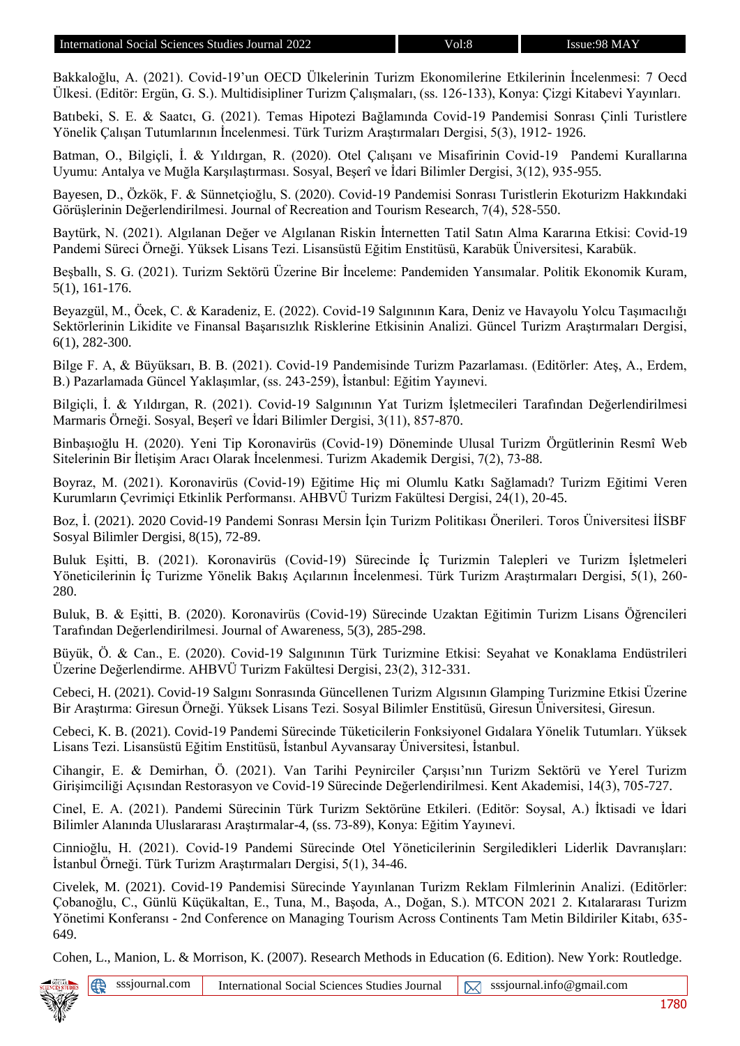Bakkaloğlu, A. (2021). Covid-19'un OECD Ülkelerinin Turizm Ekonomilerine Etkilerinin İncelenmesi: 7 Oecd Ülkesi. (Editör: Ergün, G. S.). Multidisipliner Turizm Çalışmaları, (ss. 126-133), Konya: Çizgi Kitabevi Yayınları.

Batıbeki, S. E. & Saatcı, G. (2021). Temas Hipotezi Bağlamında Covid-19 Pandemisi Sonrası Çinli Turistlere Yönelik Çalışan Tutumlarının İncelenmesi. Türk Turizm Araştırmaları Dergisi, 5(3), 1912- 1926.

Batman, O., Bilgiçli, İ. & Yıldırgan, R. (2020). Otel Çalışanı ve Misafirinin Covid-19 Pandemi Kurallarına Uyumu: Antalya ve Muğla Karşılaştırması. Sosyal, Beşerî ve İdari Bilimler Dergisi, 3(12), 935-955.

Bayesen, D., Özkök, F. & Sünnetçioğlu, S. (2020). Covid-19 Pandemisi Sonrası Turistlerin Ekoturizm Hakkındaki Görüşlerinin Değerlendirilmesi. Journal of Recreation and Tourism Research, 7(4), 528-550.

Baytürk, N. (2021). Algılanan Değer ve Algılanan Riskin İnternetten Tatil Satın Alma Kararına Etkisi: Covid-19 Pandemi Süreci Örneği. Yüksek Lisans Tezi. Lisansüstü Eğitim Enstitüsü, Karabük Üniversitesi, Karabük.

Beşballı, S. G. (2021). Turizm Sektörü Üzerine Bir İnceleme: Pandemiden Yansımalar. Politik Ekonomik Kuram, 5(1), 161-176.

Beyazgül, M., Öcek, C. & Karadeniz, E. (2022). Covid-19 Salgınının Kara, Deniz ve Havayolu Yolcu Taşımacılığı Sektörlerinin Likidite ve Finansal Başarısızlık Risklerine Etkisinin Analizi. Güncel Turizm Araştırmaları Dergisi, 6(1), 282-300.

Bilge F. A, & Büyüksarı, B. B. (2021). Covid-19 Pandemisinde Turizm Pazarlaması. (Editörler: Ateş, A., Erdem, B.) Pazarlamada Güncel Yaklaşımlar, (ss. 243-259), İstanbul: Eğitim Yayınevi.

Bilgiçli, İ. & Yıldırgan, R. (2021). Covid-19 Salgınının Yat Turizm İşletmecileri Tarafından Değerlendirilmesi Marmaris Örneği. Sosyal, Beşerî ve İdari Bilimler Dergisi, 3(11), 857-870.

Binbaşıoğlu H. (2020). Yeni Tip Koronavirüs (Covid-19) Döneminde Ulusal Turizm Örgütlerinin Resmî Web Sitelerinin Bir İletişim Aracı Olarak İncelenmesi. Turizm Akademik Dergisi, 7(2), 73-88.

Boyraz, M. (2021). Koronavirüs (Covid-19) Eğitime Hiç mi Olumlu Katkı Sağlamadı? Turizm Eğitimi Veren Kurumların Çevrimiçi Etkinlik Performansı. AHBVÜ Turizm Fakültesi Dergisi, 24(1), 20-45.

Boz, İ. (2021). 2020 Covid-19 Pandemi Sonrası Mersin İçin Turizm Politikası Önerileri. Toros Üniversitesi İİSBF Sosyal Bilimler Dergisi, 8(15), 72-89.

Buluk Eşitti, B. (2021). Koronavirüs (Covid-19) Sürecinde İç Turizmin Talepleri ve Turizm İşletmeleri Yöneticilerinin İç Turizme Yönelik Bakış Açılarının İncelenmesi. Türk Turizm Araştırmaları Dergisi, 5(1), 260-280.

Buluk, B. & Eşitti, B. (2020). Koronavirüs (Covid-19) Sürecinde Uzaktan Eğitimin Turizm Lisans Öğrencileri Tarafından Değerlendirilmesi. Journal of Awareness, 5(3), 285-298.

Büyük, Ö. & Can., E. (2020). Covid-19 Salgınının Türk Turizmine Etkisi: Seyahat ve Konaklama Endüstrileri Üzerine Değerlendirme. AHBVÜ Turizm Fakültesi Dergisi, 23(2), 312-331.

Cebeci, H. (2021). Covid-19 Salgını Sonrasında Güncellenen Turizm Algısının Glamping Turizmine Etkisi Üzerine Bir Araştırma: Giresun Örneği. Yüksek Lisans Tezi. Sosyal Bilimler Enstitüsü, Giresun Üniversitesi, Giresun.

Cebeci, K. B. (2021). Covid-19 Pandemi Sürecinde Tüketicilerin Fonksiyonel Gıdalara Yönelik Tutumları. Yüksek Lisans Tezi. Lisansüstü Eğitim Enstitüsü, İstanbul Ayvansaray Üniversitesi, İstanbul.

Cihangir, E. & Demirhan, Ö. (2021). Van Tarihi Peynirciler Çarşısı'nın Turizm Sektörü ve Yerel Turizm Girişimciliği Açısından Restorasyon ve Covid-19 Sürecinde Değerlendirilmesi. Kent Akademisi, 14(3), 705-727.

Cinel, E. A. (2021). Pandemi Sürecinin Türk Turizm Sektörüne Etkileri. (Editör: Soysal, A.) İktisadi ve İdari Bilimler Alanında Uluslararası Araştırmalar-4, (ss. 73-89), Konya: Eğitim Yayınevi.

Cinnioğlu, H. (2021). Covid-19 Pandemi Sürecinde Otel Yöneticilerinin Sergiledikleri Liderlik Davranışları: İstanbul Örneği. Türk Turizm Araştırmaları Dergisi, 5(1), 34-46.

Civelek, M. (2021). Covid-19 Pandemisi Sürecinde Yayınlanan Turizm Reklam Filmlerinin Analizi. (Editörler: Çobanoğlu, C., Günlü Küçükaltan, E., Tuna, M., Başoda, A., Doğan, S.). MTCON 2021 2. Kıtalararası Turizm Yönetimi Konferansı - 2nd Conference on Managing Tourism Across Continents Tam Metin Bildiriler Kitabı, 635-649.

Cohen, L., Manion, L. & Morrison, K. (2007). Research Methods in Education (6. Edition). New York: Routledge.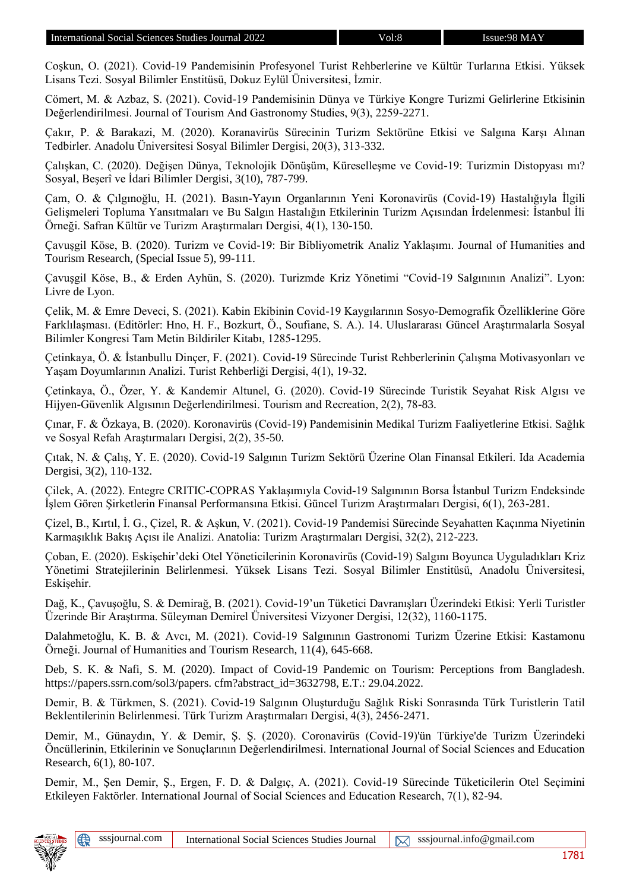Coşkun, O. (2021). Covid-19 Pandemisinin Profesyonel Turist Rehberlerine ve Kültür Turlarına Etkisi. Yüksek Lisans Tezi. Sosyal Bilimler Enstitüsü, Dokuz Eylül Üniversitesi, İzmir.

Cömert, M. & Azbaz, S. (2021). Covid-19 Pandemisinin Dünya ve Türkiye Kongre Turizmi Gelirlerine Etkisinin Değerlendirilmesi. Journal of Tourism And Gastronomy Studies, 9(3), 2259-2271.

Çakır, P. & Barakazi, M. (2020). Koranavirüs Sürecinin Turizm Sektörüne Etkisi ve Salgına Karşı Alınan Tedbirler. Anadolu Üniversitesi Sosyal Bilimler Dergisi, 20(3), 313-332.

Çalışkan, C. (2020). Değişen Dünya, Teknolojik Dönüşüm, Küreselleşme ve Covid-19: Turizmin Distopyası mı? Sosyal, Beşerî ve İdari Bilimler Dergisi, 3(10), 787-799.

Çam, O. & Çılgınoğlu, H. (2021). Basın-Yayın Organlarının Yeni Koronavirüs (Covid-19) Hastalığıyla İlgili Gelişmeleri Topluma Yansıtmaları ve Bu Salgın Hastalığın Etkilerinin Turizm Açısından İrdelenmesi: İstanbul İli Örneği. Safran Kültür ve Turizm Araştırmaları Dergisi, 4(1), 130-150.

Çavuşgil Köse, B. (2020). Turizm ve Covid-19: Bir Bibliyometrik Analiz Yaklaşımı. Journal of Humanities and Tourism Research, (Special Issue 5), 99-111.

Çavuşgil Köse, B., & Erden Ayhün, S. (2020). Turizmde Kriz Yönetimi "Covid-19 Salgınının Analizi". Lyon: Livre de Lyon.

Çelik, M. & Emre Deveci, S. (2021). Kabin Ekibinin Covid-19 Kaygılarının Sosyo-Demografik Özelliklerine Göre Farklılaşması. (Editörler: Hno, H. F., Bozkurt, Ö., Soufiane, S. A.). 14. Uluslararası Güncel Araştırmalarla Sosyal Bilimler Kongresi Tam Metin Bildiriler Kitabı, 1285-1295.

Çetinkaya, Ö. & İstanbullu Dinçer, F. (2021). Covid-19 Sürecinde Turist Rehberlerinin Çalışma Motivasyonları ve Yaşam Doyumlarının Analizi. Turist Rehberliği Dergisi, 4(1), 19-32.

Çetinkaya, Ö., Özer, Y. & Kandemir Altunel, G. (2020). Covid-19 Sürecinde Turistik Seyahat Risk Algısı ve Hijyen-Güvenlik Algısının Değerlendirilmesi. Tourism and Recreation, 2(2), 78-83.

Çınar, F. & Özkaya, B. (2020). Koronavirüs (Covid-19) Pandemisinin Medikal Turizm Faaliyetlerine Etkisi. Sağlık ve Sosyal Refah Araştırmaları Dergisi, 2(2), 35-50.

Çıtak, N. & Çalış, Y. E. (2020). Covid-19 Salgının Turizm Sektörü Üzerine Olan Finansal Etkileri. Ida Academia Dergisi, 3(2), 110-132.

Çilek, A. (2022). Entegre CRITIC-COPRAS Yaklaşımıyla Covid-19 Salgınının Borsa İstanbul Turizm Endeksinde İşlem Gören Şirketlerin Finansal Performansına Etkisi. Güncel Turizm Araştırmaları Dergisi, 6(1), 263-281.

Çizel, B., Kırtıl, İ. G., Çizel, R. & Aşkun, V. (2021). Covid-19 Pandemisi Sürecinde Seyahatten Kaçınma Niyetinin Karmaşıklık Bakış Açısı ile Analizi. Anatolia: Turizm Araştırmaları Dergisi, 32(2), 212-223.

Çoban, E. (2020). Eskişehir'deki Otel Yöneticilerinin Koronavirüs (Covid-19) Salgını Boyunca Uyguladıkları Kriz Yönetimi Stratejilerinin Belirlenmesi. Yüksek Lisans Tezi. Sosyal Bilimler Enstitüsü, Anadolu Üniversitesi, Eskişehir.

Dağ, K., Çavuşoğlu, S. & Demirağ, B. (2021). Covid-19'un Tüketici Davranışları Üzerindeki Etkisi: Yerli Turistler Üzerinde Bir Araştırma. Süleyman Demirel Üniversitesi Vizyoner Dergisi, 12(32), 1160-1175.

Dalahmetoğlu, K. B. & Avcı, M. (2021). Covid-19 Salgınının Gastronomi Turizm Üzerine Etkisi: Kastamonu Örneği. Journal of Humanities and Tourism Research, 11(4), 645-668.

Deb, S. K. & Nafi, S. M. (2020). Impact of Covid-19 Pandemic on Tourism: Perceptions from Bangladesh. https://papers.ssrn.com/sol3/papers. cfm?abstract_id=3632798, E.T.: 29.04.2022.

Demir, B. & Türkmen, S. (2021). Covid-19 Salgının Oluşturduğu Sağlık Riski Sonrasında Türk Turistlerin Tatil Beklentilerinin Belirlenmesi. Türk Turizm Araştırmaları Dergisi, 4(3), 2456-2471.

Demir, M., Günaydın, Y. & Demir, Ş. Ş. (2020). Coronavirüs (Covid-19)'ün Türkiye'de Turizm Üzerindeki Öncüllerinin, Etkilerinin ve Sonuçlarının Değerlendirilmesi. International Journal of Social Sciences and Education Research, 6(1), 80-107.

Demir, M., Şen Demir, Ş., Ergen, F. D. & Dalgıç, A. (2021). Covid-19 Sürecinde Tüketicilerin Otel Seçimini Etkileyen Faktörler. International Journal of Social Sciences and Education Research, 7(1), 82-94.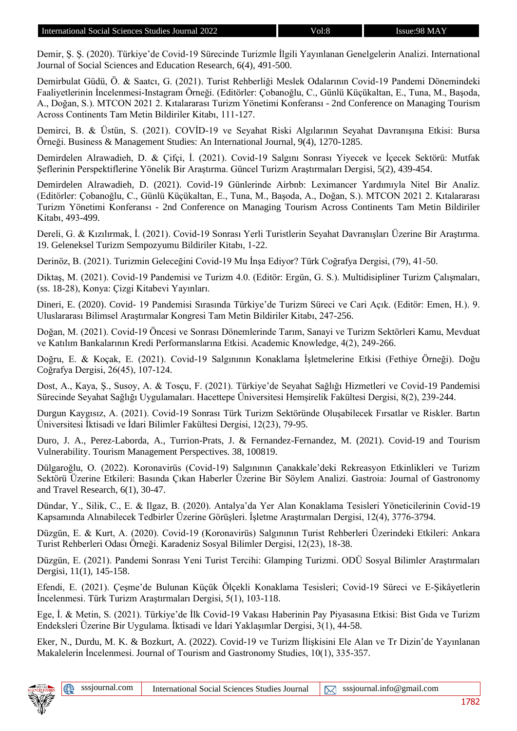Demir, Ş. Ş. (2020). Türkiye'de Covid-19 Sürecinde Turizmle İlgili Yayınlanan Genelgelerin Analizi. International Journal of Social Sciences and Education Research, 6(4), 491-500.

Demirbulat Güdü, Ö. & Saatcı, G. (2021). Turist Rehberliği Meslek Odalarının Covid-19 Pandemi Dönemindeki Faaliyetlerinin İncelenmesi-Instagram Örneği. (Editörler: Çobanoğlu, C., Günlü Küçükaltan, E., Tuna, M., Başoda, A., Doğan, S.). MTCON 2021 2. Kıtalararası Turizm Yönetimi Konferansı - 2nd Conference on Managing Tourism Across Continents Tam Metin Bildiriler Kitabı, 111-127.

Demirci, B. & Üstün, S. (2021). COVİD-19 ve Seyahat Riski Algılarının Seyahat Davranışına Etkisi: Bursa Örneği. Business & Management Studies: An International Journal, 9(4), 1270-1285.

Demirdelen Alrawadieh, D. & Çifçi, İ. (2021). Covid-19 Salgını Sonrası Yiyecek ve İçecek Sektörü: Mutfak Şeflerinin Perspektiflerine Yönelik Bir Araştırma. Güncel Turizm Araştırmaları Dergisi, 5(2), 439-454.

Demirdelen Alrawadieh, D. (2021). Covid-19 Günlerinde Airbnb: Leximancer Yardımıyla Nitel Bir Analiz. (Editörler: Çobanoğlu, C., Günlü Küçükaltan, E., Tuna, M., Başoda, A., Doğan, S.). MTCON 2021 2. Kıtalararası Turizm Yönetimi Konferansı - 2nd Conference on Managing Tourism Across Continents Tam Metin Bildiriler Kitabı, 493-499.

Dereli, G. & Kızılırmak, İ. (2021). Covid-19 Sonrası Yerli Turistlerin Seyahat Davranışları Üzerine Bir Araştırma. 19. Geleneksel Turizm Sempozyumu Bildiriler Kitabı, 1-22.

Derinöz, B. (2021). Turizmin Geleceğini Covid-19 Mu İnşa Ediyor? Türk Coğrafya Dergisi, (79), 41-50.

Diktaş, M. (2021). Covid-19 Pandemisi ve Turizm 4.0. (Editör: Ergün, G. S.). Multidisipliner Turizm Çalışmaları, (ss. 18-28), Konya: Çizgi Kitabevi Yayınları.

Dineri, E. (2020). Covid- 19 Pandemisi Sırasında Türkiye'de Turizm Süreci ve Cari Açık. (Editör: Emen, H.). 9. Uluslararası Bilimsel Araştırmalar Kongresi Tam Metin Bildiriler Kitabı, 247-256.

Doğan, M. (2021). Covid-19 Öncesi ve Sonrası Dönemlerinde Tarım, Sanayi ve Turizm Sektörleri Kamu, Mevduat ve Katılım Bankalarının Kredi Performanslarına Etkisi. Academic Knowledge, 4(2), 249-266.

Doğru, E. & Koçak, E. (2021). Covid-19 Salgınının Konaklama İşletmelerine Etkisi (Fethiye Örneği). Doğu Coğrafya Dergisi, 26(45), 107-124.

Dost, A., Kaya, Ş., Susoy, A. & Tosçu, F. (2021). Türkiye'de Seyahat Sağlığı Hizmetleri ve Covid-19 Pandemisi Sürecinde Seyahat Sağlığı Uygulamaları. Hacettepe Üniversitesi Hemşirelik Fakültesi Dergisi, 8(2), 239-244.

Durgun Kaygısız, A. (2021). Covid-19 Sonrası Türk Turizm Sektöründe Oluşabilecek Fırsatlar ve Riskler. Bartın Üniversitesi İktisadi ve İdari Bilimler Fakültesi Dergisi, 12(23), 79-95.

Duro, J. A., Perez-Laborda, A., Turrion-Prats, J. & Fernandez-Fernandez, M. (2021). Covid-19 and Tourism Vulnerability. Tourism Management Perspectives. 38, 100819.

Dülgaroğlu, O. (2022). Koronavirüs (Covid-19) Salgınının Çanakkale'deki Rekreasyon Etkinlikleri ve Turizm Sektörü Üzerine Etkileri: Basında Çıkan Haberler Üzerine Bir Söylem Analizi. Gastroia: Journal of Gastronomy and Travel Research, 6(1), 30-47.

Dündar, Y., Silik, C., E. & Ilgaz, B. (2020). Antalya'da Yer Alan Konaklama Tesisleri Yöneticilerinin Covid-19 Kapsamında Alınabilecek Tedbirler Üzerine Görüşleri. İşletme Araştırmaları Dergisi, 12(4), 3776-3794.

Düzgün, E. & Kurt, A. (2020). Covid-19 (Koronavirüs) Salgınının Turist Rehberleri Üzerindeki Etkileri: Ankara Turist Rehberleri Odası Örneği. Karadeniz Sosyal Bilimler Dergisi, 12(23), 18-38.

Düzgün, E. (2021). Pandemi Sonrası Yeni Turist Tercihi: Glamping Turizmi. ODÜ Sosyal Bilimler Araştırmaları Dergisi, 11(1), 145-158.

Efendi, E. (2021). Çeşme'de Bulunan Küçük Ölçekli Konaklama Tesisleri; Covid-19 Süreci ve E-Şikâyetlerin İncelenmesi. Türk Turizm Araştırmaları Dergisi, 5(1), 103-118.

Ege, İ. & Metin, S. (2021). Türkiye'de İlk Covid-19 Vakası Haberinin Pay Piyasasına Etkisi: Bist Gıda ve Turizm Endeksleri Üzerine Bir Uygulama. İktisadi ve İdari Yaklaşımlar Dergisi, 3(1), 44-58.

Eker, N., Durdu, M. K. & Bozkurt, A. (2022). Covid-19 ve Turizm İlişkisini Ele Alan ve Tr Dizin'de Yayınlanan Makalelerin İncelenmesi. Journal of Tourism and Gastronomy Studies, 10(1), 335-357.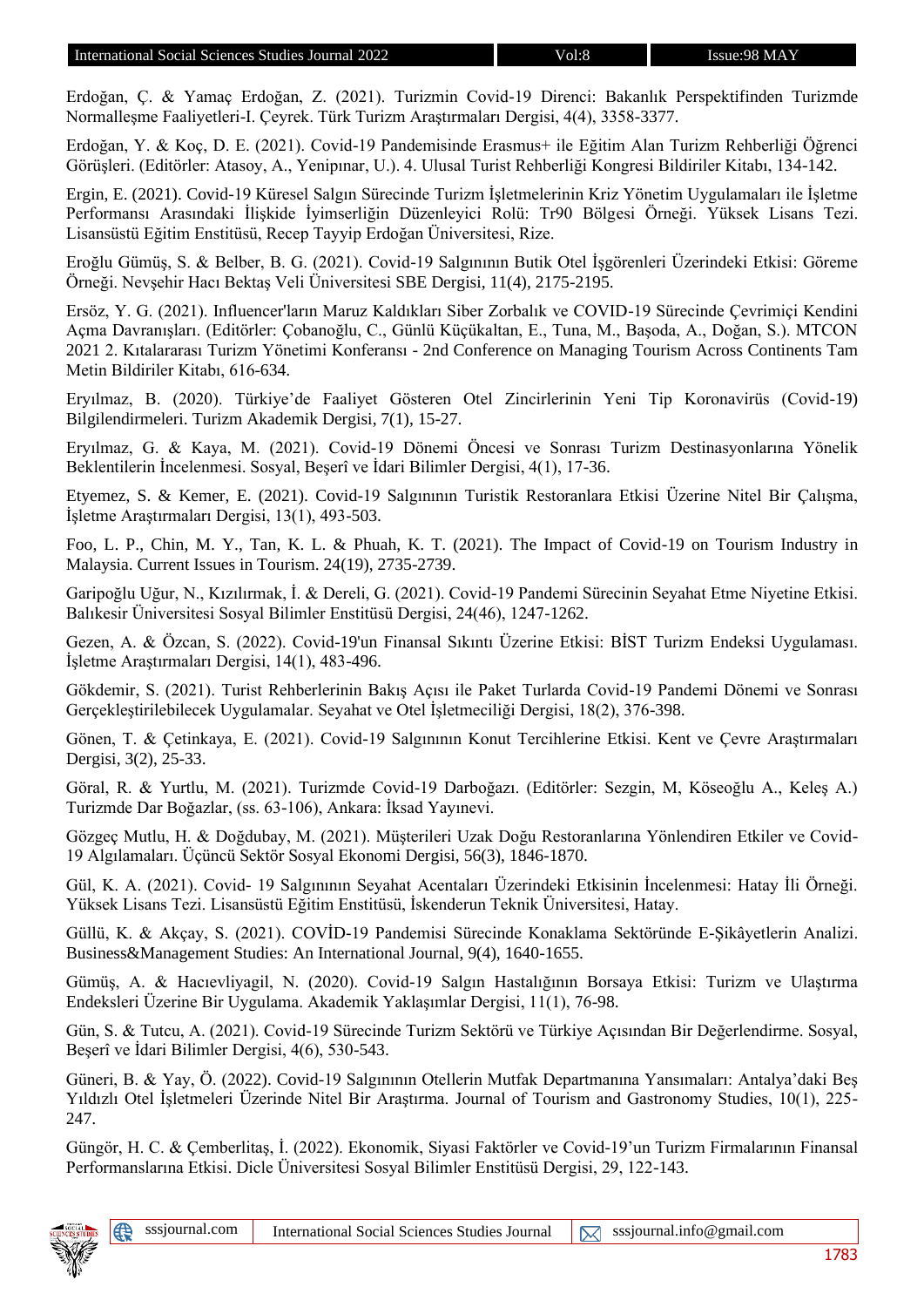Erdoğan, Ç. & Yamaç Erdoğan, Z. (2021). Turizmin Covid-19 Direnci: Bakanlık Perspektifinden Turizmde Normalleşme Faaliyetleri-I. Çeyrek. Türk Turizm Araştırmaları Dergisi, 4(4), 3358-3377.

Erdoğan, Y. & Koç, D. E. (2021). Covid-19 Pandemisinde Erasmus+ ile Eğitim Alan Turizm Rehberliği Öğrenci Görüşleri. (Editörler: Atasoy, A., Yenipınar, U.). 4. Ulusal Turist Rehberliği Kongresi Bildiriler Kitabı, 134-142.

Ergin, E. (2021). Covid-19 Küresel Salgın Sürecinde Turizm İşletmelerinin Kriz Yönetim Uygulamaları ile İşletme Performansı Arasındaki İlişkide İyimserliğin Düzenleyici Rolü: Tr90 Bölgesi Örneği. Yüksek Lisans Tezi. Lisansüstü Eğitim Enstitüsü, Recep Tayyip Erdoğan Üniversitesi, Rize.

Eroğlu Gümüş, S. & Belber, B. G. (2021). Covid-19 Salgınının Butik Otel İşgörenleri Üzerindeki Etkisi: Göreme Örneği. Nevşehir Hacı Bektaş Veli Üniversitesi SBE Dergisi, 11(4), 2175-2195.

Ersöz, Y. G. (2021). Influencer'ların Maruz Kaldıkları Siber Zorbalık ve COVID-19 Sürecinde Çevrimiçi Kendini Açma Davranışları. (Editörler: Çobanoğlu, C., Günlü Küçükaltan, E., Tuna, M., Başoda, A., Doğan, S.). MTCON 2021 2. Kıtalararası Turizm Yönetimi Konferansı - 2nd Conference on Managing Tourism Across Continents Tam Metin Bildiriler Kitabı, 616-634.

Eryılmaz, B. (2020). Türkiye'de Faaliyet Gösteren Otel Zincirlerinin Yeni Tip Koronavirüs (Covid-19) Bilgilendirmeleri. Turizm Akademik Dergisi, 7(1), 15-27.

Eryılmaz, G. & Kaya, M. (2021). Covid-19 Dönemi Öncesi ve Sonrası Turizm Destinasyonlarına Yönelik Beklentilerin İncelenmesi. Sosyal, Beşerî ve İdari Bilimler Dergisi, 4(1), 17-36.

Etyemez, S. & Kemer, E. (2021). Covid-19 Salgınının Turistik Restoranlara Etkisi Üzerine Nitel Bir Çalışma, İşletme Araştırmaları Dergisi, 13(1), 493-503.

Foo, L. P., Chin, M. Y., Tan, K. L. & Phuah, K. T. (2021). The Impact of Covid-19 on Tourism Industry in Malaysia. Current Issues in Tourism. 24(19), 2735-2739.

Garipoğlu Uğur, N., Kızılırmak, İ. & Dereli, G. (2021). Covid-19 Pandemi Sürecinin Seyahat Etme Niyetine Etkisi. Balıkesir Üniversitesi Sosyal Bilimler Enstitüsü Dergisi, 24(46), 1247-1262.

Gezen, A. & Özcan, S. (2022). Covid-19'un Finansal Sıkıntı Üzerine Etkisi: BİST Turizm Endeksi Uygulaması. İşletme Araştırmaları Dergisi, 14(1), 483-496.

Gökdemir, S. (2021). Turist Rehberlerinin Bakış Açısı ile Paket Turlarda Covid-19 Pandemi Dönemi ve Sonrası Gerçekleştirilebilecek Uygulamalar. Seyahat ve Otel İşletmeciliği Dergisi, 18(2), 376-398.

Gönen, T. & Çetinkaya, E. (2021). Covid-19 Salgınının Konut Tercihlerine Etkisi. Kent ve Çevre Araştırmaları Dergisi, 3(2), 25-33.

Göral, R. & Yurtlu, M. (2021). Turizmde Covid-19 Darboğazı. (Editörler: Sezgin, M, Köseoğlu A., Keleş A.) Turizmde Dar Boğazlar, (ss. 63-106), Ankara: İksad Yayınevi.

Gözgeç Mutlu, H. & Doğdubay, M. (2021). Müşterileri Uzak Doğu Restoranlarına Yönlendiren Etkiler ve Covid-19 Algılamaları. Üçüncü Sektör Sosyal Ekonomi Dergisi, 56(3), 1846-1870.

Gül, K. A. (2021). Covid- 19 Salgınının Seyahat Acentaları Üzerindeki Etkisinin İncelenmesi: Hatay İli Örneği. Yüksek Lisans Tezi. Lisansüstü Eğitim Enstitüsü, İskenderun Teknik Üniversitesi, Hatay.

Güllü, K. & Akçay, S. (2021). COVİD-19 Pandemisi Sürecinde Konaklama Sektöründe E-Şikâyetlerin Analizi. Business&Management Studies: An International Journal, 9(4), 1640-1655.

Gümüş, A. & Hacıevliyagil, N. (2020). Covid-19 Salgın Hastalığının Borsaya Etkisi: Turizm ve Ulaştırma Endeksleri Üzerine Bir Uygulama. Akademik Yaklaşımlar Dergisi, 11(1), 76-98.

Gün, S. & Tutcu, A. (2021). Covid-19 Sürecinde Turizm Sektörü ve Türkiye Açısından Bir Değerlendirme. Sosyal, Beşerî ve İdari Bilimler Dergisi, 4(6), 530-543.

Güneri, B. & Yay, Ö. (2022). Covid-19 Salgınının Otellerin Mutfak Departmanına Yansımaları: Antalya'daki Beş Yıldızlı Otel İşletmeleri Üzerinde Nitel Bir Araştırma. Journal of Tourism and Gastronomy Studies, 10(1), 225-247.

Güngör, H. C. & Çemberlitaş, İ. (2022). Ekonomik, Siyasi Faktörler ve Covid-19'un Turizm Firmalarının Finansal Performanslarına Etkisi. Dicle Üniversitesi Sosyal Bilimler Enstitüsü Dergisi, 29, 122-143.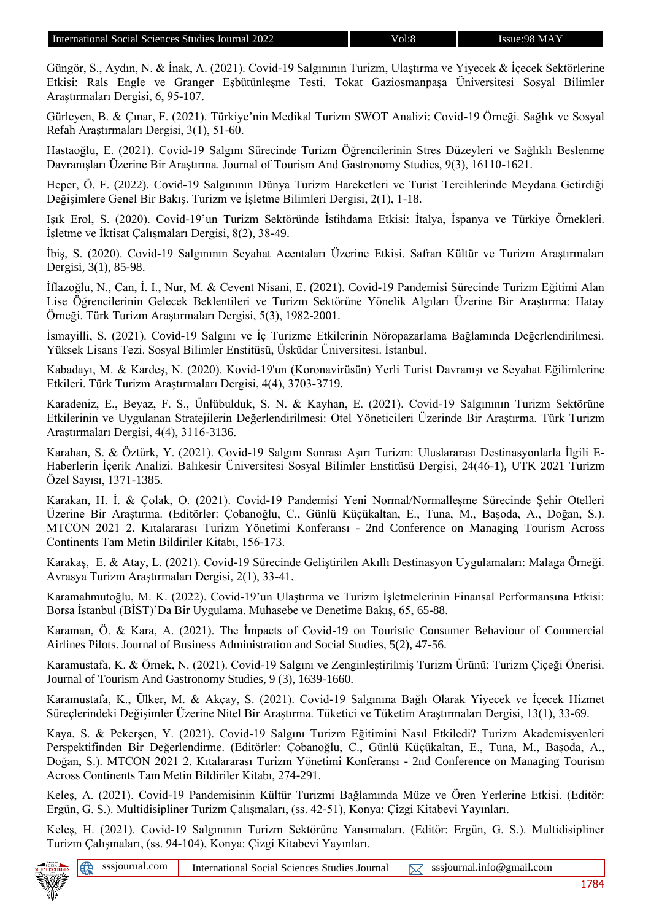Güngör, S., Aydın, N. & İnak, A. (2021). Covid-19 Salgınının Turizm, Ulaştırma ve Yiyecek & İçecek Sektörlerine Etkisi: Rals Engle ve Granger Eşbütünleşme Testi. Tokat Gaziosmanpaşa Üniversitesi Sosyal Bilimler Araştırmaları Dergisi, 6, 95-107.

Gürleyen, B. & Çınar, F. (2021). Türkiye'nin Medikal Turizm SWOT Analizi: Covid-19 Örneği. Sağlık ve Sosyal Refah Araştırmaları Dergisi, 3(1), 51-60.

Hastaoğlu, E. (2021). Covid-19 Salgını Sürecinde Turizm Öğrencilerinin Stres Düzeyleri ve Sağlıklı Beslenme Davranışları Üzerine Bir Araştırma. Journal of Tourism And Gastronomy Studies, 9(3), 16110-1621.

Heper, Ö. F. (2022). Covid-19 Salgınının Dünya Turizm Hareketleri ve Turist Tercihlerinde Meydana Getirdiği Değişimlere Genel Bir Bakış. Turizm ve İşletme Bilimleri Dergisi, 2(1), 1-18.

Işık Erol, S. (2020). Covid-19'un Turizm Sektöründe İstihdama Etkisi: İtalya, İspanya ve Türkiye Örnekleri. İşletme ve İktisat Çalışmaları Dergisi, 8(2), 38-49.

İbiş, S. (2020). Covid-19 Salgınının Seyahat Acentaları Üzerine Etkisi. Safran Kültür ve Turizm Araştırmaları Dergisi, 3(1), 85-98.

İflazoğlu, N., Can, İ. I., Nur, M. & Cevent Nisani, E. (2021). Covid-19 Pandemisi Sürecinde Turizm Eğitimi Alan Lise Öğrencilerinin Gelecek Beklentileri ve Turizm Sektörüne Yönelik Algıları Üzerine Bir Araştırma: Hatay Örneği. Türk Turizm Araştırmaları Dergisi, 5(3), 1982-2001.

İsmayilli, S. (2021). Covid-19 Salgını ve İç Turizme Etkilerinin Nöropazarlama Bağlamında Değerlendirilmesi. Yüksek Lisans Tezi. Sosyal Bilimler Enstitüsü, Üsküdar Üniversitesi. İstanbul.

Kabadayı, M. & Kardeş, N. (2020). Kovid-19'un (Koronavirüsün) Yerli Turist Davranışı ve Seyahat Eğilimlerine Etkileri. Türk Turizm Araştırmaları Dergisi, 4(4), 3703-3719.

Karadeniz, E., Beyaz, F. S., Ünlübulduk, S. N. & Kayhan, E. (2021). Covid-19 Salgınının Turizm Sektörüne Etkilerinin ve Uygulanan Stratejilerin Değerlendirilmesi: Otel Yöneticileri Üzerinde Bir Araştırma. Türk Turizm Araştırmaları Dergisi, 4(4), 3116-3136.

Karahan, S. & Öztürk, Y. (2021). Covid-19 Salgını Sonrası Aşırı Turizm: Uluslararası Destinasyonlarla İlgili E-Haberlerin İçerik Analizi. Balıkesir Üniversitesi Sosyal Bilimler Enstitüsü Dergisi, 24(46-1), UTK 2021 Turizm Özel Sayısı, 1371-1385.

Karakan, H. İ. & Çolak, O. (2021). Covid-19 Pandemisi Yeni Normal/Normalleşme Sürecinde Şehir Otelleri Üzerine Bir Araştırma. (Editörler: Çobanoğlu, C., Günlü Küçükaltan, E., Tuna, M., Başoda, A., Doğan, S.). MTCON 2021 2. Kıtalararası Turizm Yönetimi Konferansı - 2nd Conference on Managing Tourism Across Continents Tam Metin Bildiriler Kitabı, 156-173.

Karakaş, E. & Atay, L. (2021). Covid-19 Sürecinde Geliştirilen Akıllı Destinasyon Uygulamaları: Malaga Örneği. Avrasya Turizm Araştırmaları Dergisi, 2(1), 33-41.

Karamahmutoğlu, M. K. (2022). Covid-19'un Ulaştırma ve Turizm İşletmelerinin Finansal Performansına Etkisi: Borsa İstanbul (BİST)'Da Bir Uygulama. Muhasebe ve Denetime Bakış, 65, 65-88.

Karaman, Ö. & Kara, A. (2021). The İmpacts of Covid-19 on Touristic Consumer Behaviour of Commercial Airlines Pilots. Journal of Business Administration and Social Studies, 5(2), 47-56.

Karamustafa, K. & Örnek, N. (2021). Covid-19 Salgını ve Zenginleştirilmiş Turizm Ürünü: Turizm Çiçeği Önerisi. Journal of Tourism And Gastronomy Studies, 9 (3), 1639-1660.

Karamustafa, K., Ülker, M. & Akçay, S. (2021). Covid-19 Salgınına Bağlı Olarak Yiyecek ve İçecek Hizmet Süreçlerindeki Değişimler Üzerine Nitel Bir Araştırma. Tüketici ve Tüketim Araştırmaları Dergisi, 13(1), 33-69.

Kaya, S. & Pekerşen, Y. (2021). Covid-19 Salgını Turizm Eğitimini Nasıl Etkiledi? Turizm Akademisyenleri Perspektifinden Bir Değerlendirme. (Editörler: Çobanoğlu, C., Günlü Küçükaltan, E., Tuna, M., Başoda, A., Doğan, S.). MTCON 2021 2. Kıtalararası Turizm Yönetimi Konferansı - 2nd Conference on Managing Tourism Across Continents Tam Metin Bildiriler Kitabı, 274-291.

Keleş, A. (2021). Covid-19 Pandemisinin Kültür Turizmi Bağlamında Müze ve Ören Yerlerine Etkisi. (Editör: Ergün, G. S.). Multidisipliner Turizm Çalışmaları, (ss. 42-51), Konya: Çizgi Kitabevi Yayınları.

Keleş, H. (2021). Covid-19 Salgınının Turizm Sektörüne Yansımaları. (Editör: Ergün, G. S.). Multidisipliner Turizm Çalışmaları, (ss. 94-104), Konya: Çizgi Kitabevi Yayınları.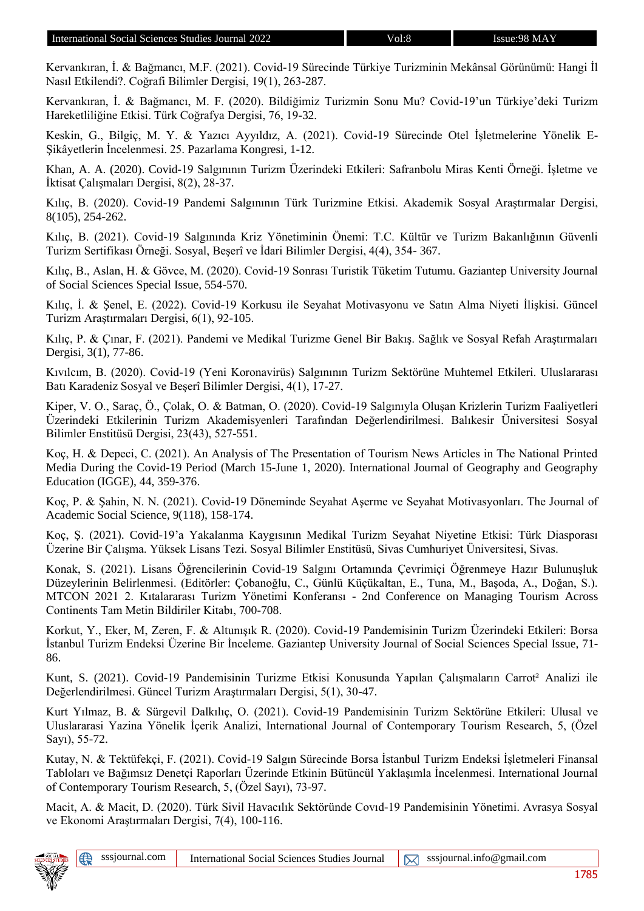Kervankıran, İ. & Bağmancı, M.F. (2021). Covid-19 Sürecinde Türkiye Turizminin Mekânsal Görünümü: Hangi İl Nasıl Etkilendi?. Coğrafi Bilimler Dergisi, 19(1), 263-287.

Kervankıran, İ. & Bağmancı, M. F. (2020). Bildiğimiz Turizmin Sonu Mu? Covid-19'un Türkiye'deki Turizm Hareketliliğine Etkisi. Türk Coğrafya Dergisi, 76, 19-32.

Keskin, G., Bilgiç, M. Y. & Yazıcı Ayyıldız, A. (2021). Covid-19 Sürecinde Otel İşletmelerine Yönelik E-Şikâyetlerin İncelenmesi. 25. Pazarlama Kongresi, 1-12.

Khan, A. A. (2020). Covid-19 Salgınının Turizm Üzerindeki Etkileri: Safranbolu Miras Kenti Örneği. İşletme ve İktisat Çalışmaları Dergisi, 8(2), 28-37.

Kılıç, B. (2020). Covid-19 Pandemi Salgınının Türk Turizmine Etkisi. Akademik Sosyal Araştırmalar Dergisi, 8(105), 254-262.

Kılıç, B. (2021). Covid-19 Salgınında Kriz Yönetiminin Önemi: T.C. Kültür ve Turizm Bakanlığının Güvenli Turizm Sertifikası Örneği. Sosyal, Beşerî ve İdari Bilimler Dergisi, 4(4), 354- 367.

Kılıç, B., Aslan, H. & Gövce, M. (2020). Covid-19 Sonrası Turistik Tüketim Tutumu. Gaziantep University Journal of Social Sciences Special Issue, 554-570.

Kılıç, İ. & Şenel, E. (2022). Covid-19 Korkusu ile Seyahat Motivasyonu ve Satın Alma Niyeti İlişkisi. Güncel Turizm Araştırmaları Dergisi, 6(1), 92-105.

Kılıç, P. & Çınar, F. (2021). Pandemi ve Medikal Turizme Genel Bir Bakış. Sağlık ve Sosyal Refah Araştırmaları Dergisi, 3(1), 77-86.

Kıvılcım, B. (2020). Covid-19 (Yeni Koronavirüs) Salgınının Turizm Sektörüne Muhtemel Etkileri. Uluslararası Batı Karadeniz Sosyal ve Beşerî Bilimler Dergisi, 4(1), 17-27.

Kiper, V. O., Saraç, Ö., Çolak, O. & Batman, O. (2020). Covid-19 Salgınıyla Oluşan Krizlerin Turizm Faaliyetleri Üzerindeki Etkilerinin Turizm Akademisyenleri Tarafından Değerlendirilmesi. Balıkesir Üniversitesi Sosyal Bilimler Enstitüsü Dergisi, 23(43), 527-551.

Koç, H. & Depeci, C. (2021). An Analysis of The Presentation of Tourism News Articles in The National Printed Media During the Covid-19 Period (March 15-June 1, 2020). International Journal of Geography and Geography Education (IGGE), 44, 359-376.

Koç, P. & Şahin, N. N. (2021). Covid-19 Döneminde Seyahat Aşerme ve Seyahat Motivasyonları. The Journal of Academic Social Science, 9(118), 158-174.

Koç, Ş. (2021). Covid-19'a Yakalanma Kaygısının Medikal Turizm Seyahat Niyetine Etkisi: Türk Diasporası Üzerine Bir Çalışma. Yüksek Lisans Tezi. Sosyal Bilimler Enstitüsü, Sivas Cumhuriyet Üniversitesi, Sivas.

Konak, S. (2021). Lisans Öğrencilerinin Covid-19 Salgını Ortamında Çevrimiçi Öğrenmeye Hazır Bulunuşluk Düzeylerinin Belirlenmesi. (Editörler: Çobanoğlu, C., Günlü Küçükaltan, E., Tuna, M., Başoda, A., Doğan, S.). MTCON 2021 2. Kıtalararası Turizm Yönetimi Konferansı - 2nd Conference on Managing Tourism Across Continents Tam Metin Bildiriler Kitabı, 700-708.

Korkut, Y., Eker, M, Zeren, F. & Altunışık R. (2020). Covid-19 Pandemisinin Turizm Üzerindeki Etkileri: Borsa İstanbul Turizm Endeksi Üzerine Bir İnceleme. Gaziantep University Journal of Social Sciences Special Issue, 71-86.

Kunt, S. (2021). Covid-19 Pandemisinin Turizme Etkisi Konusunda Yapılan Çalışmaların Carrot² Analizi ile Değerlendirilmesi. Güncel Turizm Araştırmaları Dergisi, 5(1), 30-47.

Kurt Yılmaz, B. & Sürgevil Dalkılıç, O. (2021). Covid-19 Pandemisinin Turizm Sektörüne Etkileri: Ulusal ve Uluslararası Yazına Yönelik İçerik Analizi, International Journal of Contemporary Tourism Research, 5, (Özel Sayı), 55-72.

Kutay, N. & Tektüfekçi, F. (2021). Covid-19 Salgın Sürecinde Borsa İstanbul Turizm Endeksi İşletmeleri Finansal Tabloları ve Bağımsız Denetçi Raporları Üzerinde Etkinin Bütüncül Yaklaşımla İncelenmesi. International Journal of Contemporary Tourism Research, 5, (Özel Sayı), 73-97.

Macit, A. & Macit, D. (2020). Türk Sivil Havacılık Sektöründe Covıd-19 Pandemisinin Yönetimi. Avrasya Sosyal ve Ekonomi Araştırmaları Dergisi, 7(4), 100-116.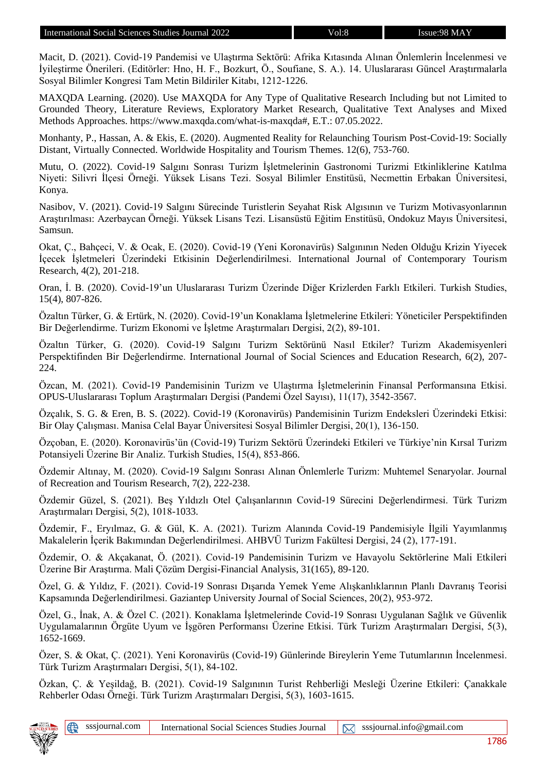Macit, D. (2021). Covid-19 Pandemisi ve Ulaştırma Sektörü: Afrika Kıtasında Alınan Önlemlerin İncelenmesi ve İyileştirme Önerileri. (Editörler: Hno, H. F., Bozkurt, Ö., Soufiane, S. A.). 14. Uluslararası Güncel Araştırmalarla Sosyal Bilimler Kongresi Tam Metin Bildiriler Kitabı, 1212-1226.

MAXQDA Learning. (2020). Use MAXQDA for Any Type of Qualitative Research Including but not Limited to Grounded Theory, Literature Reviews, Exploratory Market Research, Qualitative Text Analyses and Mixed Methods Approaches. https://www.maxqda.com/what-is-maxqda#, E.T.: 07.05.2022.

Monhanty, P., Hassan, A. & Ekis, E. (2020). Augmented Reality for Relaunching Tourism Post-Covid-19: Socially Distant, Virtually Connected. Worldwide Hospitality and Tourism Themes. 12(6), 753-760.

Mutu, O. (2022). Covid-19 Salgını Sonrası Turizm İşletmelerinin Gastronomi Turizmi Etkinliklerine Katılma Niyeti: Silivri İlçesi Örneği. Yüksek Lisans Tezi. Sosyal Bilimler Enstitüsü, Necmettin Erbakan Üniversitesi, Konya.

Nasibov, V. (2021). Covid-19 Salgını Sürecinde Turistlerin Seyahat Risk Algısının ve Turizm Motivasyonlarının Araştırılması: Azerbaycan Örneği. Yüksek Lisans Tezi. Lisansüstü Eğitim Enstitüsü, Ondokuz Mayıs Üniversitesi, Samsun.

Okat, Ç., Bahçeci, V. & Ocak, E. (2020). Covid-19 (Yeni Koronavirüs) Salgınının Neden Olduğu Krizin Yiyecek İçecek İşletmeleri Üzerindeki Etkisinin Değerlendirilmesi. International Journal of Contemporary Tourism Research, 4(2), 201-218.

Oran, İ. B. (2020). Covid-19'un Uluslararası Turizm Üzerinde Diğer Krizlerden Farklı Etkileri. Turkish Studies, 15(4), 807-826.

Özaltın Türker, G. & Ertürk, N. (2020). Covid-19'un Konaklama İşletmelerine Etkileri: Yöneticiler Perspektifinden Bir Değerlendirme. Turizm Ekonomi ve İşletme Araştırmaları Dergisi, 2(2), 89-101.

Özaltın Türker, G. (2020). Covid-19 Salgını Turizm Sektörünü Nasıl Etkiler? Turizm Akademisyenleri Perspektifinden Bir Değerlendirme. International Journal of Social Sciences and Education Research, 6(2), 207-224.

Özcan, M. (2021). Covid-19 Pandemisinin Turizm ve Ulaştırma İşletmelerinin Finansal Performansına Etkisi. OPUS-Uluslararası Toplum Araştırmaları Dergisi (Pandemi Özel Sayısı), 11(17), 3542-3567.

Özçalık, S. G. & Eren, B. S. (2022). Covid-19 (Koronavirüs) Pandemisinin Turizm Endeksleri Üzerindeki Etkisi: Bir Olay Çalışması. Manisa Celal Bayar Üniversitesi Sosyal Bilimler Dergisi, 20(1), 136-150.

Özçoban, E. (2020). Koronavirüs'ün (Covid-19) Turizm Sektörü Üzerindeki Etkileri ve Türkiye'nin Kırsal Turizm Potansiyeli Üzerine Bir Analiz. Turkish Studies, 15(4), 853-866.

Özdemir Altınay, M. (2020). Covid-19 Salgını Sonrası Alınan Önlemlerle Turizm: Muhtemel Senaryolar. Journal of Recreation and Tourism Research, 7(2), 222-238.

Özdemir Güzel, S. (2021). Beş Yıldızlı Otel Çalışanlarının Covid-19 Sürecini Değerlendirmesi. Türk Turizm Araştırmaları Dergisi, 5(2), 1018-1033.

Özdemir, F., Eryılmaz, G. & Gül, K. A. (2021). Turizm Alanında Covid-19 Pandemisiyle İlgili Yayımlanmış Makalelerin İçerik Bakımından Değerlendirilmesi. AHBVÜ Turizm Fakültesi Dergisi, 24 (2), 177-191.

Özdemir, O. & Akçakanat, Ö. (2021). Covid-19 Pandemisinin Turizm ve Havayolu Sektörlerine Mali Etkileri Üzerine Bir Araştırma. Mali Çözüm Dergisi-Financial Analysis, 31(165), 89-120.

Özel, G. & Yıldız, F. (2021). Covid-19 Sonrası Dışarıda Yemek Yeme Alışkanlıklarının Planlı Davranış Teorisi Kapsamında Değerlendirilmesi. Gaziantep University Journal of Social Sciences, 20(2), 953-972.

Özel, G., İnak, A. & Özel C. (2021). Konaklama İşletmelerinde Covid-19 Sonrası Uygulanan Sağlık ve Güvenlik Uygulamalarının Örgüte Uyum ve İşgören Performansı Üzerine Etkisi. Türk Turizm Araştırmaları Dergisi, 5(3), 1652-1669.

Özer, S. & Okat, Ç. (2021). Yeni Koronavirüs (Covid-19) Günlerinde Bireylerin Yeme Tutumlarının İncelenmesi. Türk Turizm Araştırmaları Dergisi, 5(1), 84-102.

Özkan, Ç. & Yeşildağ, B. (2021). Covid-19 Salgınının Turist Rehberliği Mesleği Üzerine Etkileri: Çanakkale Rehberler Odası Örneği. Türk Turizm Araştırmaları Dergisi, 5(3), 1603-1615.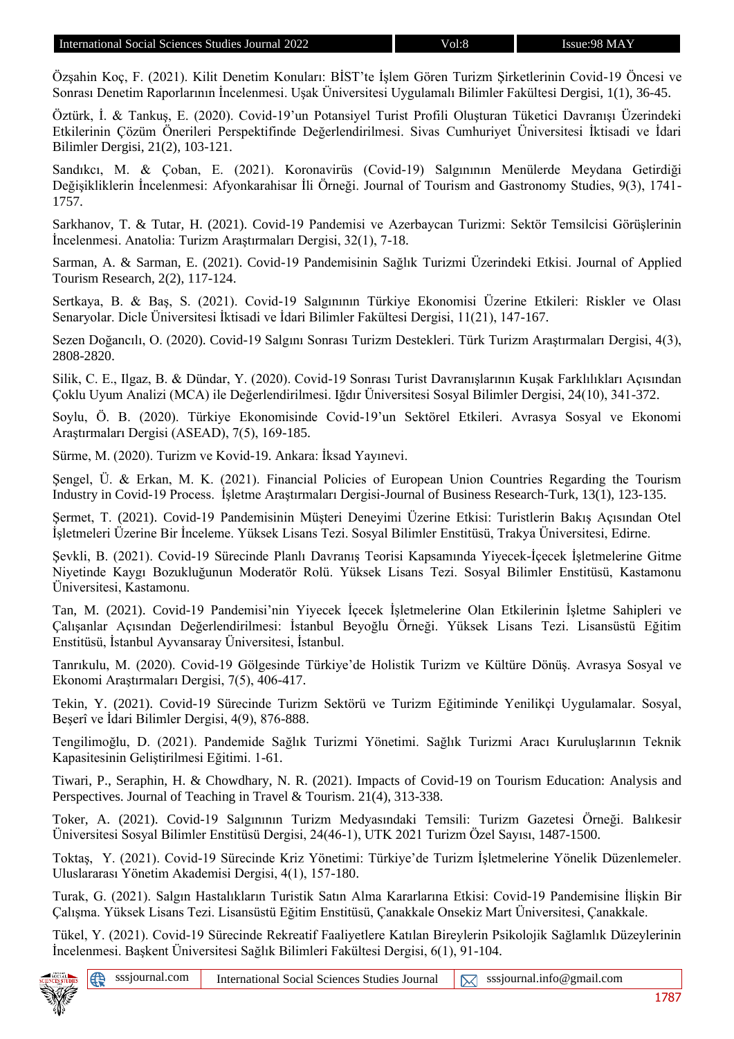Özşahin Koç, F. (2021). Kilit Denetim Konuları: BİST'te İşlem Gören Turizm Şirketlerinin Covid-19 Öncesi ve Sonrası Denetim Raporlarının İncelenmesi. Uşak Üniversitesi Uygulamalı Bilimler Fakültesi Dergisi, 1(1), 36-45.

Öztürk, İ. & Tankuş, E. (2020). Covid-19'un Potansiyel Turist Profili Oluşturan Tüketici Davranışı Üzerindeki Etkilerinin Çözüm Önerileri Perspektifinde Değerlendirilmesi. Sivas Cumhuriyet Üniversitesi İktisadi ve İdari Bilimler Dergisi, 21(2), 103-121.

Sandıkcı, M. & Çoban, E. (2021). Koronavirüs (Covid-19) Salgınının Menülerde Meydana Getirdiği Değişikliklerin İncelenmesi: Afyonkarahisar İli Örneği. Journal of Tourism and Gastronomy Studies, 9(3), 1741-1757.

Sarkhanov, T. & Tutar, H. (2021). Covid-19 Pandemisi ve Azerbaycan Turizmi: Sektör Temsilcisi Görüşlerinin İncelenmesi. Anatolia: Turizm Araştırmaları Dergisi, 32(1), 7-18.

Sarman, A. & Sarman, E. (2021). Covid-19 Pandemisinin Sağlık Turizmi Üzerindeki Etkisi. Journal of Applied Tourism Research, 2(2), 117-124.

Sertkaya, B. & Baş, S. (2021). Covid-19 Salgınının Türkiye Ekonomisi Üzerine Etkileri: Riskler ve Olası Senaryolar. Dicle Üniversitesi İktisadi ve İdari Bilimler Fakültesi Dergisi, 11(21), 147-167.

Sezen Doğancılı, O. (2020). Covid-19 Salgını Sonrası Turizm Destekleri. Türk Turizm Araştırmaları Dergisi, 4(3), 2808-2820.

Silik, C. E., Ilgaz, B. & Dündar, Y. (2020). Covid-19 Sonrası Turist Davranışlarının Kuşak Farklılıkları Açısından Çoklu Uyum Analizi (MCA) ile Değerlendirilmesi. Iğdır Üniversitesi Sosyal Bilimler Dergisi, 24(10), 341-372.

Soylu, Ö. B. (2020). Türkiye Ekonomisinde Covid-19'un Sektörel Etkileri. Avrasya Sosyal ve Ekonomi Araştırmaları Dergisi (ASEAD), 7(5), 169-185.

Sürme, M. (2020). Turizm ve Kovid-19. Ankara: İksad Yayınevi.

Şengel, Ü. & Erkan, M. K. (2021). Financial Policies of European Union Countries Regarding the Tourism Industry in Covid-19 Process. İşletme Araştırmaları Dergisi-Journal of Business Research-Turk, 13(1), 123-135.

Şermet, T. (2021). Covid-19 Pandemisinin Müşteri Deneyimi Üzerine Etkisi: Turistlerin Bakış Açısından Otel İşletmeleri Üzerine Bir İnceleme. Yüksek Lisans Tezi. Sosyal Bilimler Enstitüsü, Trakya Üniversitesi, Edirne.

Şevkli, B. (2021). Covid-19 Sürecinde Planlı Davranış Teorisi Kapsamında Yiyecek-İçecek İşletmelerine Gitme Niyetinde Kaygı Bozukluğunun Moderatör Rolü. Yüksek Lisans Tezi. Sosyal Bilimler Enstitüsü, Kastamonu Üniversitesi, Kastamonu.

Tan, M. (2021). Covid-19 Pandemisi'nin Yiyecek İçecek İşletmelerine Olan Etkilerinin İşletme Sahipleri ve Çalışanlar Açısından Değerlendirilmesi: İstanbul Beyoğlu Örneği. Yüksek Lisans Tezi. Lisansüstü Eğitim Enstitüsü, İstanbul Ayvansaray Üniversitesi, İstanbul.

Tanrıkulu, M. (2020). Covid-19 Gölgesinde Türkiye'de Holistik Turizm ve Kültüre Dönüş. Avrasya Sosyal ve Ekonomi Araştırmaları Dergisi, 7(5), 406-417.

Tekin, Y. (2021). Covid-19 Sürecinde Turizm Sektörü ve Turizm Eğitiminde Yenilikçi Uygulamalar. Sosyal, Beşerî ve İdari Bilimler Dergisi, 4(9), 876-888.

Tengilimoğlu, D. (2021). Pandemide Sağlık Turizmi Yönetimi. Sağlık Turizmi Aracı Kuruluşlarının Teknik Kapasitesinin Geliştirilmesi Eğitimi. 1-61.

Tiwari, P., Seraphin, H. & Chowdhary, N. R. (2021). Impacts of Covid-19 on Tourism Education: Analysis and Perspectives. Journal of Teaching in Travel & Tourism. 21(4), 313-338.

Toker, A. (2021). Covid-19 Salgınının Turizm Medyasındaki Temsili: Turizm Gazetesi Örneği. Balıkesir Üniversitesi Sosyal Bilimler Enstitüsü Dergisi, 24(46-1), UTK 2021 Turizm Özel Sayısı, 1487-1500.

Toktaş, Y. (2021). Covid-19 Sürecinde Kriz Yönetimi: Türkiye'de Turizm İşletmelerine Yönelik Düzenlemeler. Uluslararası Yönetim Akademisi Dergisi, 4(1), 157-180.

Turak, G. (2021). Salgın Hastalıkların Turistik Satın Alma Kararlarına Etkisi: Covid-19 Pandemisine İlişkin Bir Çalışma. Yüksek Lisans Tezi. Lisansüstü Eğitim Enstitüsü, Çanakkale Onsekiz Mart Üniversitesi, Çanakkale.

Tükel, Y. (2021). Covid-19 Sürecinde Rekreatif Faaliyetlere Katılan Bireylerin Psikolojik Sağlamlık Düzeylerinin İncelenmesi. Başkent Üniversitesi Sağlık Bilimleri Fakültesi Dergisi, 6(1), 91-104.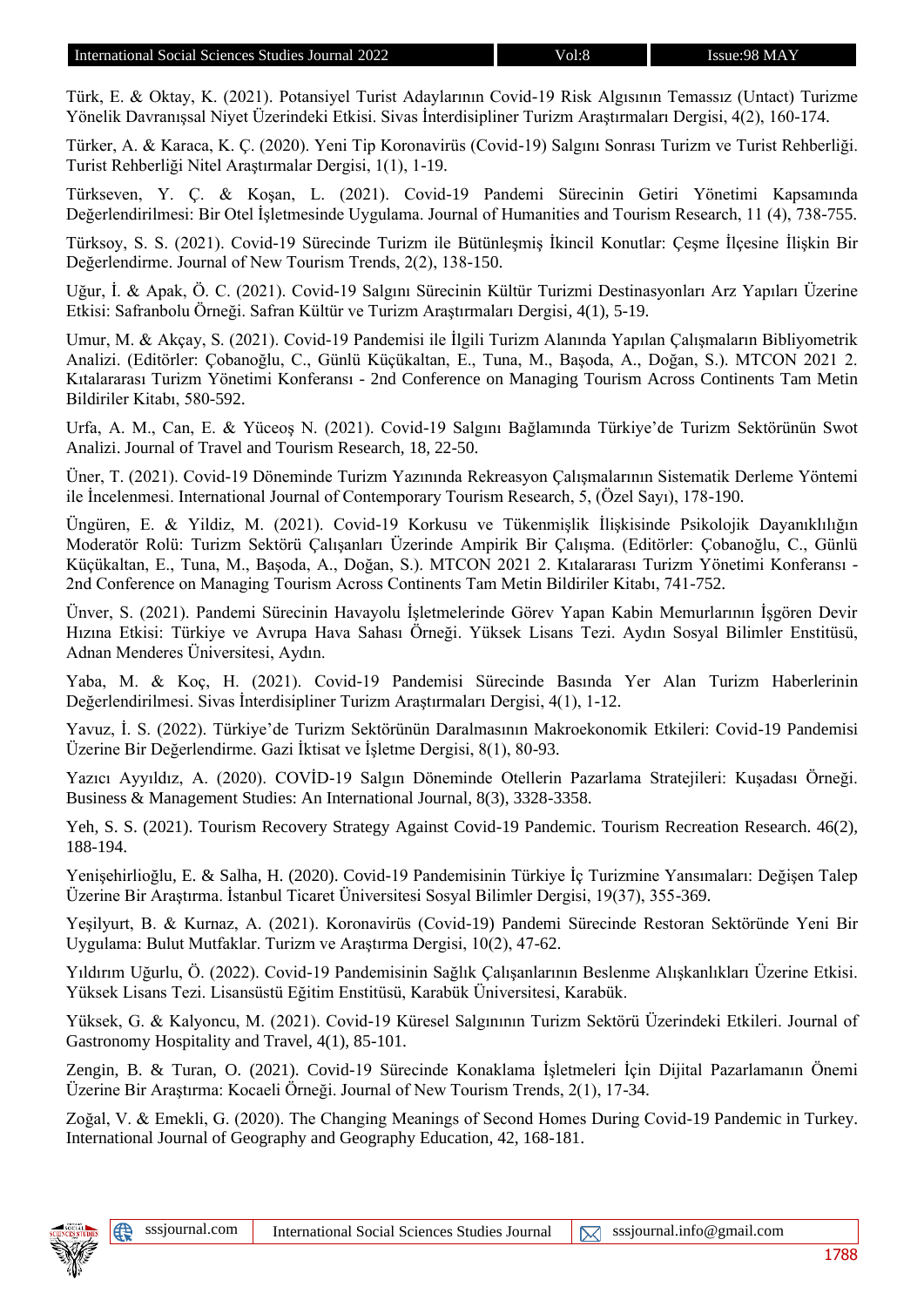Türk, E. & Oktay, K. (2021). Potansiyel Turist Adaylarının Covid-19 Risk Algısının Temassız (Untact) Turizme Yönelik Davranışsal Niyet Üzerindeki Etkisi. Sivas İnterdisipliner Turizm Araştırmaları Dergisi, 4(2), 160-174.

Türker, A. & Karaca, K. Ç. (2020). Yeni Tip Koronavirüs (Covid-19) Salgını Sonrası Turizm ve Turist Rehberliği. Turist Rehberliği Nitel Araştırmalar Dergisi, 1(1), 1-19.

Türkseven, Y. Ç. & Koşan, L. (2021). Covid-19 Pandemi Sürecinin Getiri Yönetimi Kapsamında Değerlendirilmesi: Bir Otel İşletmesinde Uygulama. Journal of Humanities and Tourism Research, 11 (4), 738-755.

Türksoy, S. S. (2021). Covid-19 Sürecinde Turizm ile Bütünleşmiş İkincil Konutlar: Çeşme İlçesine İlişkin Bir Değerlendirme. Journal of New Tourism Trends, 2(2), 138-150.

Uğur, İ. & Apak, Ö. C. (2021). Covid-19 Salgını Sürecinin Kültür Turizmi Destinasyonları Arz Yapıları Üzerine Etkisi: Safranbolu Örneği. Safran Kültür ve Turizm Araştırmaları Dergisi, 4(1), 5-19.

Umur, M. & Akçay, S. (2021). Covid-19 Pandemisi ile İlgili Turizm Alanında Yapılan Çalışmaların Bibliyometrik Analizi. (Editörler: Çobanoğlu, C., Günlü Küçükaltan, E., Tuna, M., Başoda, A., Doğan, S.). MTCON 2021 2. Kıtalararası Turizm Yönetimi Konferansı - 2nd Conference on Managing Tourism Across Continents Tam Metin Bildiriler Kitabı, 580-592.

Urfa, A. M., Can, E. & Yüceoş N. (2021). Covid-19 Salgını Bağlamında Türkiye'de Turizm Sektörünün Swot Analizi. Journal of Travel and Tourism Research, 18, 22-50.

Üner, T. (2021). Covid-19 Döneminde Turizm Yazınında Rekreasyon Çalışmalarının Sistematik Derleme Yöntemi ile İncelenmesi. International Journal of Contemporary Tourism Research, 5, (Özel Sayı), 178-190.

Üngüren, E. & Yildiz, M. (2021). Covid-19 Korkusu ve Tükenmişlik İlişkisinde Psikolojik Dayanıklılığın Moderatör Rolü: Turizm Sektörü Çalışanları Üzerinde Ampirik Bir Çalışma. (Editörler: Çobanoğlu, C., Günlü Küçükaltan, E., Tuna, M., Başoda, A., Doğan, S.). MTCON 2021 2. Kıtalararası Turizm Yönetimi Konferansı - 2nd Conference on Managing Tourism Across Continents Tam Metin Bildiriler Kitabı, 741-752.

Ünver, S. (2021). Pandemi Sürecinin Havayolu İşletmelerinde Görev Yapan Kabin Memurlarının İşgören Devir Hızına Etkisi: Türkiye ve Avrupa Hava Sahası Örneği. Yüksek Lisans Tezi. Aydın Sosyal Bilimler Enstitüsü, Adnan Menderes Üniversitesi, Aydın.

Yaba, M. & Koç, H. (2021). Covid-19 Pandemisi Sürecinde Basında Yer Alan Turizm Haberlerinin Değerlendirilmesi. Sivas İnterdisipliner Turizm Araştırmaları Dergisi, 4(1), 1-12.

Yavuz, İ. S. (2022). Türkiye'de Turizm Sektörünün Daralmasının Makroekonomik Etkileri: Covid-19 Pandemisi Üzerine Bir Değerlendirme. Gazi İktisat ve İşletme Dergisi, 8(1), 80-93.

Yazıcı Ayyıldız, A. (2020). COVİD-19 Salgın Döneminde Otellerin Pazarlama Stratejileri: Kuşadası Örneği. Business & Management Studies: An International Journal, 8(3), 3328-3358.

Yeh, S. S. (2021). Tourism Recovery Strategy Against Covid-19 Pandemic. Tourism Recreation Research. 46(2), 188-194.

Yenişehirlioğlu, E. & Salha, H. (2020). Covid-19 Pandemisinin Türkiye İç Turizmine Yansımaları: Değişen Talep Üzerine Bir Araştırma. İstanbul Ticaret Üniversitesi Sosyal Bilimler Dergisi, 19(37), 355-369.

Yeşilyurt, B. & Kurnaz, A. (2021). Koronavirüs (Covid-19) Pandemi Sürecinde Restoran Sektöründe Yeni Bir Uygulama: Bulut Mutfaklar. Turizm ve Araştırma Dergisi, 10(2), 47-62.

Yıldırım Uğurlu, Ö. (2022). Covid-19 Pandemisinin Sağlık Çalışanlarının Beslenme Alışkanlıkları Üzerine Etkisi. Yüksek Lisans Tezi. Lisansüstü Eğitim Enstitüsü, Karabük Üniversitesi, Karabük.

Yüksek, G. & Kalyoncu, M. (2021). Covid-19 Küresel Salgınının Turizm Sektörü Üzerindeki Etkileri. Journal of Gastronomy Hospitality and Travel, 4(1), 85-101.

Zengin, B. & Turan, O. (2021). Covid-19 Sürecinde Konaklama İşletmeleri İçin Dijital Pazarlamanın Önemi Üzerine Bir Araştırma: Kocaeli Örneği. Journal of New Tourism Trends, 2(1), 17-34.

Zoğal, V. & Emekli, G. (2020). The Changing Meanings of Second Homes During Covid-19 Pandemic in Turkey. International Journal of Geography and Geography Education, 42, 168-181.